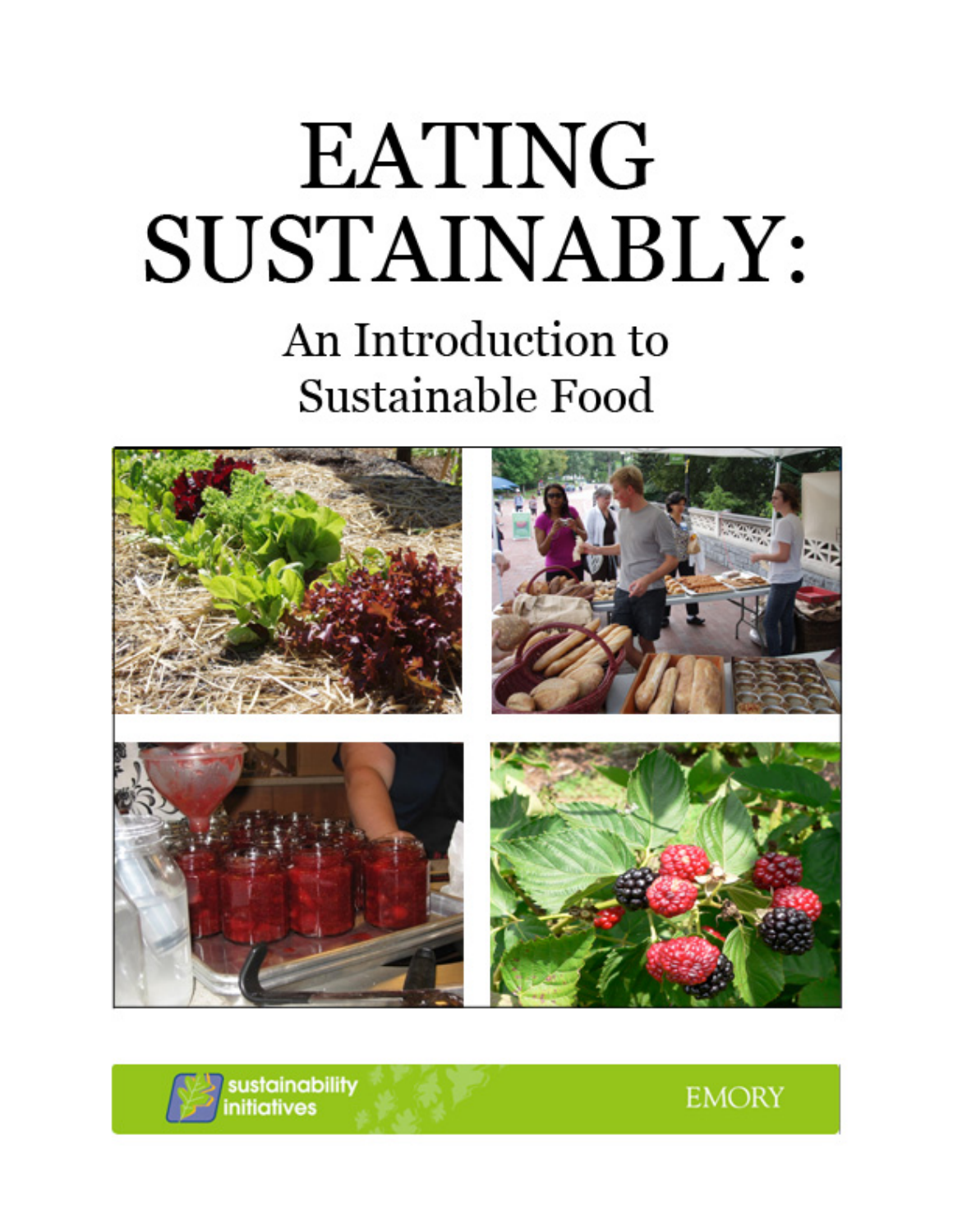# EATING SUSTAINABLY:

## An Introduction to Sustainable Food

sustainability initiatives

EMORY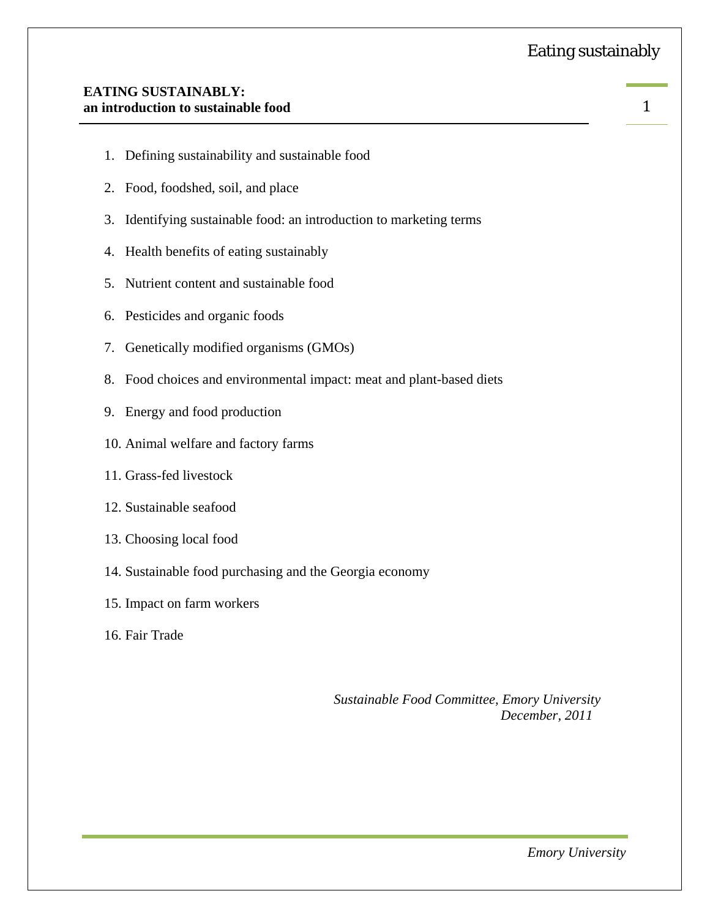**EATING SUSTAINABLY:**
**an introduction to sustainable food**

1. Defining sustainability and sustainable food
2. Food, foodshed, soil, and place
3. Identifying sustainable food: an introduction to marketing terms
4. Health benefits of eating sustainably
5. Nutrient content and sustainable food
6. Pesticides and organic foods
7. Genetically modified organisms (GMOs)
8. Food choices and environmental impact: meat and plant-based diets
9. Energy and food production
10. Animal welfare and factory farms
11. Grass-fed livestock
12. Sustainable seafood
13. Choosing local food
14. Sustainable food purchasing and the Georgia economy
15. Impact on farm workers
16. Fair Trade

*Sustainable Food Committee, Emory University*
*December, 2011*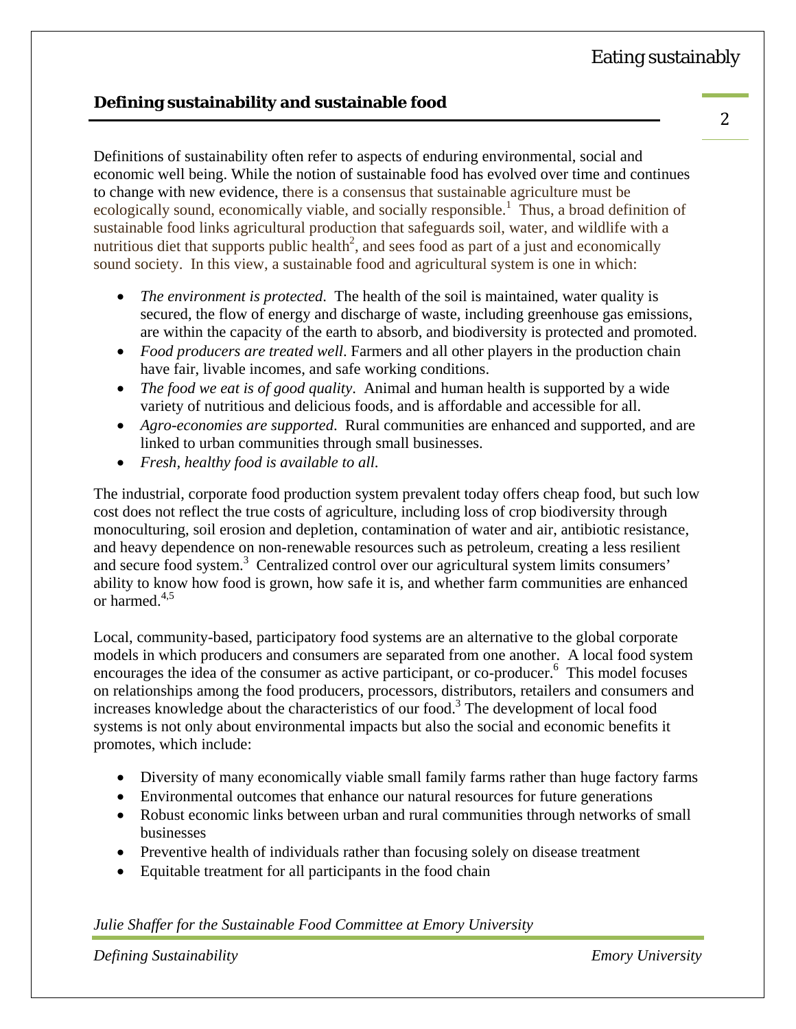## Defining sustainability and sustainable food

Definitions of sustainability often refer to aspects of enduring environmental, social and economic well being. While the notion of sustainable food has evolved over time and continues to change with new evidence, there is a consensus that sustainable agriculture must be ecologically sound, economically viable, and socially responsible.[1] Thus, a broad definition of sustainable food links agricultural production that safeguards soil, water, and wildlife with a nutritious diet that supports public health[2], and sees food as part of a just and economically sound society. In this view, a sustainable food and agricultural system is one in which:

- *The environment is protected*. The health of the soil is maintained, water quality is secured, the flow of energy and discharge of waste, including greenhouse gas emissions, are within the capacity of the earth to absorb, and biodiversity is protected and promoted.
- *Food producers are treated well*. Farmers and all other players in the production chain have fair, livable incomes, and safe working conditions.
- *The food we eat is of good quality*. Animal and human health is supported by a wide variety of nutritious and delicious foods, and is affordable and accessible for all.
- *Agro-economies are supported*. Rural communities are enhanced and supported, and are linked to urban communities through small businesses.
- *Fresh, healthy food is available to all.*

The industrial, corporate food production system prevalent today offers cheap food, but such low cost does not reflect the true costs of agriculture, including loss of crop biodiversity through monoculturing, soil erosion and depletion, contamination of water and air, antibiotic resistance, and heavy dependence on non-renewable resources such as petroleum, creating a less resilient and secure food system.[3] Centralized control over our agricultural system limits consumers' ability to know how food is grown, how safe it is, and whether farm communities are enhanced or harmed.[4,5]

Local, community-based, participatory food systems are an alternative to the global corporate models in which producers and consumers are separated from one another. A local food system encourages the idea of the consumer as active participant, or co-producer.[6] This model focuses on relationships among the food producers, processors, distributors, retailers and consumers and increases knowledge about the characteristics of our food.[3] The development of local food systems is not only about environmental impacts but also the social and economic benefits it promotes, which include:

- Diversity of many economically viable small family farms rather than huge factory farms
- Environmental outcomes that enhance our natural resources for future generations
- Robust economic links between urban and rural communities through networks of small businesses
- Preventive health of individuals rather than focusing solely on disease treatment
- Equitable treatment for all participants in the food chain

*Julie Shaffer for the Sustainable Food Committee at Emory University*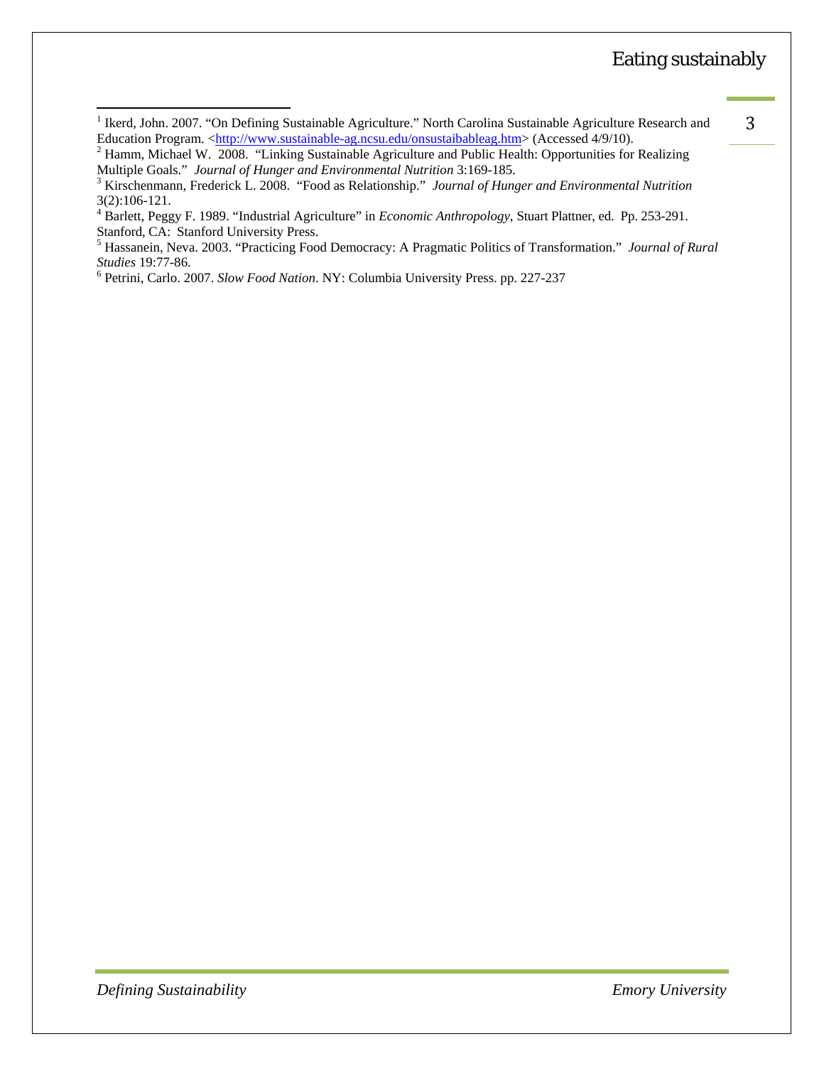[1] Ikerd, John. 2007. "On Defining Sustainable Agriculture." North Carolina Sustainable Agriculture Research and Education Program. <http://www.sustainable-ag.ncsu.edu/onsustaibableag.htm> (Accessed 4/9/10).

[2] Hamm, Michael W. 2008. "Linking Sustainable Agriculture and Public Health: Opportunities for Realizing Multiple Goals." *Journal of Hunger and Environmental Nutrition* 3:169-185.

[3] Kirschenmann, Frederick L. 2008. "Food as Relationship." *Journal of Hunger and Environmental Nutrition* 3(2):106-121.

[4] Barlett, Peggy F. 1989. "Industrial Agriculture" in *Economic Anthropology*, Stuart Plattner, ed. Pp. 253-291. Stanford, CA: Stanford University Press.

[5] Hassanein, Neva. 2003. "Practicing Food Democracy: A Pragmatic Politics of Transformation." *Journal of Rural Studies* 19:77-86.

[6] Petrini, Carlo. 2007. *Slow Food Nation*. NY: Columbia University Press. pp. 227-237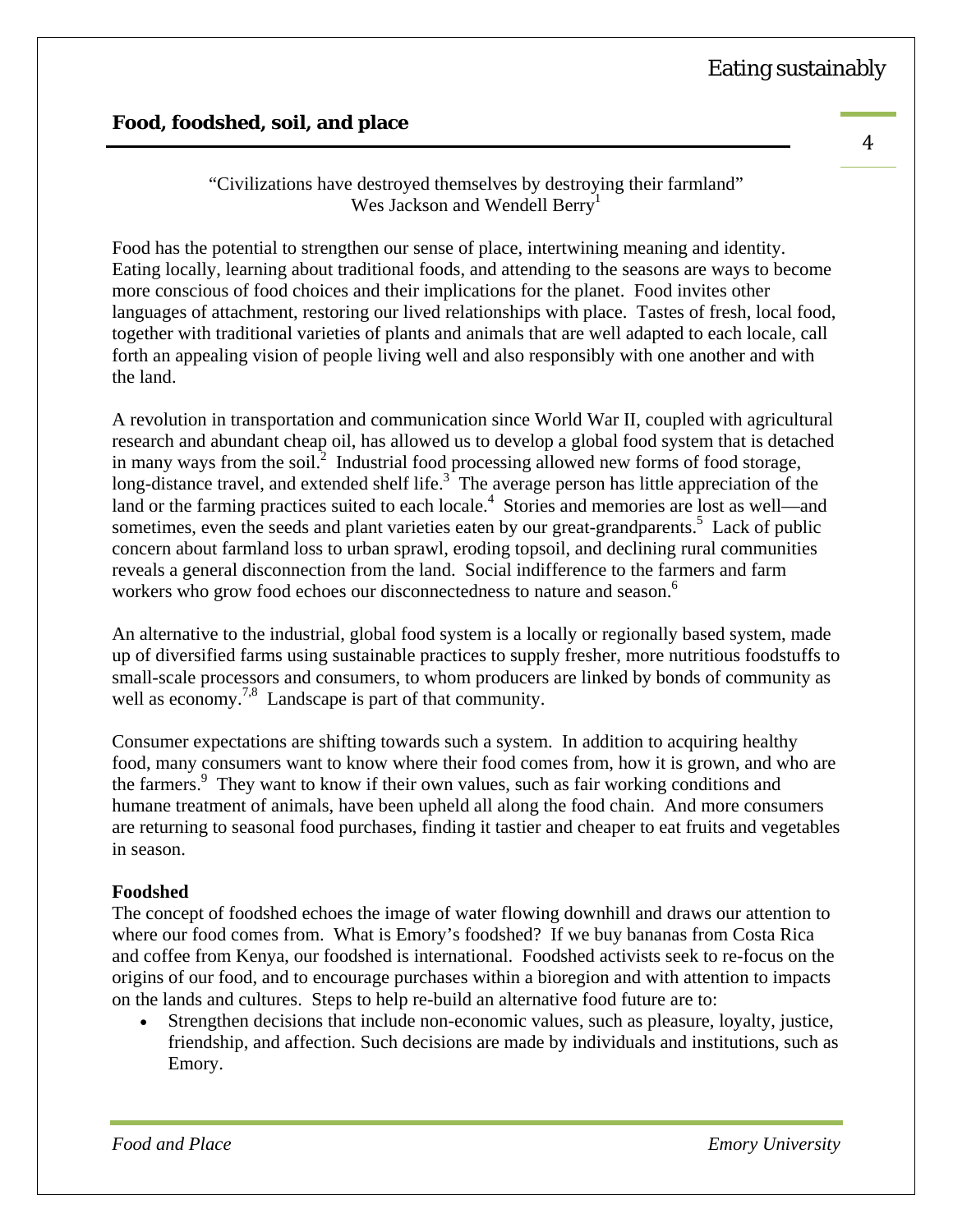## Food, foodshed, soil, and place

"Civilizations have destroyed themselves by destroying their farmland"
Wes Jackson and Wendell Berry[1]

Food has the potential to strengthen our sense of place, intertwining meaning and identity. Eating locally, learning about traditional foods, and attending to the seasons are ways to become more conscious of food choices and their implications for the planet. Food invites other languages of attachment, restoring our lived relationships with place. Tastes of fresh, local food, together with traditional varieties of plants and animals that are well adapted to each locale, call forth an appealing vision of people living well and also responsibly with one another and with the land.

A revolution in transportation and communication since World War II, coupled with agricultural research and abundant cheap oil, has allowed us to develop a global food system that is detached in many ways from the soil.[2] Industrial food processing allowed new forms of food storage, long-distance travel, and extended shelf life.[3] The average person has little appreciation of the land or the farming practices suited to each locale.[4] Stories and memories are lost as well—and sometimes, even the seeds and plant varieties eaten by our great-grandparents.[5] Lack of public concern about farmland loss to urban sprawl, eroding topsoil, and declining rural communities reveals a general disconnection from the land. Social indifference to the farmers and farm workers who grow food echoes our disconnectedness to nature and season.[6]

An alternative to the industrial, global food system is a locally or regionally based system, made up of diversified farms using sustainable practices to supply fresher, more nutritious foodstuffs to small-scale processors and consumers, to whom producers are linked by bonds of community as well as economy.[7,8] Landscape is part of that community.

Consumer expectations are shifting towards such a system. In addition to acquiring healthy food, many consumers want to know where their food comes from, how it is grown, and who are the farmers.[9] They want to know if their own values, such as fair working conditions and humane treatment of animals, have been upheld all along the food chain. And more consumers are returning to seasonal food purchases, finding it tastier and cheaper to eat fruits and vegetables in season.

### Foodshed

The concept of foodshed echoes the image of water flowing downhill and draws our attention to where our food comes from. What is Emory's foodshed? If we buy bananas from Costa Rica and coffee from Kenya, our foodshed is international. Foodshed activists seek to re-focus on the origins of our food, and to encourage purchases within a bioregion and with attention to impacts on the lands and cultures. Steps to help re-build an alternative food future are to:

- Strengthen decisions that include non-economic values, such as pleasure, loyalty, justice, friendship, and affection. Such decisions are made by individuals and institutions, such as Emory.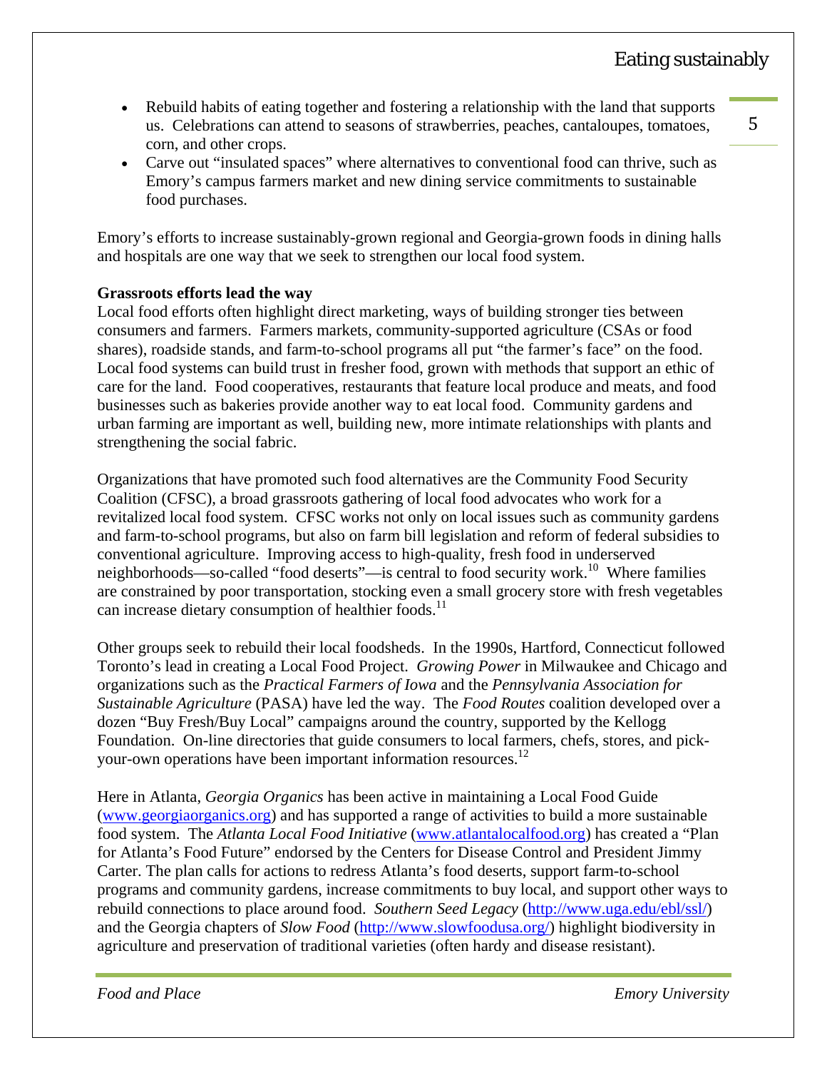- Rebuild habits of eating together and fostering a relationship with the land that supports us. Celebrations can attend to seasons of strawberries, peaches, cantaloupes, tomatoes, corn, and other crops.
- Carve out "insulated spaces" where alternatives to conventional food can thrive, such as Emory's campus farmers market and new dining service commitments to sustainable food purchases.

Emory's efforts to increase sustainably-grown regional and Georgia-grown foods in dining halls and hospitals are one way that we seek to strengthen our local food system.

**Grassroots efforts lead the way**

Local food efforts often highlight direct marketing, ways of building stronger ties between consumers and farmers. Farmers markets, community-supported agriculture (CSAs or food shares), roadside stands, and farm-to-school programs all put "the farmer's face" on the food. Local food systems can build trust in fresher food, grown with methods that support an ethic of care for the land. Food cooperatives, restaurants that feature local produce and meats, and food businesses such as bakeries provide another way to eat local food. Community gardens and urban farming are important as well, building new, more intimate relationships with plants and strengthening the social fabric.

Organizations that have promoted such food alternatives are the Community Food Security Coalition (CFSC), a broad grassroots gathering of local food advocates who work for a revitalized local food system. CFSC works not only on local issues such as community gardens and farm-to-school programs, but also on farm bill legislation and reform of federal subsidies to conventional agriculture. Improving access to high-quality, fresh food in underserved neighborhoods—so-called "food deserts"—is central to food security work.[10] Where families are constrained by poor transportation, stocking even a small grocery store with fresh vegetables can increase dietary consumption of healthier foods.[11]

Other groups seek to rebuild their local foodsheds. In the 1990s, Hartford, Connecticut followed Toronto's lead in creating a Local Food Project. *Growing Power* in Milwaukee and Chicago and organizations such as the *Practical Farmers of Iowa* and the *Pennsylvania Association for Sustainable Agriculture* (PASA) have led the way. The *Food Routes* coalition developed over a dozen "Buy Fresh/Buy Local" campaigns around the country, supported by the Kellogg Foundation. On-line directories that guide consumers to local farmers, chefs, stores, and pick-your-own operations have been important information resources.[12]

Here in Atlanta, *Georgia Organics* has been active in maintaining a Local Food Guide (www.georgiaorganics.org) and has supported a range of activities to build a more sustainable food system. The *Atlanta Local Food Initiative* (www.atlantalocalfood.org) has created a "Plan for Atlanta's Food Future" endorsed by the Centers for Disease Control and President Jimmy Carter. The plan calls for actions to redress Atlanta's food deserts, support farm-to-school programs and community gardens, increase commitments to buy local, and support other ways to rebuild connections to place around food. *Southern Seed Legacy* (http://www.uga.edu/ebl/ssl/) and the Georgia chapters of *Slow Food* (http://www.slowfoodusa.org/) highlight biodiversity in agriculture and preservation of traditional varieties (often hardy and disease resistant).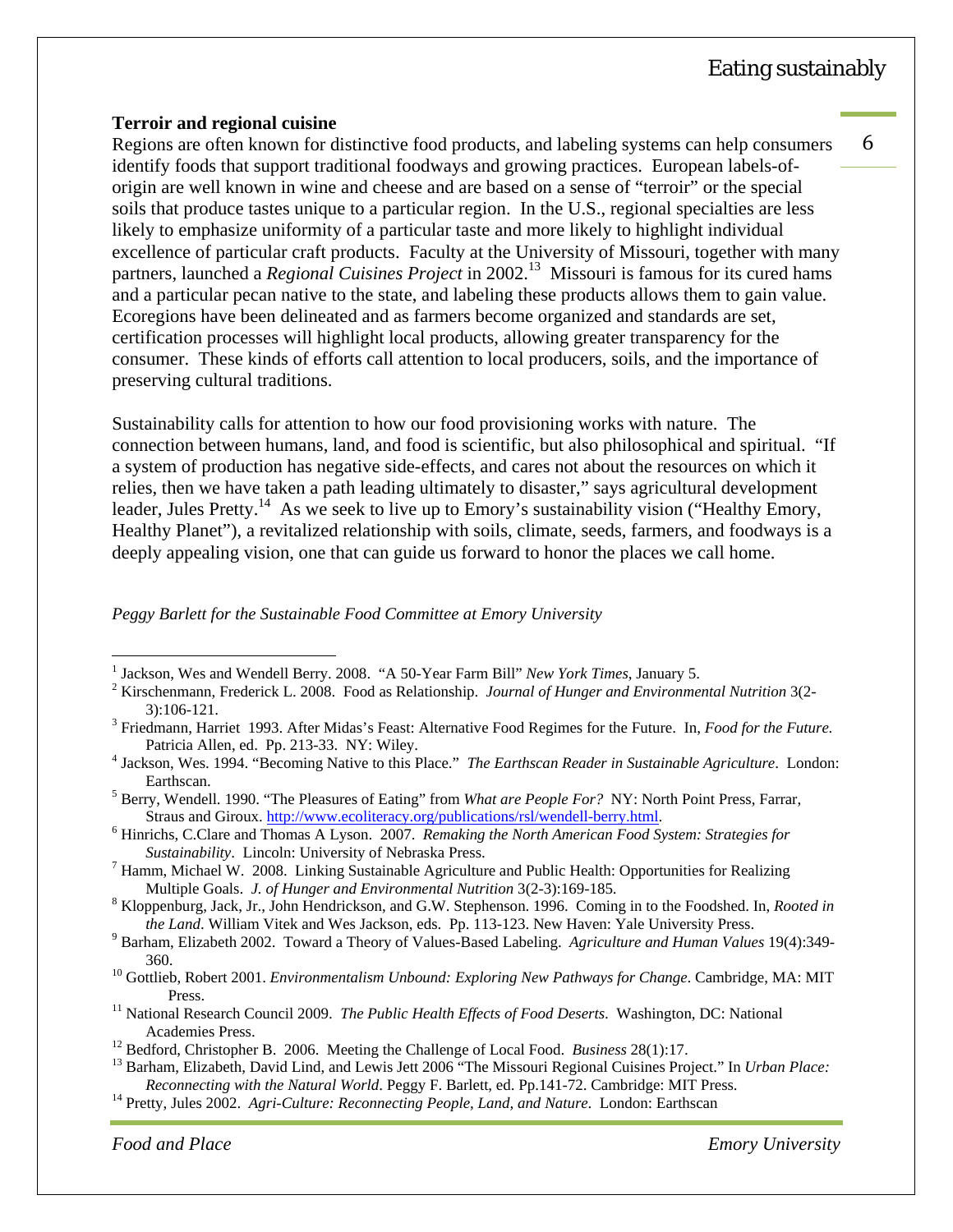**Terroir and regional cuisine**

Regions are often known for distinctive food products, and labeling systems can help consumers identify foods that support traditional foodways and growing practices. European labels-of-origin are well known in wine and cheese and are based on a sense of "terroir" or the special soils that produce tastes unique to a particular region. In the U.S., regional specialties are less likely to emphasize uniformity of a particular taste and more likely to highlight individual excellence of particular craft products. Faculty at the University of Missouri, together with many partners, launched a *Regional Cuisines Project* in 2002.[13] Missouri is famous for its cured hams and a particular pecan native to the state, and labeling these products allows them to gain value. Ecoregions have been delineated and as farmers become organized and standards are set, certification processes will highlight local products, allowing greater transparency for the consumer. These kinds of efforts call attention to local producers, soils, and the importance of preserving cultural traditions.

Sustainability calls for attention to how our food provisioning works with nature. The connection between humans, land, and food is scientific, but also philosophical and spiritual. "If a system of production has negative side-effects, and cares not about the resources on which it relies, then we have taken a path leading ultimately to disaster," says agricultural development leader, Jules Pretty.[14] As we seek to live up to Emory's sustainability vision ("Healthy Emory, Healthy Planet"), a revitalized relationship with soils, climate, seeds, farmers, and foodways is a deeply appealing vision, one that can guide us forward to honor the places we call home.

*Peggy Barlett for the Sustainable Food Committee at Emory University*

---

[1] Jackson, Wes and Wendell Berry. 2008. "A 50-Year Farm Bill" *New York Times*, January 5.

[2] Kirschenmann, Frederick L. 2008. Food as Relationship. *Journal of Hunger and Environmental Nutrition* 3(2-3):106-121.

[3] Friedmann, Harriet 1993. After Midas's Feast: Alternative Food Regimes for the Future. In, *Food for the Future.* Patricia Allen, ed. Pp. 213-33. NY: Wiley.

[4] Jackson, Wes. 1994. "Becoming Native to this Place." *The Earthscan Reader in Sustainable Agriculture*. London: Earthscan.

[5] Berry, Wendell. 1990. "The Pleasures of Eating" from *What are People For?* NY: North Point Press, Farrar, Straus and Giroux. http://www.ecoliteracy.org/publications/rsl/wendell-berry.html.

[6] Hinrichs, C.Clare and Thomas A Lyson. 2007. *Remaking the North American Food System: Strategies for Sustainability*. Lincoln: University of Nebraska Press.

[7] Hamm, Michael W. 2008. Linking Sustainable Agriculture and Public Health: Opportunities for Realizing Multiple Goals. *J. of Hunger and Environmental Nutrition* 3(2-3):169-185.

[8] Kloppenburg, Jack, Jr., John Hendrickson, and G.W. Stephenson. 1996. Coming in to the Foodshed. In, *Rooted in the Land*. William Vitek and Wes Jackson, eds. Pp. 113-123. New Haven: Yale University Press.

[9] Barham, Elizabeth 2002. Toward a Theory of Values-Based Labeling. *Agriculture and Human Values* 19(4):349-360.

[10] Gottlieb, Robert 2001. *Environmentalism Unbound: Exploring New Pathways for Change*. Cambridge, MA: MIT Press.

[11] National Research Council 2009. *The Public Health Effects of Food Deserts*. Washington, DC: National Academies Press.

[12] Bedford, Christopher B. 2006. Meeting the Challenge of Local Food. *Business* 28(1):17.

[13] Barham, Elizabeth, David Lind, and Lewis Jett 2006 "The Missouri Regional Cuisines Project." In *Urban Place: Reconnecting with the Natural World*. Peggy F. Barlett, ed. Pp.141-72. Cambridge: MIT Press.

[14] Pretty, Jules 2002. *Agri-Culture: Reconnecting People, Land, and Nature*. London: Earthscan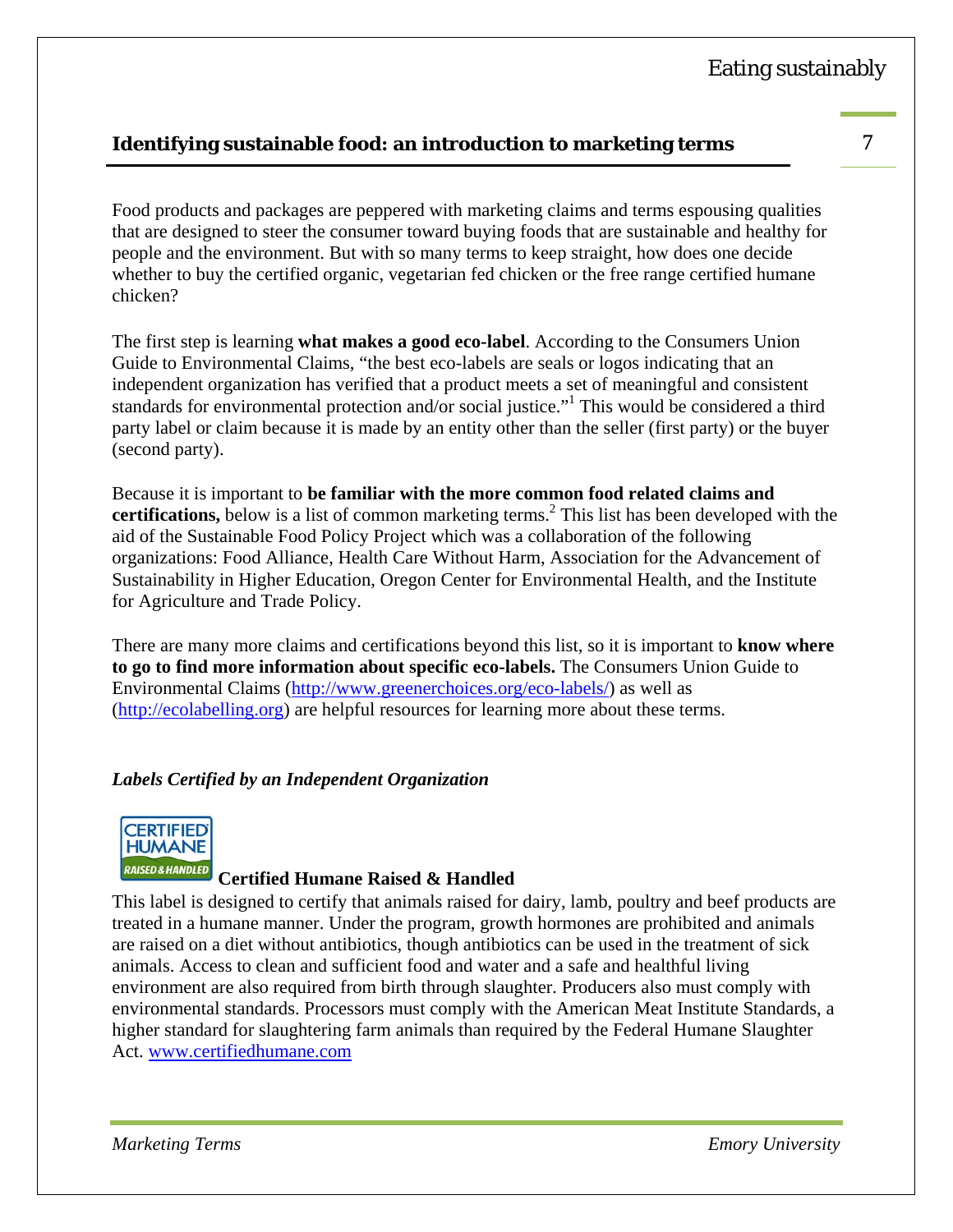## Identifying sustainable food: an introduction to marketing terms

Food products and packages are peppered with marketing claims and terms espousing qualities that are designed to steer the consumer toward buying foods that are sustainable and healthy for people and the environment. But with so many terms to keep straight, how does one decide whether to buy the certified organic, vegetarian fed chicken or the free range certified humane chicken?

The first step is learning **what makes a good eco-label**. According to the Consumers Union Guide to Environmental Claims, "the best eco-labels are seals or logos indicating that an independent organization has verified that a product meets a set of meaningful and consistent standards for environmental protection and/or social justice."[1] This would be considered a third party label or claim because it is made by an entity other than the seller (first party) or the buyer (second party).

Because it is important to **be familiar with the more common food related claims and certifications,** below is a list of common marketing terms.[2] This list has been developed with the aid of the Sustainable Food Policy Project which was a collaboration of the following organizations: Food Alliance, Health Care Without Harm, Association for the Advancement of Sustainability in Higher Education, Oregon Center for Environmental Health, and the Institute for Agriculture and Trade Policy.

There are many more claims and certifications beyond this list, so it is important to **know where to go to find more information about specific eco-labels.** The Consumers Union Guide to Environmental Claims (http://www.greenerchoices.org/eco-labels/) as well as (http://ecolabelling.org) are helpful resources for learning more about these terms.

### *Labels Certified by an Independent Organization*

**Certified Humane Raised & Handled**

This label is designed to certify that animals raised for dairy, lamb, poultry and beef products are treated in a humane manner. Under the program, growth hormones are prohibited and animals are raised on a diet without antibiotics, though antibiotics can be used in the treatment of sick animals. Access to clean and sufficient food and water and a safe and healthful living environment are also required from birth through slaughter. Producers also must comply with environmental standards. Processors must comply with the American Meat Institute Standards, a higher standard for slaughtering farm animals than required by the Federal Humane Slaughter Act. www.certifiedhumane.com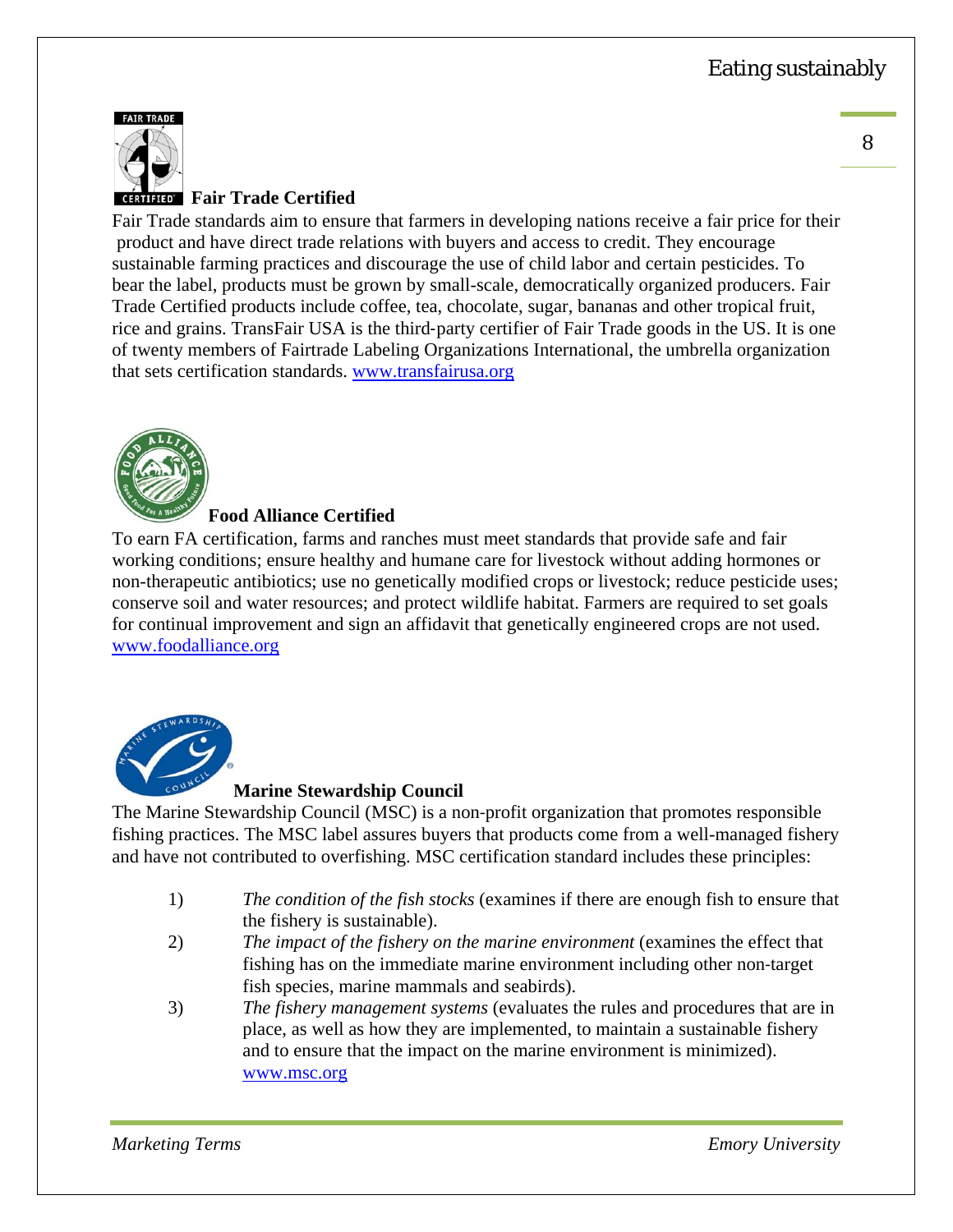### Fair Trade Certified

Fair Trade standards aim to ensure that farmers in developing nations receive a fair price for their product and have direct trade relations with buyers and access to credit. They encourage sustainable farming practices and discourage the use of child labor and certain pesticides. To bear the label, products must be grown by small-scale, democratically organized producers. Fair Trade Certified products include coffee, tea, chocolate, sugar, bananas and other tropical fruit, rice and grains. TransFair USA is the third-party certifier of Fair Trade goods in the US. It is one of twenty members of Fairtrade Labeling Organizations International, the umbrella organization that sets certification standards. [www.transfairusa.org](http://www.transfairusa.org)

### Food Alliance Certified

To earn FA certification, farms and ranches must meet standards that provide safe and fair working conditions; ensure healthy and humane care for livestock without adding hormones or non-therapeutic antibiotics; use no genetically modified crops or livestock; reduce pesticide uses; conserve soil and water resources; and protect wildlife habitat. Farmers are required to set goals for continual improvement and sign an affidavit that genetically engineered crops are not used. [www.foodalliance.org](http://www.foodalliance.org)

### Marine Stewardship Council

The Marine Stewardship Council (MSC) is a non-profit organization that promotes responsible fishing practices. The MSC label assures buyers that products come from a well-managed fishery and have not contributed to overfishing. MSC certification standard includes these principles:

1) *The condition of the fish stocks* (examines if there are enough fish to ensure that the fishery is sustainable).
2) *The impact of the fishery on the marine environment* (examines the effect that fishing has on the immediate marine environment including other non-target fish species, marine mammals and seabirds).
3) *The fishery management systems* (evaluates the rules and procedures that are in place, as well as how they are implemented, to maintain a sustainable fishery and to ensure that the impact on the marine environment is minimized). [www.msc.org](http://www.msc.org)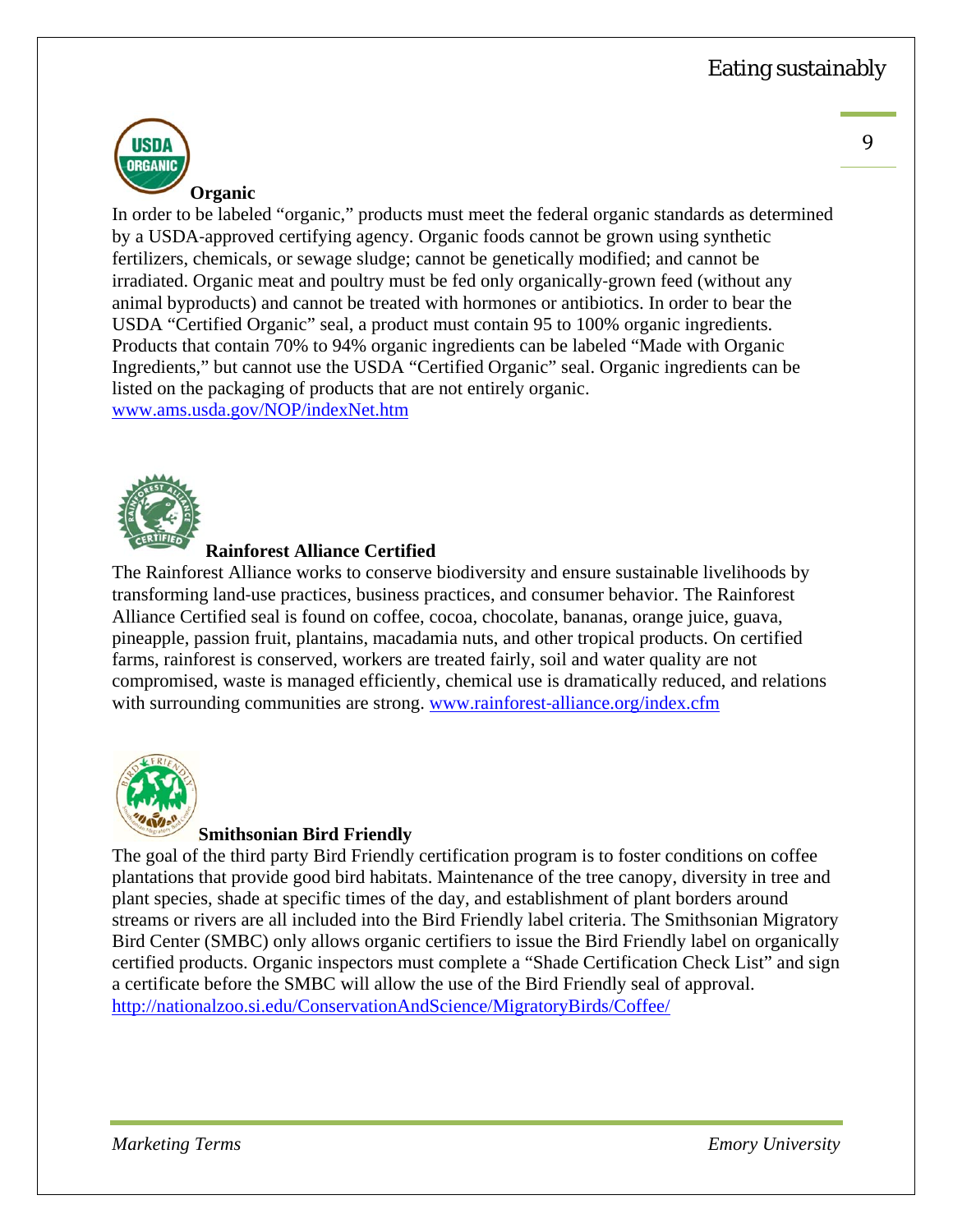**Organic**

In order to be labeled "organic," products must meet the federal organic standards as determined by a USDA-approved certifying agency. Organic foods cannot be grown using synthetic fertilizers, chemicals, or sewage sludge; cannot be genetically modified; and cannot be irradiated. Organic meat and poultry must be fed only organically-grown feed (without any animal byproducts) and cannot be treated with hormones or antibiotics. In order to bear the USDA "Certified Organic" seal, a product must contain 95 to 100% organic ingredients. Products that contain 70% to 94% organic ingredients can be labeled "Made with Organic Ingredients," but cannot use the USDA "Certified Organic" seal. Organic ingredients can be listed on the packaging of products that are not entirely organic.
www.ams.usda.gov/NOP/indexNet.htm

**Rainforest Alliance Certified**

The Rainforest Alliance works to conserve biodiversity and ensure sustainable livelihoods by transforming land-use practices, business practices, and consumer behavior. The Rainforest Alliance Certified seal is found on coffee, cocoa, chocolate, bananas, orange juice, guava, pineapple, passion fruit, plantains, macadamia nuts, and other tropical products. On certified farms, rainforest is conserved, workers are treated fairly, soil and water quality are not compromised, waste is managed efficiently, chemical use is dramatically reduced, and relations with surrounding communities are strong. www.rainforest-alliance.org/index.cfm

**Smithsonian Bird Friendly**

The goal of the third party Bird Friendly certification program is to foster conditions on coffee plantations that provide good bird habitats. Maintenance of the tree canopy, diversity in tree and plant species, shade at specific times of the day, and establishment of plant borders around streams or rivers are all included into the Bird Friendly label criteria. The Smithsonian Migratory Bird Center (SMBC) only allows organic certifiers to issue the Bird Friendly label on organically certified products. Organic inspectors must complete a "Shade Certification Check List" and sign a certificate before the SMBC will allow the use of the Bird Friendly seal of approval.
http://nationalzoo.si.edu/ConservationAndScience/MigratoryBirds/Coffee/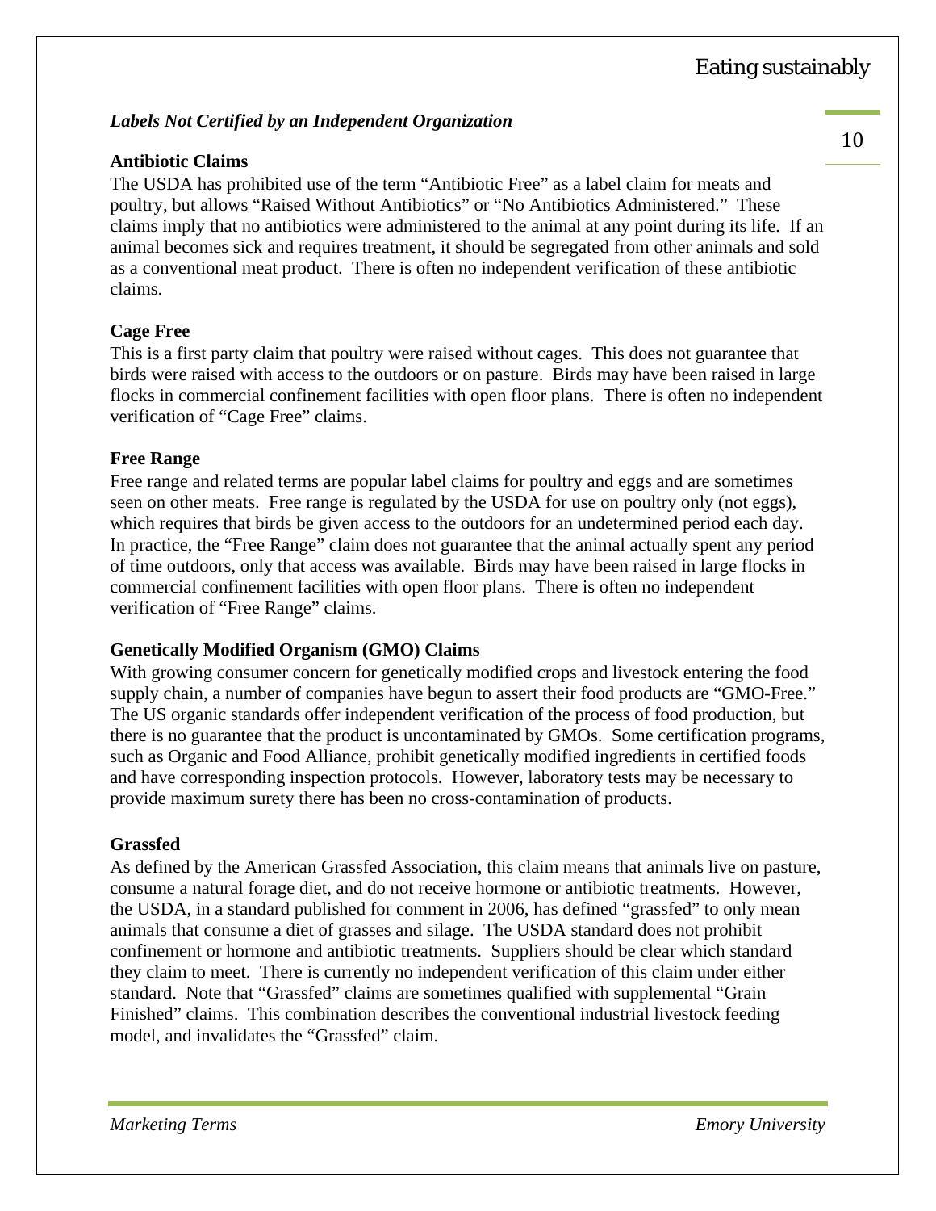### *Labels Not Certified by an Independent Organization*

**Antibiotic Claims**

The USDA has prohibited use of the term “Antibiotic Free” as a label claim for meats and poultry, but allows “Raised Without Antibiotics” or “No Antibiotics Administered.” These claims imply that no antibiotics were administered to the animal at any point during its life. If an animal becomes sick and requires treatment, it should be segregated from other animals and sold as a conventional meat product. There is often no independent verification of these antibiotic claims.

**Cage Free**

This is a first party claim that poultry were raised without cages. This does not guarantee that birds were raised with access to the outdoors or on pasture. Birds may have been raised in large flocks in commercial confinement facilities with open floor plans. There is often no independent verification of “Cage Free” claims.

**Free Range**

Free range and related terms are popular label claims for poultry and eggs and are sometimes seen on other meats. Free range is regulated by the USDA for use on poultry only (not eggs), which requires that birds be given access to the outdoors for an undetermined period each day. In practice, the “Free Range” claim does not guarantee that the animal actually spent any period of time outdoors, only that access was available. Birds may have been raised in large flocks in commercial confinement facilities with open floor plans. There is often no independent verification of “Free Range” claims.

**Genetically Modified Organism (GMO) Claims**

With growing consumer concern for genetically modified crops and livestock entering the food supply chain, a number of companies have begun to assert their food products are “GMO-Free.” The US organic standards offer independent verification of the process of food production, but there is no guarantee that the product is uncontaminated by GMOs. Some certification programs, such as Organic and Food Alliance, prohibit genetically modified ingredients in certified foods and have corresponding inspection protocols. However, laboratory tests may be necessary to provide maximum surety there has been no cross-contamination of products.

**Grassfed**

As defined by the American Grassfed Association, this claim means that animals live on pasture, consume a natural forage diet, and do not receive hormone or antibiotic treatments. However, the USDA, in a standard published for comment in 2006, has defined “grassfed” to only mean animals that consume a diet of grasses and silage. The USDA standard does not prohibit confinement or hormone and antibiotic treatments. Suppliers should be clear which standard they claim to meet. There is currently no independent verification of this claim under either standard. Note that “Grassfed” claims are sometimes qualified with supplemental “Grain Finished” claims. This combination describes the conventional industrial livestock feeding model, and invalidates the “Grassfed” claim.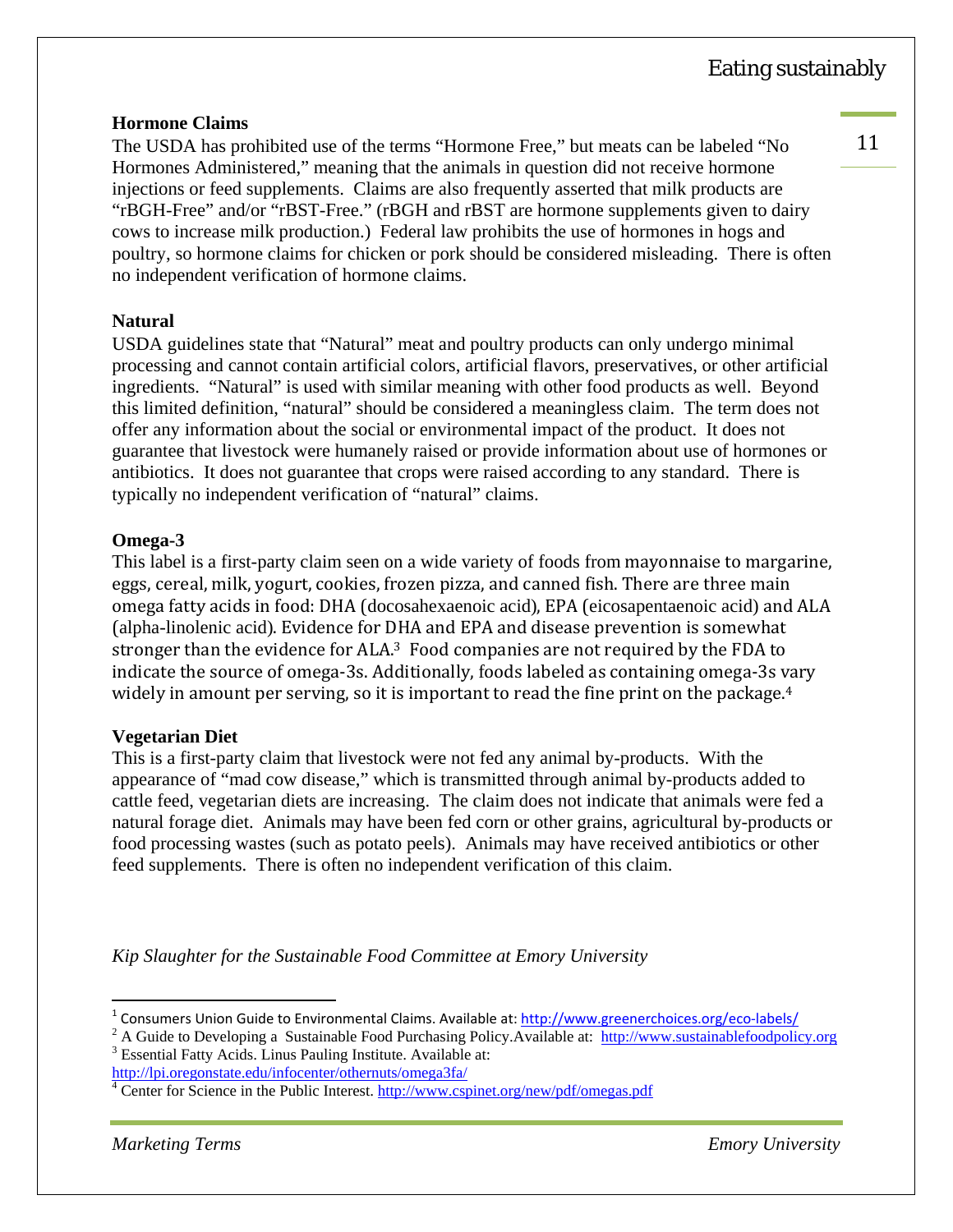### Hormone Claims

The USDA has prohibited use of the terms “Hormone Free,” but meats can be labeled “No Hormones Administered,” meaning that the animals in question did not receive hormone injections or feed supplements. Claims are also frequently asserted that milk products are “rBGH-Free” and/or “rBST-Free.” (rBGH and rBST are hormone supplements given to dairy cows to increase milk production.) Federal law prohibits the use of hormones in hogs and poultry, so hormone claims for chicken or pork should be considered misleading. There is often no independent verification of hormone claims.

### Natural

USDA guidelines state that “Natural” meat and poultry products can only undergo minimal processing and cannot contain artificial colors, artificial flavors, preservatives, or other artificial ingredients. “Natural” is used with similar meaning with other food products as well. Beyond this limited definition, “natural” should be considered a meaningless claim. The term does not offer any information about the social or environmental impact of the product. It does not guarantee that livestock were humanely raised or provide information about use of hormones or antibiotics. It does not guarantee that crops were raised according to any standard. There is typically no independent verification of “natural” claims.

### Omega-3

This label is a first-party claim seen on a wide variety of foods from mayonnaise to margarine, eggs, cereal, milk, yogurt, cookies, frozen pizza, and canned fish. There are three main omega fatty acids in food: DHA (docosahexaenoic acid), EPA (eicosapentaenoic acid) and ALA (alpha-linolenic acid). Evidence for DHA and EPA and disease prevention is somewhat stronger than the evidence for ALA.[3] Food companies are not required by the FDA to indicate the source of omega-3s. Additionally, foods labeled as containing omega-3s vary widely in amount per serving, so it is important to read the fine print on the package.[4]

### Vegetarian Diet

This is a first-party claim that livestock were not fed any animal by-products. With the appearance of “mad cow disease,” which is transmitted through animal by-products added to cattle feed, vegetarian diets are increasing. The claim does not indicate that animals were fed a natural forage diet. Animals may have been fed corn or other grains, agricultural by-products or food processing wastes (such as potato peels). Animals may have received antibiotics or other feed supplements. There is often no independent verification of this claim.

*Kip Slaughter for the Sustainable Food Committee at Emory University*

---

[1] Consumers Union Guide to Environmental Claims. Available at: http://www.greenerchoices.org/eco-labels/

[2] A Guide to Developing a Sustainable Food Purchasing Policy.Available at: http://www.sustainablefoodpolicy.org

[3] Essential Fatty Acids. Linus Pauling Institute. Available at: http://lpi.oregonstate.edu/infocenter/othernuts/omega3fa/

[4] Center for Science in the Public Interest. http://www.cspinet.org/new/pdf/omegas.pdf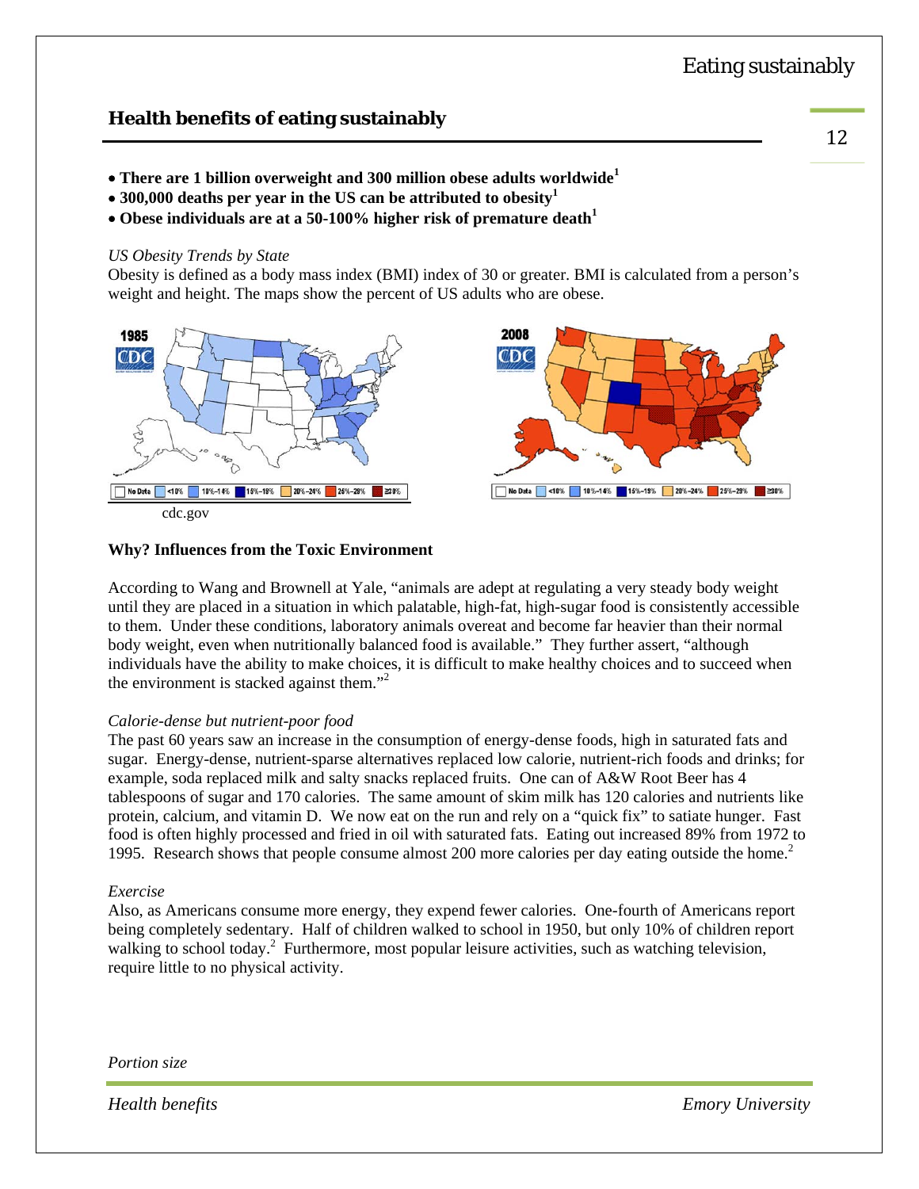## Health benefits of eating sustainably

- **There are 1 billion overweight and 300 million obese adults worldwide[1]**
- **300,000 deaths per year in the US can be attributed to obesity[1]**
- **Obese individuals are at a 50-100% higher risk of premature death[1]**

*US Obesity Trends by State*

Obesity is defined as a body mass index (BMI) index of 30 or greater. BMI is calculated from a person's weight and height. The maps show the percent of US adults who are obese.

cdc.gov

**Why? Influences from the Toxic Environment**

According to Wang and Brownell at Yale, "animals are adept at regulating a very steady body weight until they are placed in a situation in which palatable, high-fat, high-sugar food is consistently accessible to them. Under these conditions, laboratory animals overeat and become far heavier than their normal body weight, even when nutritionally balanced food is available." They further assert, "although individuals have the ability to make choices, it is difficult to make healthy choices and to succeed when the environment is stacked against them."[2]

*Calorie-dense but nutrient-poor food*

The past 60 years saw an increase in the consumption of energy-dense foods, high in saturated fats and sugar. Energy-dense, nutrient-sparse alternatives replaced low calorie, nutrient-rich foods and drinks; for example, soda replaced milk and salty snacks replaced fruits. One can of A&W Root Beer has 4 tablespoons of sugar and 170 calories. The same amount of skim milk has 120 calories and nutrients like protein, calcium, and vitamin D. We now eat on the run and rely on a "quick fix" to satiate hunger. Fast food is often highly processed and fried in oil with saturated fats. Eating out increased 89% from 1972 to 1995. Research shows that people consume almost 200 more calories per day eating outside the home.[2]

*Exercise*

Also, as Americans consume more energy, they expend fewer calories. One-fourth of Americans report being completely sedentary. Half of children walked to school in 1950, but only 10% of children report walking to school today.[2] Furthermore, most popular leisure activities, such as watching television, require little to no physical activity.

*Portion size*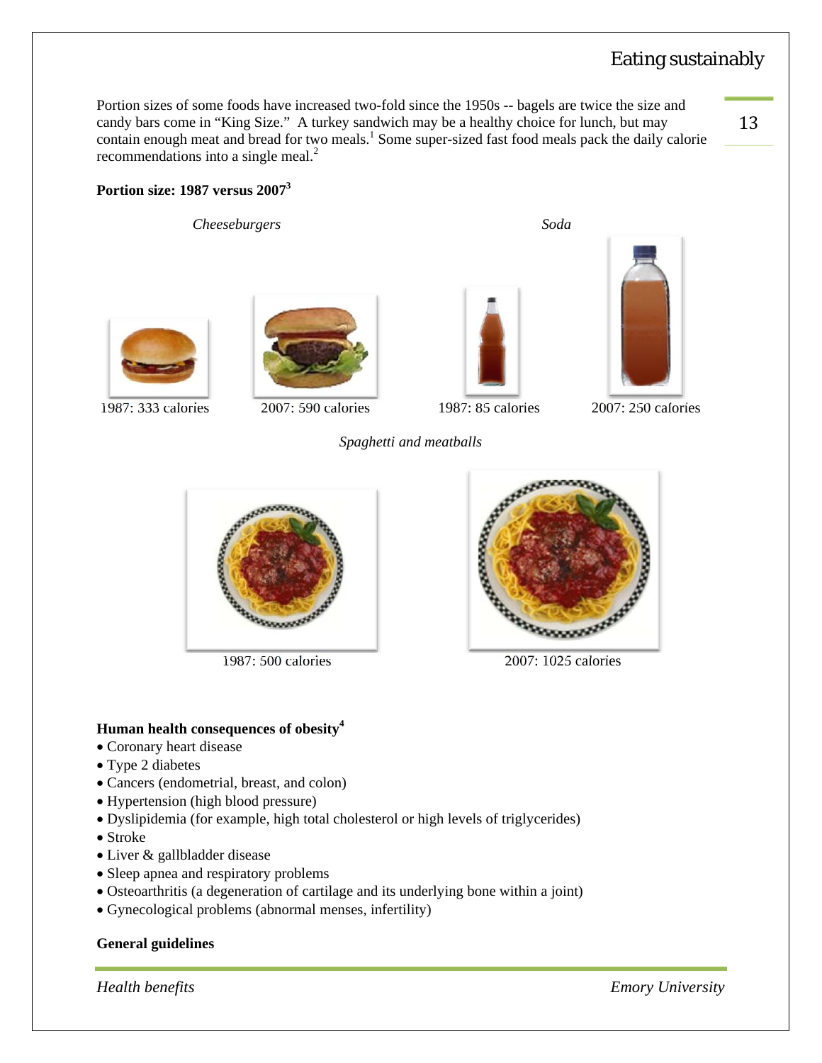Portion sizes of some foods have increased two-fold since the 1950s -- bagels are twice the size and candy bars come in "King Size." A turkey sandwich may be a healthy choice for lunch, but may contain enough meat and bread for two meals.[1] Some super-sized fast food meals pack the daily calorie recommendations into a single meal.[2]

**Portion size: 1987 versus 2007[3]**

*Cheeseburgers*

1987: 333 calories

2007: 590 calories

*Soda*

1987: 85 calories

2007: 250 calories

*Spaghetti and meatballs*

1987: 500 calories

2007: 1025 calories

**Human health consequences of obesity[4]**

- Coronary heart disease
- Type 2 diabetes
- Cancers (endometrial, breast, and colon)
- Hypertension (high blood pressure)
- Dyslipidemia (for example, high total cholesterol or high levels of triglycerides)
- Stroke
- Liver & gallbladder disease
- Sleep apnea and respiratory problems
- Osteoarthritis (a degeneration of cartilage and its underlying bone within a joint)
- Gynecological problems (abnormal menses, infertility)

**General guidelines**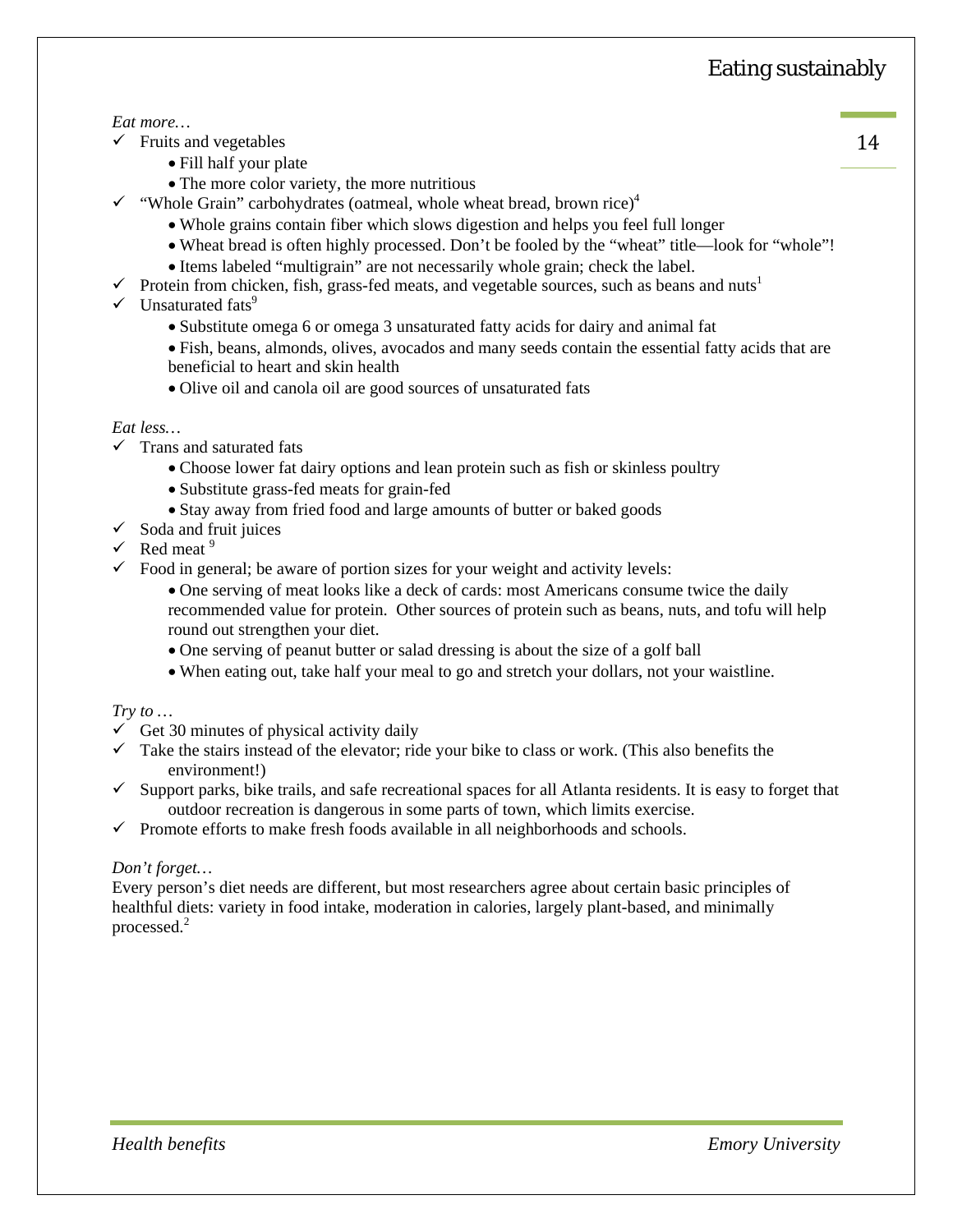*Eat more…*

- ✓ Fruits and vegetables
  - Fill half your plate
  - The more color variety, the more nutritious
- ✓ "Whole Grain" carbohydrates (oatmeal, whole wheat bread, brown rice)[4]
  - Whole grains contain fiber which slows digestion and helps you feel full longer
  - Wheat bread is often highly processed. Don't be fooled by the "wheat" title—look for "whole"!
  - Items labeled "multigrain" are not necessarily whole grain; check the label.
- ✓ Protein from chicken, fish, grass-fed meats, and vegetable sources, such as beans and nuts[1]
- ✓ Unsaturated fats[9]
  - Substitute omega 6 or omega 3 unsaturated fatty acids for dairy and animal fat
  - Fish, beans, almonds, olives, avocados and many seeds contain the essential fatty acids that are beneficial to heart and skin health
  - Olive oil and canola oil are good sources of unsaturated fats

*Eat less…*

- ✓ Trans and saturated fats
  - Choose lower fat dairy options and lean protein such as fish or skinless poultry
  - Substitute grass-fed meats for grain-fed
  - Stay away from fried food and large amounts of butter or baked goods
- ✓ Soda and fruit juices
- ✓ Red meat [9]
- ✓ Food in general; be aware of portion sizes for your weight and activity levels:
  - One serving of meat looks like a deck of cards: most Americans consume twice the daily recommended value for protein. Other sources of protein such as beans, nuts, and tofu will help round out strengthen your diet.
  - One serving of peanut butter or salad dressing is about the size of a golf ball
  - When eating out, take half your meal to go and stretch your dollars, not your waistline.

*Try to …*

- ✓ Get 30 minutes of physical activity daily
- ✓ Take the stairs instead of the elevator; ride your bike to class or work. (This also benefits the environment!)
- ✓ Support parks, bike trails, and safe recreational spaces for all Atlanta residents. It is easy to forget that outdoor recreation is dangerous in some parts of town, which limits exercise.
- ✓ Promote efforts to make fresh foods available in all neighborhoods and schools.

*Don't forget…*

Every person's diet needs are different, but most researchers agree about certain basic principles of healthful diets: variety in food intake, moderation in calories, largely plant-based, and minimally processed.[2]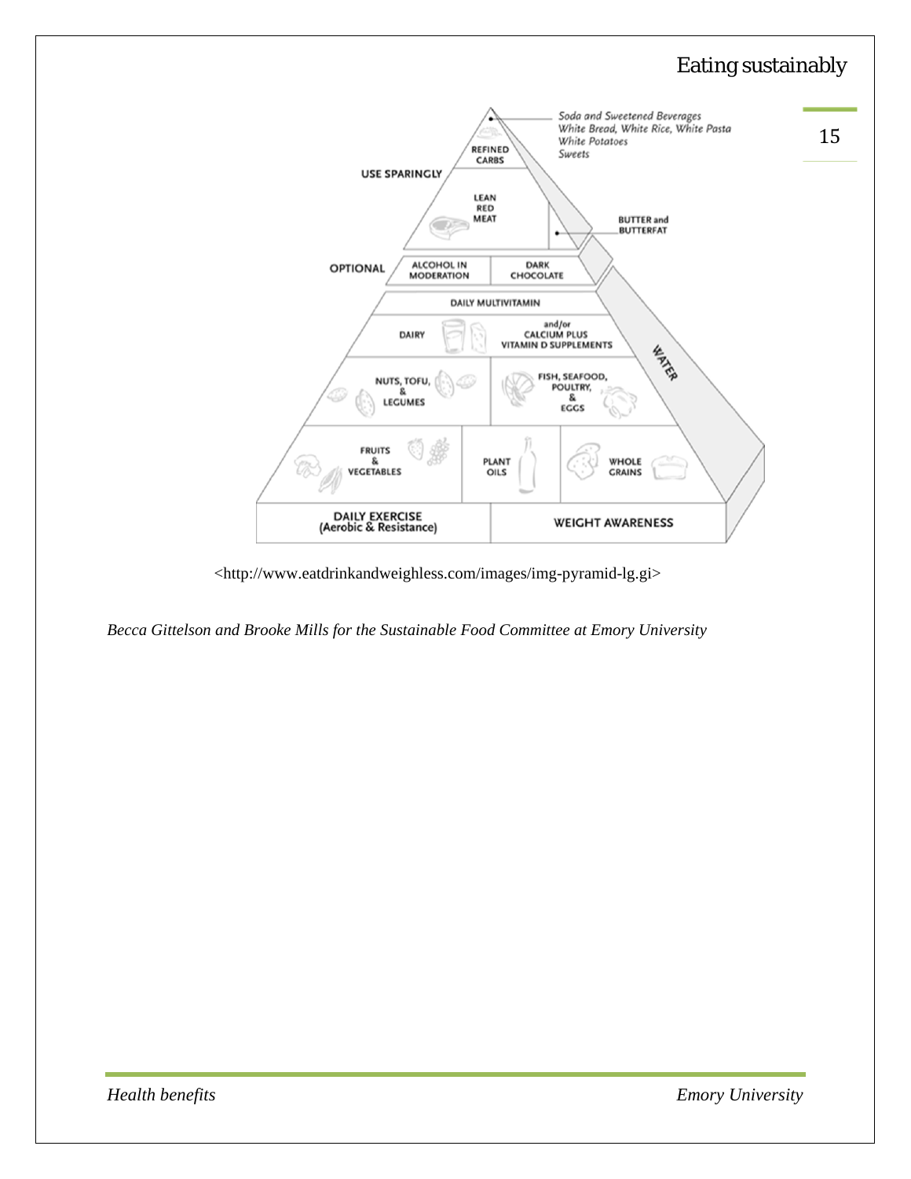<http://www.eatdrinkandweighless.com/images/img-pyramid-lg.gi>

*Becca Gittelson and Brooke Mills for the Sustainable Food Committee at Emory University*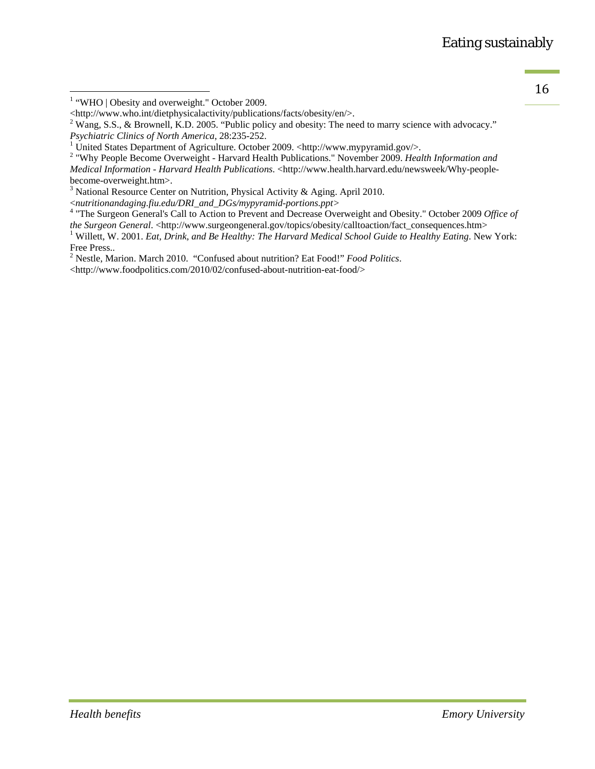[1] "WHO | Obesity and overweight." October 2009. <http://www.who.int/dietphysicalactivity/publications/facts/obesity/en/>.

[2] Wang, S.S., & Brownell, K.D. 2005. "Public policy and obesity: The need to marry science with advocacy." *Psychiatric Clinics of North America*, 28:235-252.

[1] United States Department of Agriculture. October 2009. <http://www.mypyramid.gov/>.

[2] "Why People Become Overweight - Harvard Health Publications." November 2009. *Health Information and Medical Information - Harvard Health Publications*. <http://www.health.harvard.edu/newsweek/Why-people-become-overweight.htm>.

[3] National Resource Center on Nutrition, Physical Activity & Aging. April 2010. <*nutritionandaging.fiu.edu/DRI_and_DGs/mypyramid-portions.ppt*>

[4] "The Surgeon General's Call to Action to Prevent and Decrease Overweight and Obesity." October 2009 *Office of the Surgeon General*. <http://www.surgeongeneral.gov/topics/obesity/calltoaction/fact_consequences.htm>

[1] Willett, W. 2001. *Eat, Drink, and Be Healthy: The Harvard Medical School Guide to Healthy Eating*. New York: Free Press..

[2] Nestle, Marion. March 2010. "Confused about nutrition? Eat Food!" *Food Politics*. <http://www.foodpolitics.com/2010/02/confused-about-nutrition-eat-food/>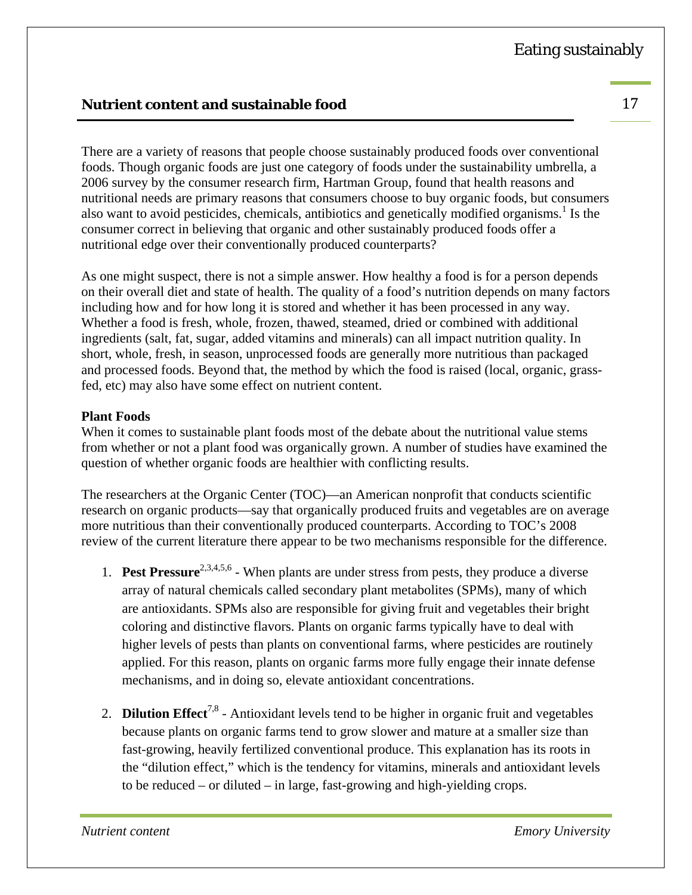## Nutrient content and sustainable food

There are a variety of reasons that people choose sustainably produced foods over conventional foods. Though organic foods are just one category of foods under the sustainability umbrella, a 2006 survey by the consumer research firm, Hartman Group, found that health reasons and nutritional needs are primary reasons that consumers choose to buy organic foods, but consumers also want to avoid pesticides, chemicals, antibiotics and genetically modified organisms.[1] Is the consumer correct in believing that organic and other sustainably produced foods offer a nutritional edge over their conventionally produced counterparts?

As one might suspect, there is not a simple answer. How healthy a food is for a person depends on their overall diet and state of health. The quality of a food's nutrition depends on many factors including how and for how long it is stored and whether it has been processed in any way. Whether a food is fresh, whole, frozen, thawed, steamed, dried or combined with additional ingredients (salt, fat, sugar, added vitamins and minerals) can all impact nutrition quality. In short, whole, fresh, in season, unprocessed foods are generally more nutritious than packaged and processed foods. Beyond that, the method by which the food is raised (local, organic, grass-fed, etc) may also have some effect on nutrient content.

### Plant Foods

When it comes to sustainable plant foods most of the debate about the nutritional value stems from whether or not a plant food was organically grown. A number of studies have examined the question of whether organic foods are healthier with conflicting results.

The researchers at the Organic Center (TOC)—an American nonprofit that conducts scientific research on organic products—say that organically produced fruits and vegetables are on average more nutritious than their conventionally produced counterparts. According to TOC's 2008 review of the current literature there appear to be two mechanisms responsible for the difference.

1. **Pest Pressure**[2,3,4,5,6] - When plants are under stress from pests, they produce a diverse array of natural chemicals called secondary plant metabolites (SPMs), many of which are antioxidants. SPMs also are responsible for giving fruit and vegetables their bright coloring and distinctive flavors. Plants on organic farms typically have to deal with higher levels of pests than plants on conventional farms, where pesticides are routinely applied. For this reason, plants on organic farms more fully engage their innate defense mechanisms, and in doing so, elevate antioxidant concentrations.

2. **Dilution Effect**[7,8] - Antioxidant levels tend to be higher in organic fruit and vegetables because plants on organic farms tend to grow slower and mature at a smaller size than fast-growing, heavily fertilized conventional produce. This explanation has its roots in the "dilution effect," which is the tendency for vitamins, minerals and antioxidant levels to be reduced – or diluted – in large, fast-growing and high-yielding crops.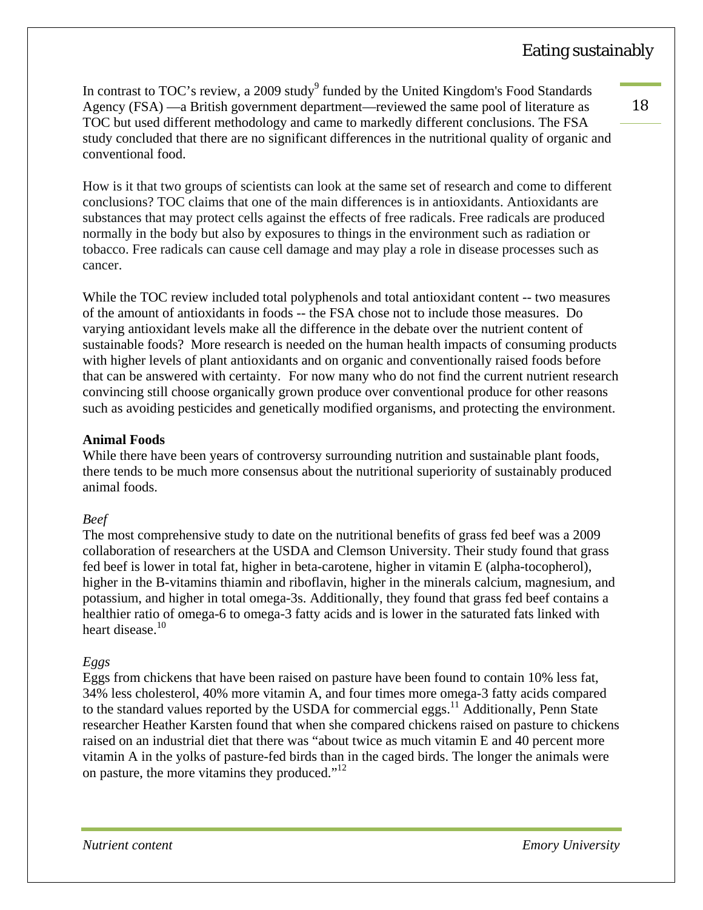In contrast to TOC's review, a 2009 study[9] funded by the United Kingdom's Food Standards Agency (FSA) —a British government department—reviewed the same pool of literature as TOC but used different methodology and came to markedly different conclusions. The FSA study concluded that there are no significant differences in the nutritional quality of organic and conventional food.

How is it that two groups of scientists can look at the same set of research and come to different conclusions? TOC claims that one of the main differences is in antioxidants. Antioxidants are substances that may protect cells against the effects of free radicals. Free radicals are produced normally in the body but also by exposures to things in the environment such as radiation or tobacco. Free radicals can cause cell damage and may play a role in disease processes such as cancer.

While the TOC review included total polyphenols and total antioxidant content -- two measures of the amount of antioxidants in foods -- the FSA chose not to include those measures. Do varying antioxidant levels make all the difference in the debate over the nutrient content of sustainable foods? More research is needed on the human health impacts of consuming products with higher levels of plant antioxidants and on organic and conventionally raised foods before that can be answered with certainty. For now many who do not find the current nutrient research convincing still choose organically grown produce over conventional produce for other reasons such as avoiding pesticides and genetically modified organisms, and protecting the environment.

**Animal Foods**

While there have been years of controversy surrounding nutrition and sustainable plant foods, there tends to be much more consensus about the nutritional superiority of sustainably produced animal foods.

*Beef*

The most comprehensive study to date on the nutritional benefits of grass fed beef was a 2009 collaboration of researchers at the USDA and Clemson University. Their study found that grass fed beef is lower in total fat, higher in beta-carotene, higher in vitamin E (alpha-tocopherol), higher in the B-vitamins thiamin and riboflavin, higher in the minerals calcium, magnesium, and potassium, and higher in total omega-3s. Additionally, they found that grass fed beef contains a healthier ratio of omega-6 to omega-3 fatty acids and is lower in the saturated fats linked with heart disease.[10]

*Eggs*

Eggs from chickens that have been raised on pasture have been found to contain 10% less fat, 34% less cholesterol, 40% more vitamin A, and four times more omega-3 fatty acids compared to the standard values reported by the USDA for commercial eggs.[11] Additionally, Penn State researcher Heather Karsten found that when she compared chickens raised on pasture to chickens raised on an industrial diet that there was "about twice as much vitamin E and 40 percent more vitamin A in the yolks of pasture-fed birds than in the caged birds. The longer the animals were on pasture, the more vitamins they produced."[12]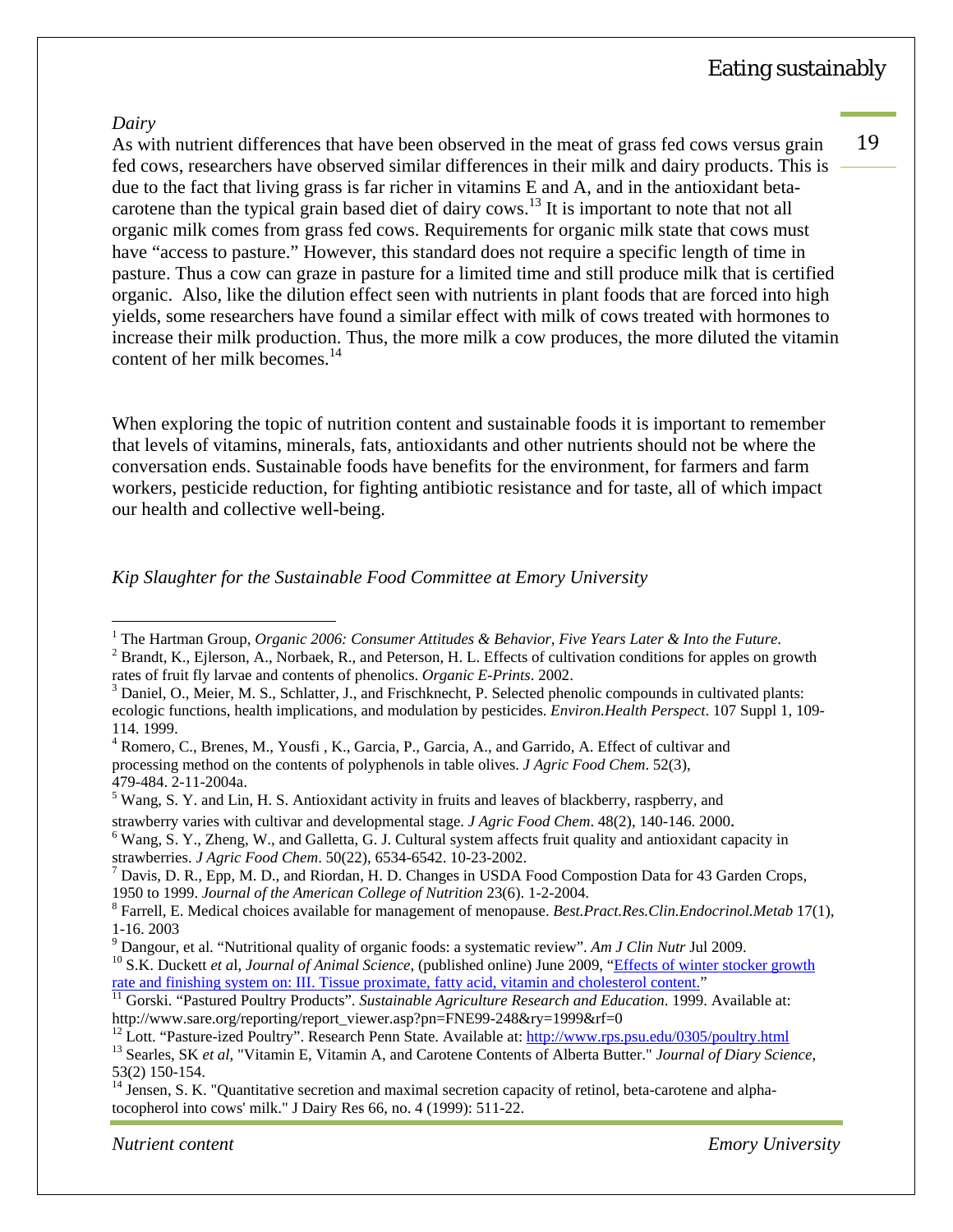*Dairy*

As with nutrient differences that have been observed in the meat of grass fed cows versus grain fed cows, researchers have observed similar differences in their milk and dairy products. This is due to the fact that living grass is far richer in vitamins E and A, and in the antioxidant beta-carotene than the typical grain based diet of dairy cows.[13] It is important to note that not all organic milk comes from grass fed cows. Requirements for organic milk state that cows must have "access to pasture." However, this standard does not require a specific length of time in pasture. Thus a cow can graze in pasture for a limited time and still produce milk that is certified organic. Also, like the dilution effect seen with nutrients in plant foods that are forced into high yields, some researchers have found a similar effect with milk of cows treated with hormones to increase their milk production. Thus, the more milk a cow produces, the more diluted the vitamin content of her milk becomes.[14]

When exploring the topic of nutrition content and sustainable foods it is important to remember that levels of vitamins, minerals, fats, antioxidants and other nutrients should not be where the conversation ends. Sustainable foods have benefits for the environment, for farmers and farm workers, pesticide reduction, for fighting antibiotic resistance and for taste, all of which impact our health and collective well-being.

*Kip Slaughter for the Sustainable Food Committee at Emory University*

---

[1] The Hartman Group, *Organic 2006: Consumer Attitudes & Behavior, Five Years Later & Into the Future*.

[2] Brandt, K., Ejlerson, A., Norbaek, R., and Peterson, H. L. Effects of cultivation conditions for apples on growth rates of fruit fly larvae and contents of phenolics. *Organic E-Prints*. 2002.

[3] Daniel, O., Meier, M. S., Schlatter, J., and Frischknecht, P. Selected phenolic compounds in cultivated plants: ecologic functions, health implications, and modulation by pesticides. *Environ.Health Perspect*. 107 Suppl 1, 109-114. 1999.

[4] Romero, C., Brenes, M., Yousfi , K., Garcia, P., Garcia, A., and Garrido, A. Effect of cultivar and processing method on the contents of polyphenols in table olives. *J Agric Food Chem*. 52(3), 479-484. 2-11-2004a.

[5] Wang, S. Y. and Lin, H. S. Antioxidant activity in fruits and leaves of blackberry, raspberry, and strawberry varies with cultivar and developmental stage. *J Agric Food Chem*. 48(2), 140-146. 2000.

[6] Wang, S. Y., Zheng, W., and Galletta, G. J. Cultural system affects fruit quality and antioxidant capacity in strawberries. *J Agric Food Chem*. 50(22), 6534-6542. 10-23-2002.

[7] Davis, D. R., Epp, M. D., and Riordan, H. D. Changes in USDA Food Compostion Data for 43 Garden Crops, 1950 to 1999. *Journal of the American College of Nutrition* 23(6). 1-2-2004.

[8] Farrell, E. Medical choices available for management of menopause. *Best.Pract.Res.Clin.Endocrinol.Metab* 17(1), 1-16. 2003

[9] Dangour, et al. "Nutritional quality of organic foods: a systematic review". *Am J Clin Nutr* Jul 2009.

[10] S.K. Duckett *et a*l, *Journal of Animal Science*, (published online) June 2009, "Effects of winter stocker growth rate and finishing system on: III. Tissue proximate, fatty acid, vitamin and cholesterol content."

[11] Gorski. "Pastured Poultry Products". *Sustainable Agriculture Research and Education*. 1999. Available at: http://www.sare.org/reporting/report_viewer.asp?pn=FNE99-248&ry=1999&rf=0

[12] Lott. "Pasture-ized Poultry". Research Penn State. Available at: http://www.rps.psu.edu/0305/poultry.html

[13] Searles, SK *et al*, "Vitamin E, Vitamin A, and Carotene Contents of Alberta Butter." *Journal of Diary Science*, 53(2) 150-154.

[14] Jensen, S. K. "Quantitative secretion and maximal secretion capacity of retinol, beta-carotene and alpha-tocopherol into cows' milk." J Dairy Res 66, no. 4 (1999): 511-22.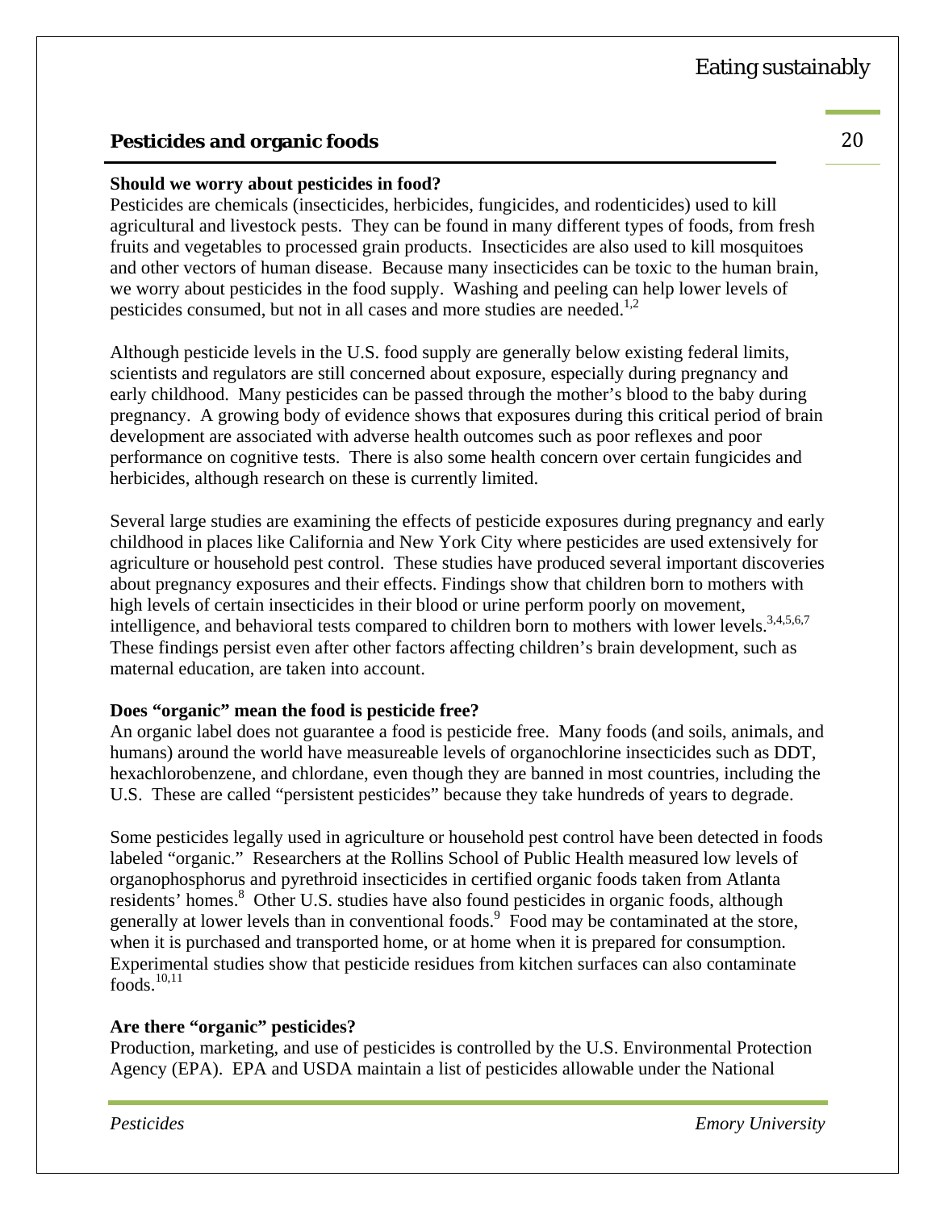## Pesticides and organic foods

**Should we worry about pesticides in food?**

Pesticides are chemicals (insecticides, herbicides, fungicides, and rodenticides) used to kill agricultural and livestock pests. They can be found in many different types of foods, from fresh fruits and vegetables to processed grain products. Insecticides are also used to kill mosquitoes and other vectors of human disease. Because many insecticides can be toxic to the human brain, we worry about pesticides in the food supply. Washing and peeling can help lower levels of pesticides consumed, but not in all cases and more studies are needed.[1,2]

Although pesticide levels in the U.S. food supply are generally below existing federal limits, scientists and regulators are still concerned about exposure, especially during pregnancy and early childhood. Many pesticides can be passed through the mother's blood to the baby during pregnancy. A growing body of evidence shows that exposures during this critical period of brain development are associated with adverse health outcomes such as poor reflexes and poor performance on cognitive tests. There is also some health concern over certain fungicides and herbicides, although research on these is currently limited.

Several large studies are examining the effects of pesticide exposures during pregnancy and early childhood in places like California and New York City where pesticides are used extensively for agriculture or household pest control. These studies have produced several important discoveries about pregnancy exposures and their effects. Findings show that children born to mothers with high levels of certain insecticides in their blood or urine perform poorly on movement, intelligence, and behavioral tests compared to children born to mothers with lower levels.[3,4,5,6,7] These findings persist even after other factors affecting children's brain development, such as maternal education, are taken into account.

**Does "organic" mean the food is pesticide free?**

An organic label does not guarantee a food is pesticide free. Many foods (and soils, animals, and humans) around the world have measureable levels of organochlorine insecticides such as DDT, hexachlorobenzene, and chlordane, even though they are banned in most countries, including the U.S. These are called "persistent pesticides" because they take hundreds of years to degrade.

Some pesticides legally used in agriculture or household pest control have been detected in foods labeled "organic." Researchers at the Rollins School of Public Health measured low levels of organophosphorus and pyrethroid insecticides in certified organic foods taken from Atlanta residents' homes.[8] Other U.S. studies have also found pesticides in organic foods, although generally at lower levels than in conventional foods.[9] Food may be contaminated at the store, when it is purchased and transported home, or at home when it is prepared for consumption. Experimental studies show that pesticide residues from kitchen surfaces can also contaminate foods.[10,11]

**Are there "organic" pesticides?**

Production, marketing, and use of pesticides is controlled by the U.S. Environmental Protection Agency (EPA). EPA and USDA maintain a list of pesticides allowable under the National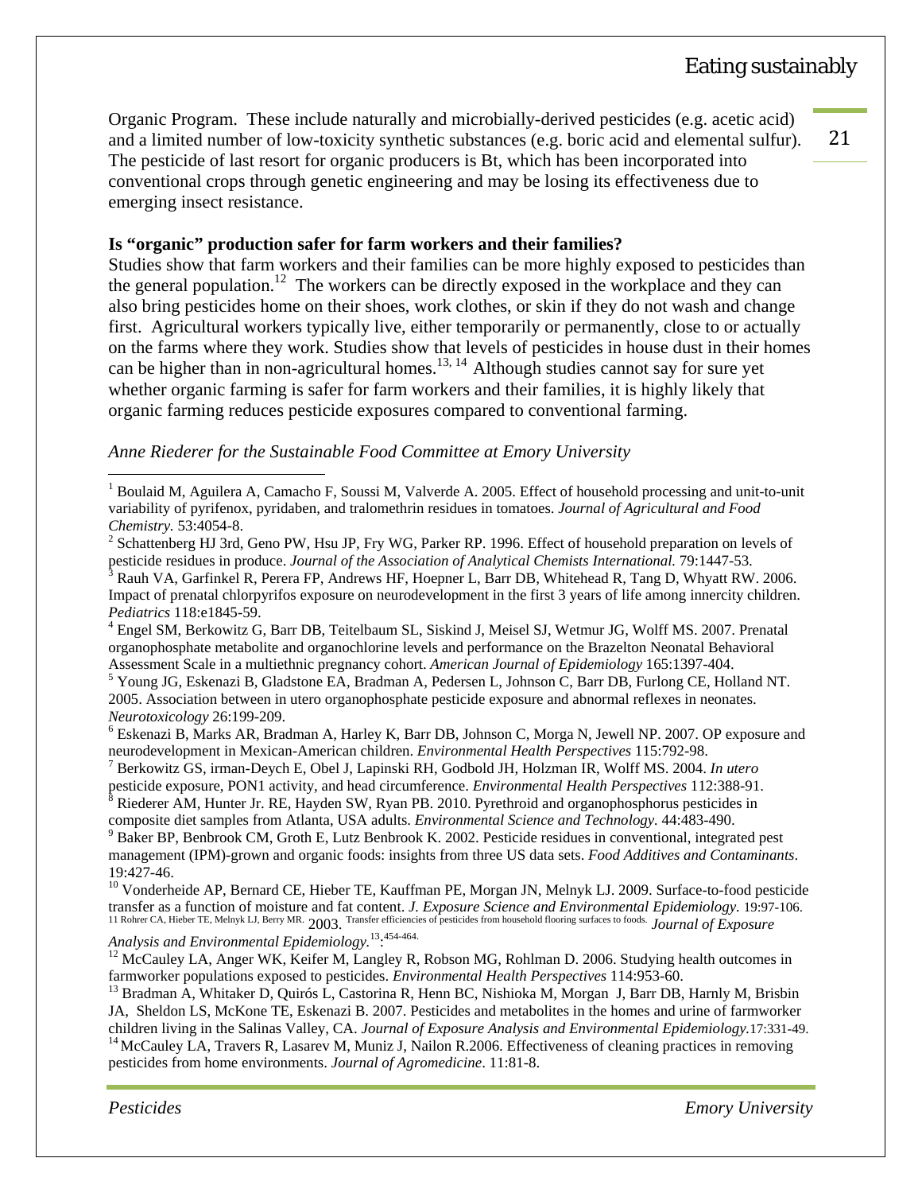Organic Program. These include naturally and microbially-derived pesticides (e.g. acetic acid) and a limited number of low-toxicity synthetic substances (e.g. boric acid and elemental sulfur). The pesticide of last resort for organic producers is Bt, which has been incorporated into conventional crops through genetic engineering and may be losing its effectiveness due to emerging insect resistance.

**Is "organic" production safer for farm workers and their families?**

Studies show that farm workers and their families can be more highly exposed to pesticides than the general population.[12] The workers can be directly exposed in the workplace and they can also bring pesticides home on their shoes, work clothes, or skin if they do not wash and change first. Agricultural workers typically live, either temporarily or permanently, close to or actually on the farms where they work. Studies show that levels of pesticides in house dust in their homes can be higher than in non-agricultural homes.[13, 14] Although studies cannot say for sure yet whether organic farming is safer for farm workers and their families, it is highly likely that organic farming reduces pesticide exposures compared to conventional farming.

*Anne Riederer for the Sustainable Food Committee at Emory University*

---

[1] Boulaid M, Aguilera A, Camacho F, Soussi M, Valverde A. 2005. Effect of household processing and unit-to-unit variability of pyrifenox, pyridaben, and tralomethrin residues in tomatoes. *Journal of Agricultural and Food Chemistry.* 53:4054-8.

[2] Schattenberg HJ 3rd, Geno PW, Hsu JP, Fry WG, Parker RP. 1996. Effect of household preparation on levels of pesticide residues in produce. *Journal of the Association of Analytical Chemists International.* 79:1447-53.

[3] Rauh VA, Garfinkel R, Perera FP, Andrews HF, Hoepner L, Barr DB, Whitehead R, Tang D, Whyatt RW. 2006. Impact of prenatal chlorpyrifos exposure on neurodevelopment in the first 3 years of life among innercity children. *Pediatrics* 118:e1845-59.

[4] Engel SM, Berkowitz G, Barr DB, Teitelbaum SL, Siskind J, Meisel SJ, Wetmur JG, Wolff MS. 2007. Prenatal organophosphate metabolite and organochlorine levels and performance on the Brazelton Neonatal Behavioral Assessment Scale in a multiethnic pregnancy cohort. *American Journal of Epidemiology* 165:1397-404.

[5] Young JG, Eskenazi B, Gladstone EA, Bradman A, Pedersen L, Johnson C, Barr DB, Furlong CE, Holland NT. 2005. Association between in utero organophosphate pesticide exposure and abnormal reflexes in neonates. *Neurotoxicology* 26:199-209.

[6] Eskenazi B, Marks AR, Bradman A, Harley K, Barr DB, Johnson C, Morga N, Jewell NP. 2007. OP exposure and neurodevelopment in Mexican-American children. *Environmental Health Perspectives* 115:792-98.

[7] Berkowitz GS, irman-Deych E, Obel J, Lapinski RH, Godbold JH, Holzman IR, Wolff MS. 2004. *In utero* pesticide exposure, PON1 activity, and head circumference. *Environmental Health Perspectives* 112:388-91.

[8] Riederer AM, Hunter Jr. RE, Hayden SW, Ryan PB. 2010. Pyrethroid and organophosphorus pesticides in composite diet samples from Atlanta, USA adults. *Environmental Science and Technology.* 44:483-490.

[9] Baker BP, Benbrook CM, Groth E, Lutz Benbrook K. 2002. Pesticide residues in conventional, integrated pest management (IPM)-grown and organic foods: insights from three US data sets. *Food Additives and Contaminants*. 19:427-46.

[10] Vonderheide AP, Bernard CE, Hieber TE, Kauffman PE, Morgan JN, Melnyk LJ. 2009. Surface-to-food pesticide transfer as a function of moisture and fat content. *J. Exposure Science and Environmental Epidemiology.* 19:97-106.

[11] Rohrer CA, Hieber TE, Melnyk LJ, Berry MR. 2003. Transfer efficiencies of pesticides from household flooring surfaces to foods. *Journal of Exposure Analysis and Environmental Epidemiology.* 13:454-464.

[12] McCauley LA, Anger WK, Keifer M, Langley R, Robson MG, Rohlman D. 2006. Studying health outcomes in farmworker populations exposed to pesticides. *Environmental Health Perspectives* 114:953-60.

[13] Bradman A, Whitaker D, Quirós L, Castorina R, Henn BC, Nishioka M, Morgan J, Barr DB, Harnly M, Brisbin JA, Sheldon LS, McKone TE, Eskenazi B. 2007. Pesticides and metabolites in the homes and urine of farmworker children living in the Salinas Valley, CA. *Journal of Exposure Analysis and Environmental Epidemiology.*17:331-49.

[14] McCauley LA, Travers R, Lasarev M, Muniz J, Nailon R.2006. Effectiveness of cleaning practices in removing pesticides from home environments. *Journal of Agromedicine*. 11:81-8.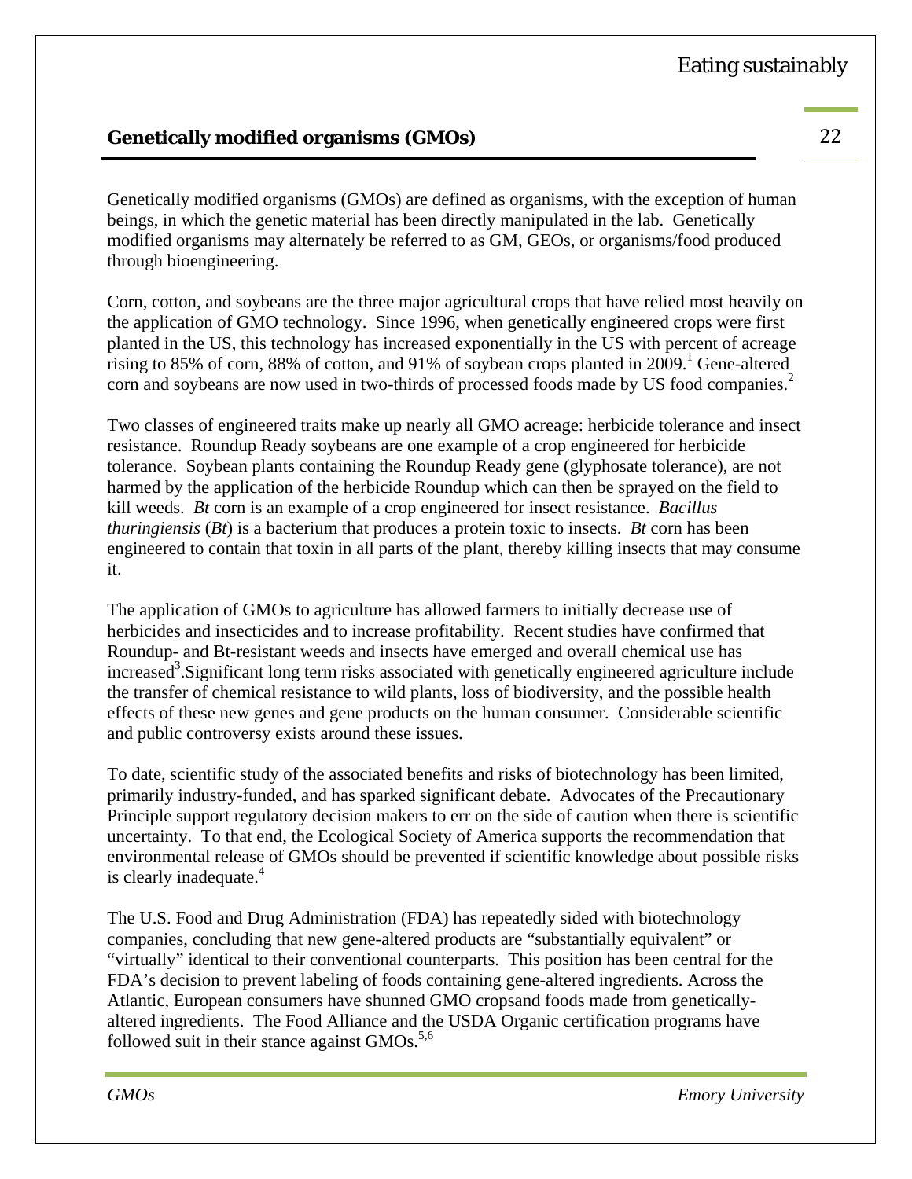## **Genetically modified organisms (GMOs)**

Genetically modified organisms (GMOs) are defined as organisms, with the exception of human beings, in which the genetic material has been directly manipulated in the lab. Genetically modified organisms may alternately be referred to as GM, GEOs, or organisms/food produced through bioengineering.

Corn, cotton, and soybeans are the three major agricultural crops that have relied most heavily on the application of GMO technology. Since 1996, when genetically engineered crops were first planted in the US, this technology has increased exponentially in the US with percent of acreage rising to 85% of corn, 88% of cotton, and 91% of soybean crops planted in 2009.[1] Gene-altered corn and soybeans are now used in two-thirds of processed foods made by US food companies.[2]

Two classes of engineered traits make up nearly all GMO acreage: herbicide tolerance and insect resistance. Roundup Ready soybeans are one example of a crop engineered for herbicide tolerance. Soybean plants containing the Roundup Ready gene (glyphosate tolerance), are not harmed by the application of the herbicide Roundup which can then be sprayed on the field to kill weeds. *Bt* corn is an example of a crop engineered for insect resistance. *Bacillus thuringiensis* (*Bt*) is a bacterium that produces a protein toxic to insects. *Bt* corn has been engineered to contain that toxin in all parts of the plant, thereby killing insects that may consume it.

The application of GMOs to agriculture has allowed farmers to initially decrease use of herbicides and insecticides and to increase profitability. Recent studies have confirmed that Roundup- and Bt-resistant weeds and insects have emerged and overall chemical use has increased[3].Significant long term risks associated with genetically engineered agriculture include the transfer of chemical resistance to wild plants, loss of biodiversity, and the possible health effects of these new genes and gene products on the human consumer. Considerable scientific and public controversy exists around these issues.

To date, scientific study of the associated benefits and risks of biotechnology has been limited, primarily industry-funded, and has sparked significant debate. Advocates of the Precautionary Principle support regulatory decision makers to err on the side of caution when there is scientific uncertainty. To that end, the Ecological Society of America supports the recommendation that environmental release of GMOs should be prevented if scientific knowledge about possible risks is clearly inadequate.[4]

The U.S. Food and Drug Administration (FDA) has repeatedly sided with biotechnology companies, concluding that new gene-altered products are "substantially equivalent" or "virtually" identical to their conventional counterparts. This position has been central for the FDA's decision to prevent labeling of foods containing gene-altered ingredients. Across the Atlantic, European consumers have shunned GMO cropsand foods made from genetically-altered ingredients. The Food Alliance and the USDA Organic certification programs have followed suit in their stance against GMOs.[5,6]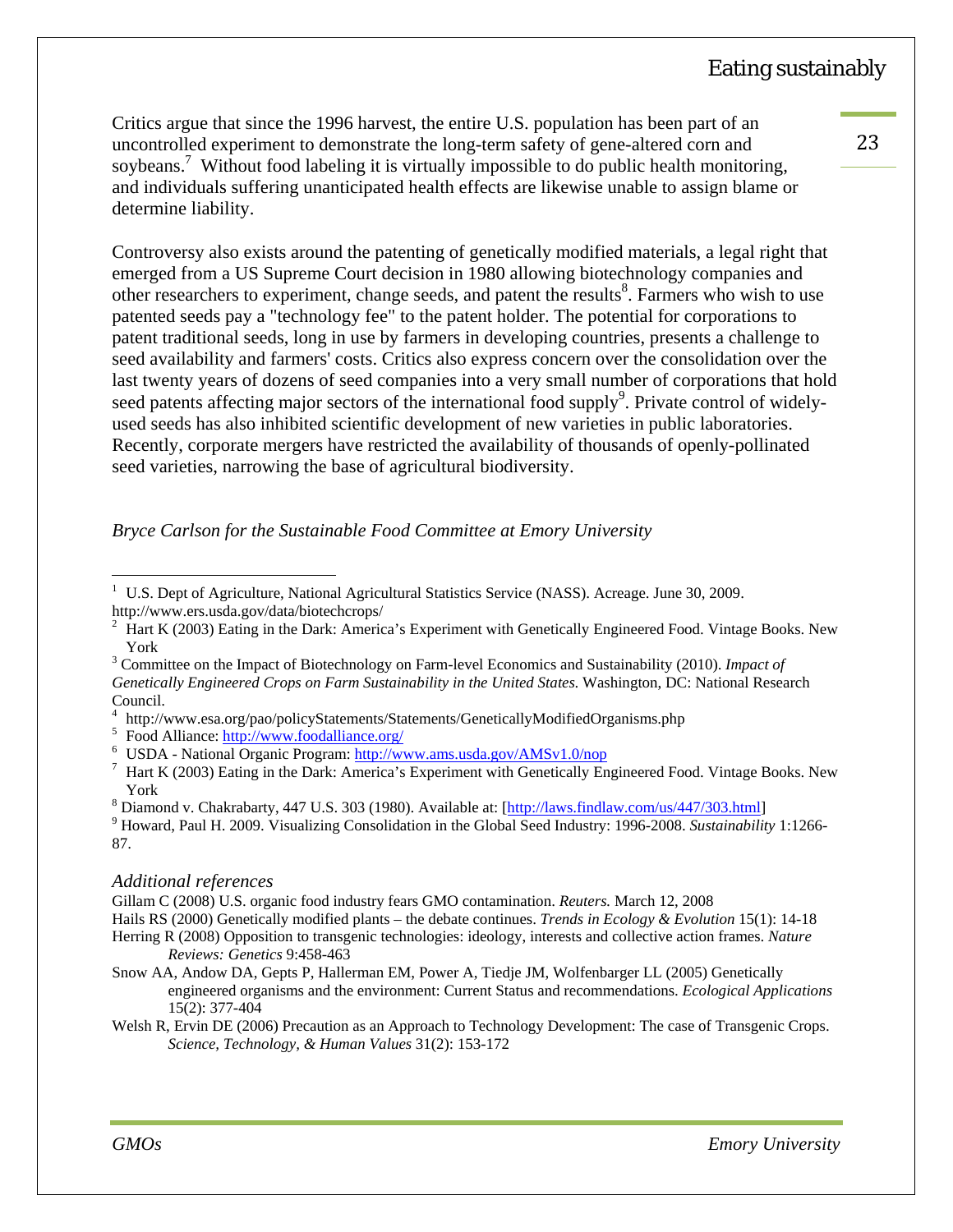Critics argue that since the 1996 harvest, the entire U.S. population has been part of an uncontrolled experiment to demonstrate the long-term safety of gene-altered corn and soybeans.[7] Without food labeling it is virtually impossible to do public health monitoring, and individuals suffering unanticipated health effects are likewise unable to assign blame or determine liability.

Controversy also exists around the patenting of genetically modified materials, a legal right that emerged from a US Supreme Court decision in 1980 allowing biotechnology companies and other researchers to experiment, change seeds, and patent the results[8]. Farmers who wish to use patented seeds pay a "technology fee" to the patent holder. The potential for corporations to patent traditional seeds, long in use by farmers in developing countries, presents a challenge to seed availability and farmers' costs. Critics also express concern over the consolidation over the last twenty years of dozens of seed companies into a very small number of corporations that hold seed patents affecting major sectors of the international food supply[9]. Private control of widely-used seeds has also inhibited scientific development of new varieties in public laboratories. Recently, corporate mergers have restricted the availability of thousands of openly-pollinated seed varieties, narrowing the base of agricultural biodiversity.

*Bryce Carlson for the Sustainable Food Committee at Emory University*

---

[1] U.S. Dept of Agriculture, National Agricultural Statistics Service (NASS). Acreage. June 30, 2009. http://www.ers.usda.gov/data/biotechcrops/

[2] Hart K (2003) Eating in the Dark: America's Experiment with Genetically Engineered Food. Vintage Books. New York

[3] Committee on the Impact of Biotechnology on Farm-level Economics and Sustainability (2010). *Impact of Genetically Engineered Crops on Farm Sustainability in the United States*. Washington, DC: National Research Council.

[4] http://www.esa.org/pao/policyStatements/Statements/GeneticallyModifiedOrganisms.php

[5] Food Alliance: http://www.foodalliance.org/

[6] USDA - National Organic Program: http://www.ams.usda.gov/AMSv1.0/nop

[7] Hart K (2003) Eating in the Dark: America's Experiment with Genetically Engineered Food. Vintage Books. New York

[8] Diamond v. Chakrabarty, 447 U.S. 303 (1980). Available at: [http://laws.findlaw.com/us/447/303.html]

[9] Howard, Paul H. 2009. Visualizing Consolidation in the Global Seed Industry: 1996-2008. *Sustainability* 1:1266-87.

*Additional references*

Gillam C (2008) U.S. organic food industry fears GMO contamination. *Reuters.* March 12, 2008

Hails RS (2000) Genetically modified plants – the debate continues. *Trends in Ecology & Evolution* 15(1): 14-18

Herring R (2008) Opposition to transgenic technologies: ideology, interests and collective action frames. *Nature Reviews: Genetics* 9:458-463

Snow AA, Andow DA, Gepts P, Hallerman EM, Power A, Tiedje JM, Wolfenbarger LL (2005) Genetically engineered organisms and the environment: Current Status and recommendations. *Ecological Applications* 15(2): 377-404

Welsh R, Ervin DE (2006) Precaution as an Approach to Technology Development: The case of Transgenic Crops. *Science, Technology, & Human Values* 31(2): 153-172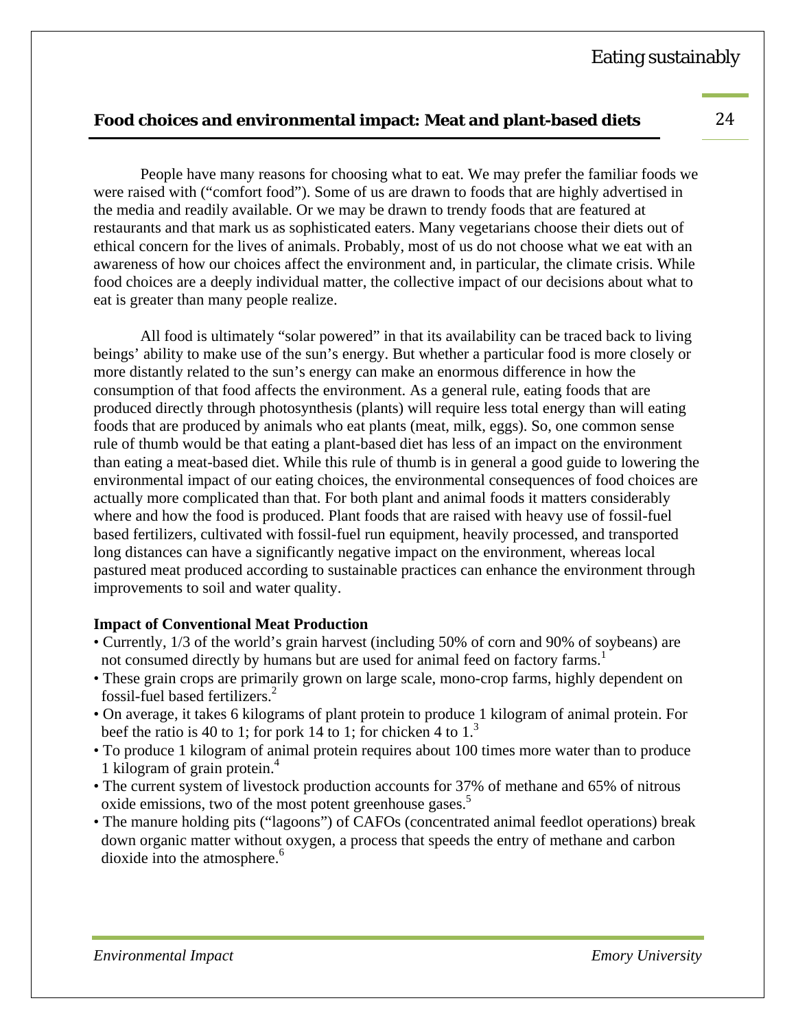## Food choices and environmental impact: Meat and plant-based diets

People have many reasons for choosing what to eat. We may prefer the familiar foods we were raised with ("comfort food"). Some of us are drawn to foods that are highly advertised in the media and readily available. Or we may be drawn to trendy foods that are featured at restaurants and that mark us as sophisticated eaters. Many vegetarians choose their diets out of ethical concern for the lives of animals. Probably, most of us do not choose what we eat with an awareness of how our choices affect the environment and, in particular, the climate crisis. While food choices are a deeply individual matter, the collective impact of our decisions about what to eat is greater than many people realize.

All food is ultimately "solar powered" in that its availability can be traced back to living beings' ability to make use of the sun's energy. But whether a particular food is more closely or more distantly related to the sun's energy can make an enormous difference in how the consumption of that food affects the environment. As a general rule, eating foods that are produced directly through photosynthesis (plants) will require less total energy than will eating foods that are produced by animals who eat plants (meat, milk, eggs). So, one common sense rule of thumb would be that eating a plant-based diet has less of an impact on the environment than eating a meat-based diet. While this rule of thumb is in general a good guide to lowering the environmental impact of our eating choices, the environmental consequences of food choices are actually more complicated than that. For both plant and animal foods it matters considerably where and how the food is produced. Plant foods that are raised with heavy use of fossil-fuel based fertilizers, cultivated with fossil-fuel run equipment, heavily processed, and transported long distances can have a significantly negative impact on the environment, whereas local pastured meat produced according to sustainable practices can enhance the environment through improvements to soil and water quality.

### Impact of Conventional Meat Production

- Currently, 1/3 of the world's grain harvest (including 50% of corn and 90% of soybeans) are not consumed directly by humans but are used for animal feed on factory farms.[1]
- These grain crops are primarily grown on large scale, mono-crop farms, highly dependent on fossil-fuel based fertilizers.[2]
- On average, it takes 6 kilograms of plant protein to produce 1 kilogram of animal protein. For beef the ratio is 40 to 1; for pork 14 to 1; for chicken 4 to 1.[3]
- To produce 1 kilogram of animal protein requires about 100 times more water than to produce 1 kilogram of grain protein.[4]
- The current system of livestock production accounts for 37% of methane and 65% of nitrous oxide emissions, two of the most potent greenhouse gases.[5]
- The manure holding pits ("lagoons") of CAFOs (concentrated animal feedlot operations) break down organic matter without oxygen, a process that speeds the entry of methane and carbon dioxide into the atmosphere.[6]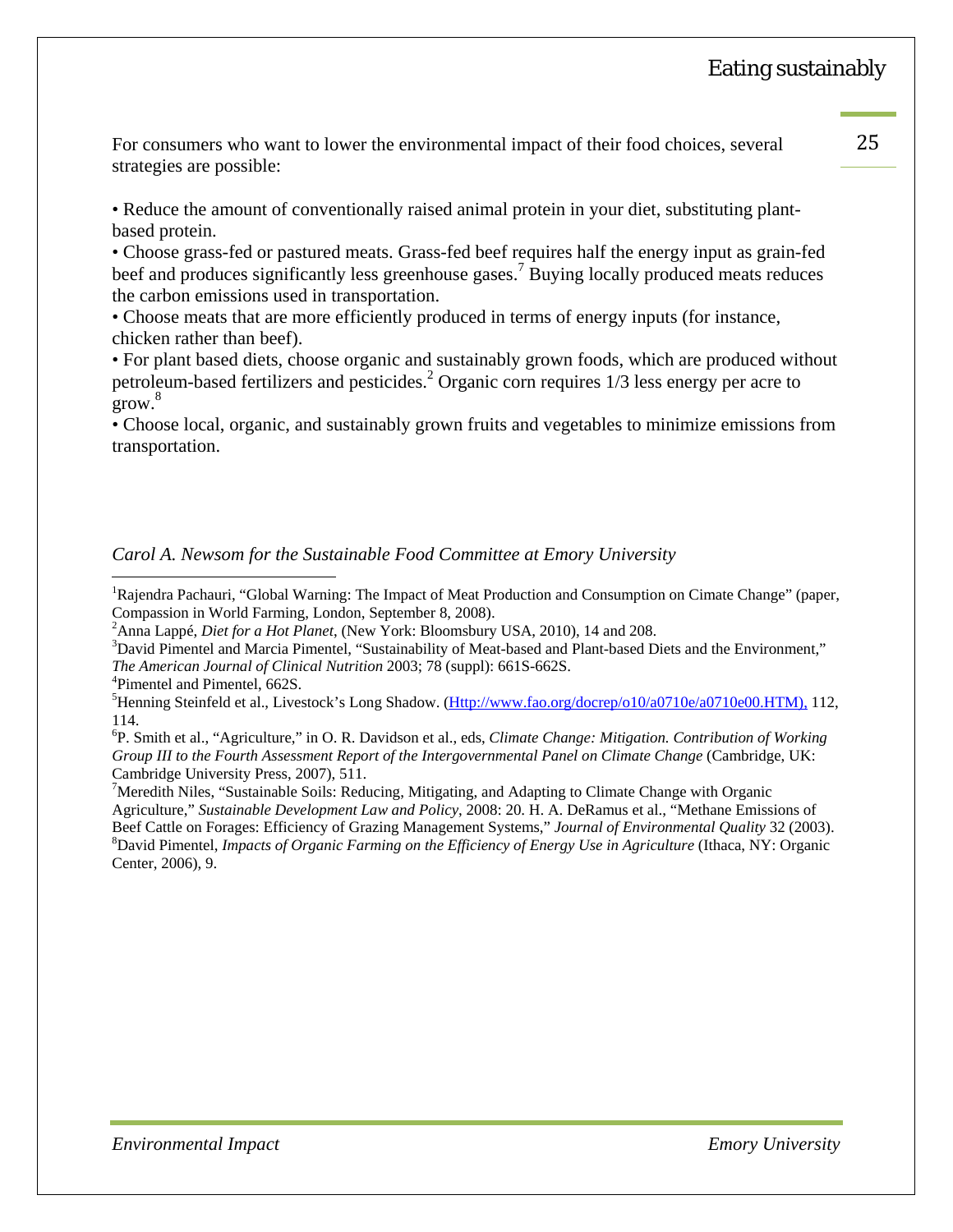For consumers who want to lower the environmental impact of their food choices, several strategies are possible:

- Reduce the amount of conventionally raised animal protein in your diet, substituting plant-based protein.
- Choose grass-fed or pastured meats. Grass-fed beef requires half the energy input as grain-fed beef and produces significantly less greenhouse gases.[7] Buying locally produced meats reduces the carbon emissions used in transportation.
- Choose meats that are more efficiently produced in terms of energy inputs (for instance, chicken rather than beef).
- For plant based diets, choose organic and sustainably grown foods, which are produced without petroleum-based fertilizers and pesticides.[2] Organic corn requires 1/3 less energy per acre to grow.[8]
- Choose local, organic, and sustainably grown fruits and vegetables to minimize emissions from transportation.

*Carol A. Newsom for the Sustainable Food Committee at Emory University*

---

[1]Rajendra Pachauri, "Global Warning: The Impact of Meat Production and Consumption on Cimate Change" (paper, Compassion in World Farming, London, September 8, 2008).

[2]Anna Lappé, *Diet for a Hot Planet*, (New York: Bloomsbury USA, 2010), 14 and 208.

[3]David Pimentel and Marcia Pimentel, "Sustainability of Meat-based and Plant-based Diets and the Environment," *The American Journal of Clinical Nutrition* 2003; 78 (suppl): 661S-662S.

[4]Pimentel and Pimentel, 662S.

[5]Henning Steinfeld et al., Livestock's Long Shadow. (Http://www.fao.org/docrep/o10/a0710e/a0710e00.HTM), 112, 114.

[6]P. Smith et al., "Agriculture," in O. R. Davidson et al., eds, *Climate Change: Mitigation. Contribution of Working Group III to the Fourth Assessment Report of the Intergovernmental Panel on Climate Change* (Cambridge, UK: Cambridge University Press, 2007), 511.

[7]Meredith Niles, "Sustainable Soils: Reducing, Mitigating, and Adapting to Climate Change with Organic Agriculture," *Sustainable Development Law and Policy*, 2008: 20. H. A. DeRamus et al., "Methane Emissions of Beef Cattle on Forages: Efficiency of Grazing Management Systems," *Journal of Environmental Quality* 32 (2003).

[8]David Pimentel, *Impacts of Organic Farming on the Efficiency of Energy Use in Agriculture* (Ithaca, NY: Organic Center, 2006), 9.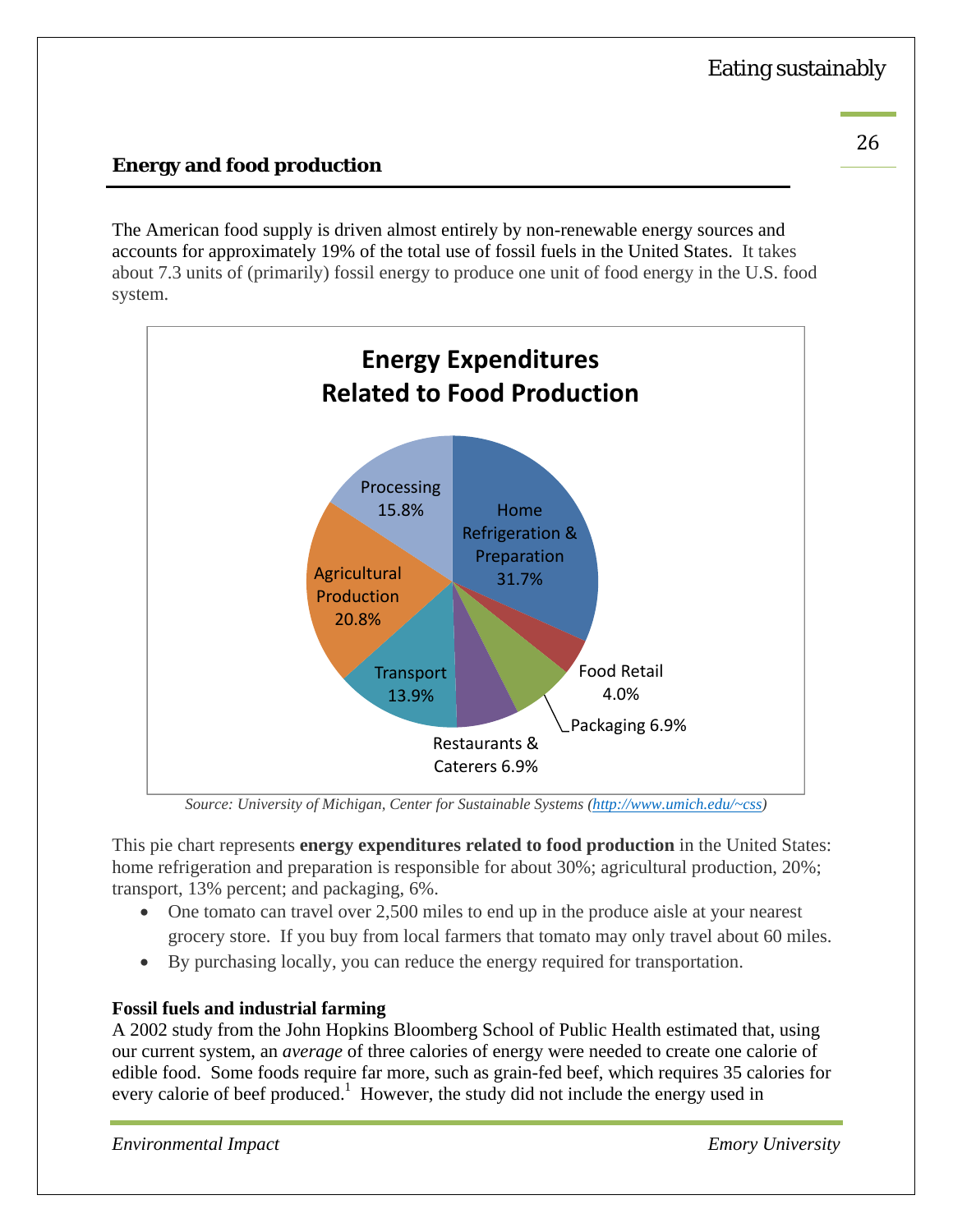## Energy and food production

The American food supply is driven almost entirely by non-renewable energy sources and accounts for approximately 19% of the total use of fossil fuels in the United States. It takes about 7.3 units of (primarily) fossil energy to produce one unit of food energy in the U.S. food system.

**Energy Expenditures Related to Food Production**

| Category | Percentage |
|---|---|
| Home Refrigeration & Preparation | 31.7% |
| Agricultural Production | 20.8% |
| Processing | 15.8% |
| Transport | 13.9% |
| Restaurants & Caterers | 6.9% |
| Packaging | 6.9% |
| Food Retail | 4.0% |

*Source: University of Michigan, Center for Sustainable Systems (http://www.umich.edu/~css)*

This pie chart represents **energy expenditures related to food production** in the United States: home refrigeration and preparation is responsible for about 30%; agricultural production, 20%; transport, 13% percent; and packaging, 6%.

- One tomato can travel over 2,500 miles to end up in the produce aisle at your nearest grocery store. If you buy from local farmers that tomato may only travel about 60 miles.
- By purchasing locally, you can reduce the energy required for transportation.

### Fossil fuels and industrial farming

A 2002 study from the John Hopkins Bloomberg School of Public Health estimated that, using our current system, an *average* of three calories of energy were needed to create one calorie of edible food. Some foods require far more, such as grain-fed beef, which requires 35 calories for every calorie of beef produced.[1] However, the study did not include the energy used in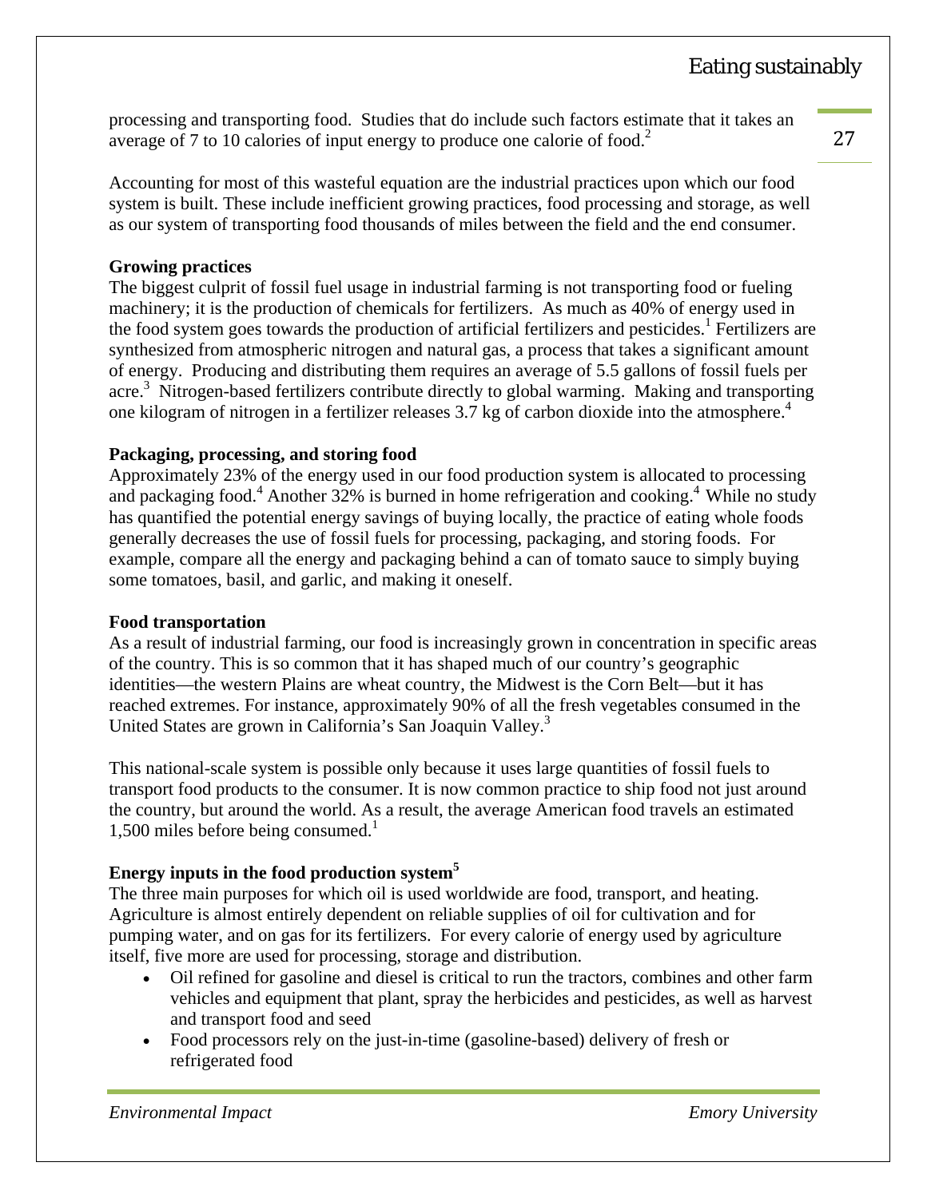processing and transporting food. Studies that do include such factors estimate that it takes an average of 7 to 10 calories of input energy to produce one calorie of food.[2]

Accounting for most of this wasteful equation are the industrial practices upon which our food system is built. These include inefficient growing practices, food processing and storage, as well as our system of transporting food thousands of miles between the field and the end consumer.

**Growing practices**

The biggest culprit of fossil fuel usage in industrial farming is not transporting food or fueling machinery; it is the production of chemicals for fertilizers. As much as 40% of energy used in the food system goes towards the production of artificial fertilizers and pesticides.[1] Fertilizers are synthesized from atmospheric nitrogen and natural gas, a process that takes a significant amount of energy. Producing and distributing them requires an average of 5.5 gallons of fossil fuels per acre.[3] Nitrogen-based fertilizers contribute directly to global warming. Making and transporting one kilogram of nitrogen in a fertilizer releases 3.7 kg of carbon dioxide into the atmosphere.[4]

**Packaging, processing, and storing food**

Approximately 23% of the energy used in our food production system is allocated to processing and packaging food.[4] Another 32% is burned in home refrigeration and cooking.[4] While no study has quantified the potential energy savings of buying locally, the practice of eating whole foods generally decreases the use of fossil fuels for processing, packaging, and storing foods. For example, compare all the energy and packaging behind a can of tomato sauce to simply buying some tomatoes, basil, and garlic, and making it oneself.

**Food transportation**

As a result of industrial farming, our food is increasingly grown in concentration in specific areas of the country. This is so common that it has shaped much of our country's geographic identities—the western Plains are wheat country, the Midwest is the Corn Belt—but it has reached extremes. For instance, approximately 90% of all the fresh vegetables consumed in the United States are grown in California's San Joaquin Valley.[3]

This national-scale system is possible only because it uses large quantities of fossil fuels to transport food products to the consumer. It is now common practice to ship food not just around the country, but around the world. As a result, the average American food travels an estimated 1,500 miles before being consumed.[1]

**Energy inputs in the food production system[5]**

The three main purposes for which oil is used worldwide are food, transport, and heating. Agriculture is almost entirely dependent on reliable supplies of oil for cultivation and for pumping water, and on gas for its fertilizers. For every calorie of energy used by agriculture itself, five more are used for processing, storage and distribution.

- Oil refined for gasoline and diesel is critical to run the tractors, combines and other farm vehicles and equipment that plant, spray the herbicides and pesticides, as well as harvest and transport food and seed
- Food processors rely on the just-in-time (gasoline-based) delivery of fresh or refrigerated food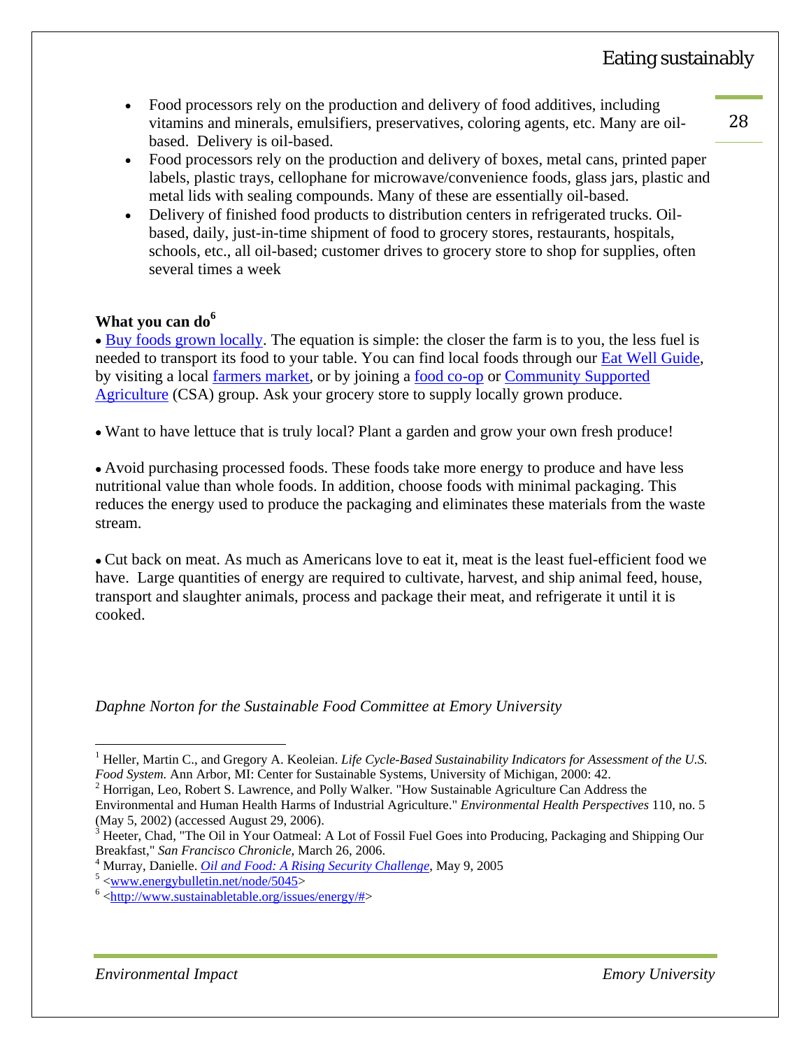- Food processors rely on the production and delivery of food additives, including vitamins and minerals, emulsifiers, preservatives, coloring agents, etc. Many are oil-based. Delivery is oil-based.
- Food processors rely on the production and delivery of boxes, metal cans, printed paper labels, plastic trays, cellophane for microwave/convenience foods, glass jars, plastic and metal lids with sealing compounds. Many of these are essentially oil-based.
- Delivery of finished food products to distribution centers in refrigerated trucks. Oil-based, daily, just-in-time shipment of food to grocery stores, restaurants, hospitals, schools, etc., all oil-based; customer drives to grocery store to shop for supplies, often several times a week

**What you can do**[6]

• Buy foods grown locally. The equation is simple: the closer the farm is to you, the less fuel is needed to transport its food to your table. You can find local foods through our Eat Well Guide, by visiting a local farmers market, or by joining a food co-op or Community Supported Agriculture (CSA) group. Ask your grocery store to supply locally grown produce.

• Want to have lettuce that is truly local? Plant a garden and grow your own fresh produce!

• Avoid purchasing processed foods. These foods take more energy to produce and have less nutritional value than whole foods. In addition, choose foods with minimal packaging. This reduces the energy used to produce the packaging and eliminates these materials from the waste stream.

• Cut back on meat. As much as Americans love to eat it, meat is the least fuel-efficient food we have. Large quantities of energy are required to cultivate, harvest, and ship animal feed, house, transport and slaughter animals, process and package their meat, and refrigerate it until it is cooked.

*Daphne Norton for the Sustainable Food Committee at Emory University*

---

[1] Heller, Martin C., and Gregory A. Keoleian. *Life Cycle-Based Sustainability Indicators for Assessment of the U.S. Food System.* Ann Arbor, MI: Center for Sustainable Systems, University of Michigan, 2000: 42.

[2] Horrigan, Leo, Robert S. Lawrence, and Polly Walker. "How Sustainable Agriculture Can Address the Environmental and Human Health Harms of Industrial Agriculture." *Environmental Health Perspectives* 110, no. 5 (May 5, 2002) (accessed August 29, 2006).

[3] Heeter, Chad, "The Oil in Your Oatmeal: A Lot of Fossil Fuel Goes into Producing, Packaging and Shipping Our Breakfast," *San Francisco Chronicle*, March 26, 2006.

[4] Murray, Danielle. *Oil and Food: A Rising Security Challenge*, May 9, 2005

[5] <www.energybulletin.net/node/5045>

[6] <http://www.sustainabletable.org/issues/energy/#>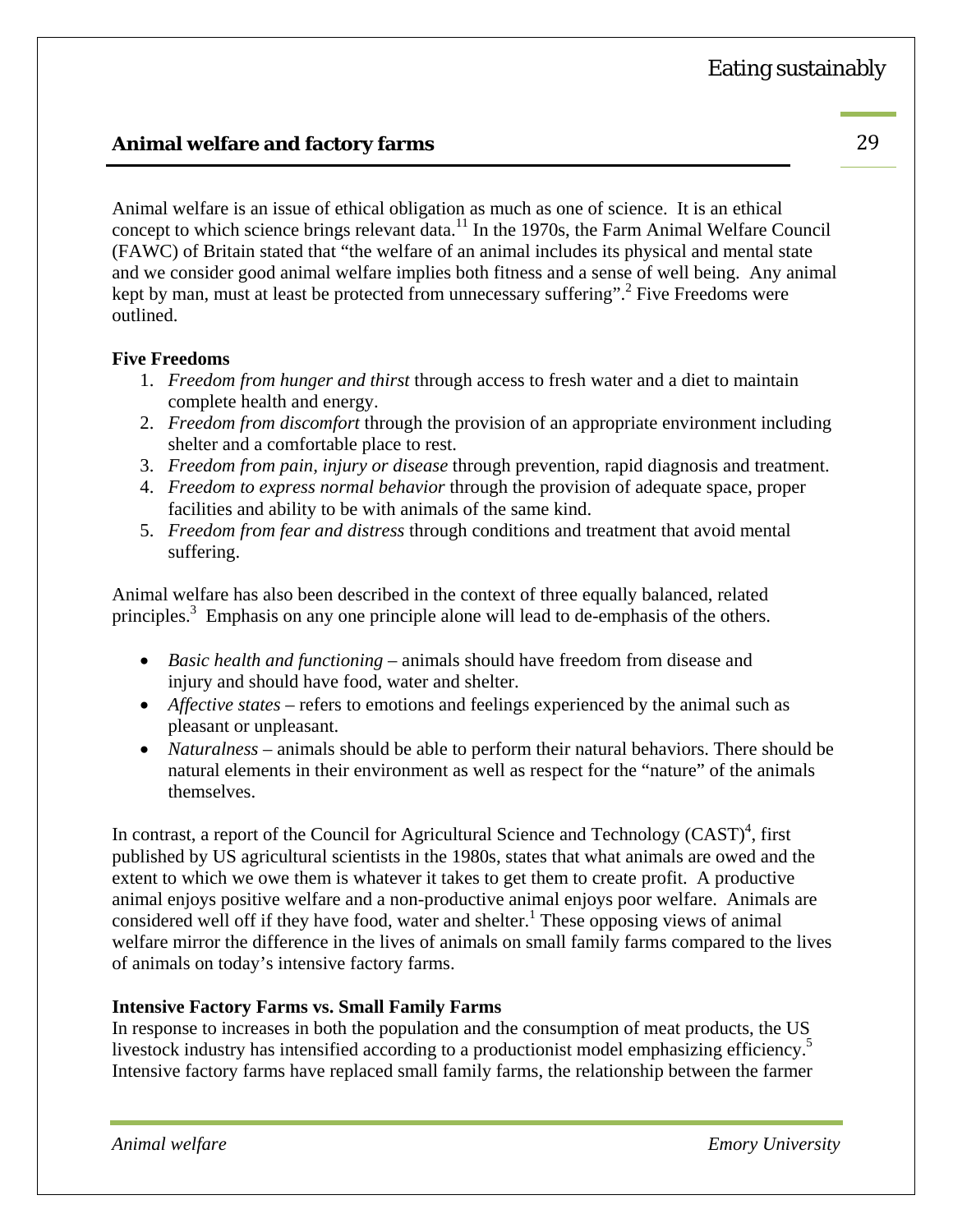## Animal welfare and factory farms

Animal welfare is an issue of ethical obligation as much as one of science. It is an ethical concept to which science brings relevant data.[11] In the 1970s, the Farm Animal Welfare Council (FAWC) of Britain stated that "the welfare of an animal includes its physical and mental state and we consider good animal welfare implies both fitness and a sense of well being. Any animal kept by man, must at least be protected from unnecessary suffering".[2] Five Freedoms were outlined.

**Five Freedoms**

1. *Freedom from hunger and thirst* through access to fresh water and a diet to maintain complete health and energy.
2. *Freedom from discomfort* through the provision of an appropriate environment including shelter and a comfortable place to rest.
3. *Freedom from pain, injury or disease* through prevention, rapid diagnosis and treatment.
4. *Freedom to express normal behavior* through the provision of adequate space, proper facilities and ability to be with animals of the same kind.
5. *Freedom from fear and distress* through conditions and treatment that avoid mental suffering.

Animal welfare has also been described in the context of three equally balanced, related principles.[3] Emphasis on any one principle alone will lead to de-emphasis of the others.

- *Basic health and functioning* – animals should have freedom from disease and injury and should have food, water and shelter.
- *Affective states* – refers to emotions and feelings experienced by the animal such as pleasant or unpleasant.
- *Naturalness* – animals should be able to perform their natural behaviors. There should be natural elements in their environment as well as respect for the "nature" of the animals themselves.

In contrast, a report of the Council for Agricultural Science and Technology (CAST)[4], first published by US agricultural scientists in the 1980s, states that what animals are owed and the extent to which we owe them is whatever it takes to get them to create profit. A productive animal enjoys positive welfare and a non-productive animal enjoys poor welfare. Animals are considered well off if they have food, water and shelter.[1] These opposing views of animal welfare mirror the difference in the lives of animals on small family farms compared to the lives of animals on today's intensive factory farms.

**Intensive Factory Farms vs. Small Family Farms**

In response to increases in both the population and the consumption of meat products, the US livestock industry has intensified according to a productionist model emphasizing efficiency.[5] Intensive factory farms have replaced small family farms, the relationship between the farmer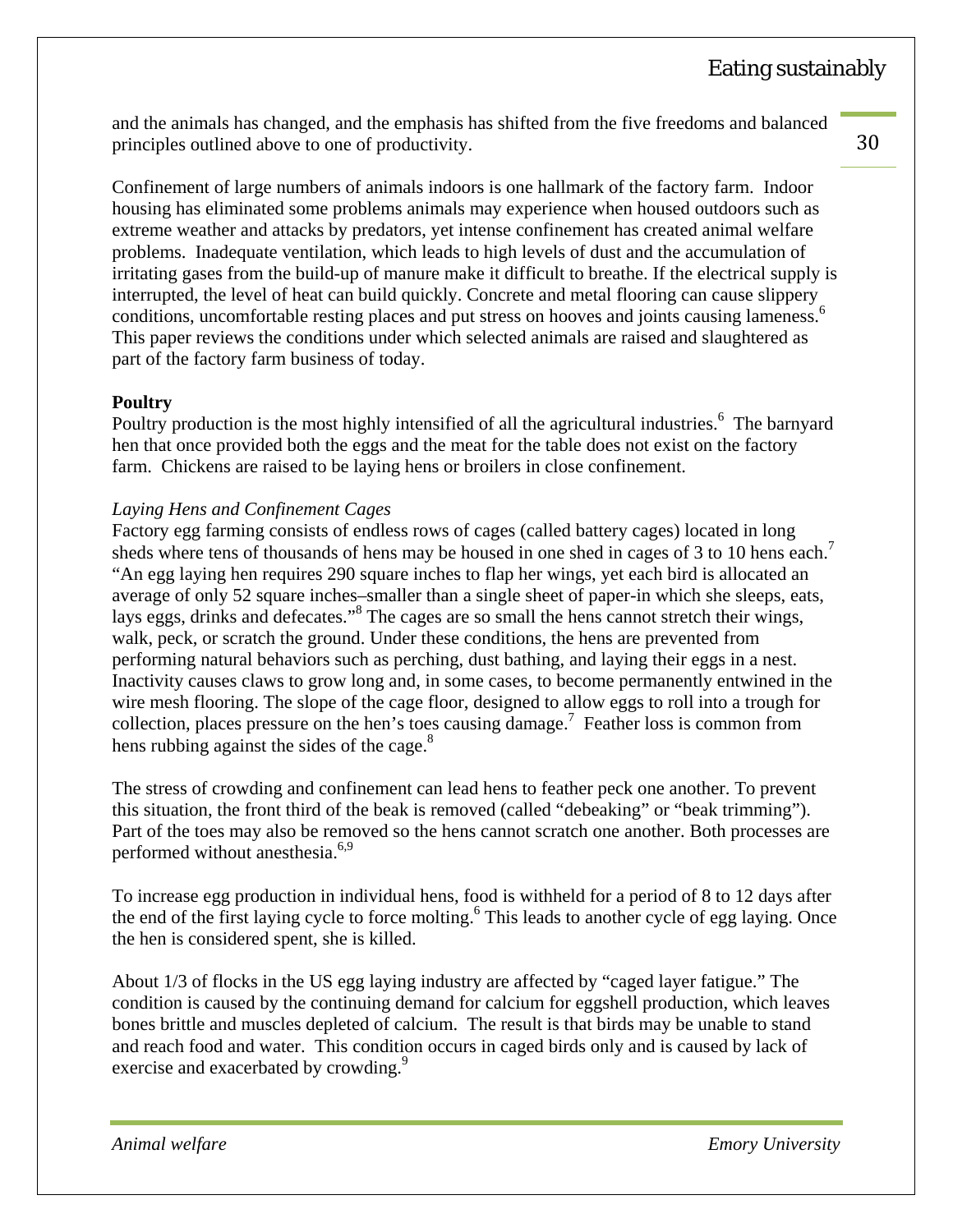and the animals has changed, and the emphasis has shifted from the five freedoms and balanced principles outlined above to one of productivity.

Confinement of large numbers of animals indoors is one hallmark of the factory farm. Indoor housing has eliminated some problems animals may experience when housed outdoors such as extreme weather and attacks by predators, yet intense confinement has created animal welfare problems. Inadequate ventilation, which leads to high levels of dust and the accumulation of irritating gases from the build-up of manure make it difficult to breathe. If the electrical supply is interrupted, the level of heat can build quickly. Concrete and metal flooring can cause slippery conditions, uncomfortable resting places and put stress on hooves and joints causing lameness.[6] This paper reviews the conditions under which selected animals are raised and slaughtered as part of the factory farm business of today.

**Poultry**

Poultry production is the most highly intensified of all the agricultural industries.[6] The barnyard hen that once provided both the eggs and the meat for the table does not exist on the factory farm. Chickens are raised to be laying hens or broilers in close confinement.

*Laying Hens and Confinement Cages*

Factory egg farming consists of endless rows of cages (called battery cages) located in long sheds where tens of thousands of hens may be housed in one shed in cages of 3 to 10 hens each.[7] "An egg laying hen requires 290 square inches to flap her wings, yet each bird is allocated an average of only 52 square inches–smaller than a single sheet of paper-in which she sleeps, eats, lays eggs, drinks and defecates."[8] The cages are so small the hens cannot stretch their wings, walk, peck, or scratch the ground. Under these conditions, the hens are prevented from performing natural behaviors such as perching, dust bathing, and laying their eggs in a nest. Inactivity causes claws to grow long and, in some cases, to become permanently entwined in the wire mesh flooring. The slope of the cage floor, designed to allow eggs to roll into a trough for collection, places pressure on the hen's toes causing damage.[7] Feather loss is common from hens rubbing against the sides of the cage.[8]

The stress of crowding and confinement can lead hens to feather peck one another. To prevent this situation, the front third of the beak is removed (called "debeaking" or "beak trimming"). Part of the toes may also be removed so the hens cannot scratch one another. Both processes are performed without anesthesia.[6,9]

To increase egg production in individual hens, food is withheld for a period of 8 to 12 days after the end of the first laying cycle to force molting.[6] This leads to another cycle of egg laying. Once the hen is considered spent, she is killed.

About 1/3 of flocks in the US egg laying industry are affected by "caged layer fatigue." The condition is caused by the continuing demand for calcium for eggshell production, which leaves bones brittle and muscles depleted of calcium. The result is that birds may be unable to stand and reach food and water. This condition occurs in caged birds only and is caused by lack of exercise and exacerbated by crowding.[9]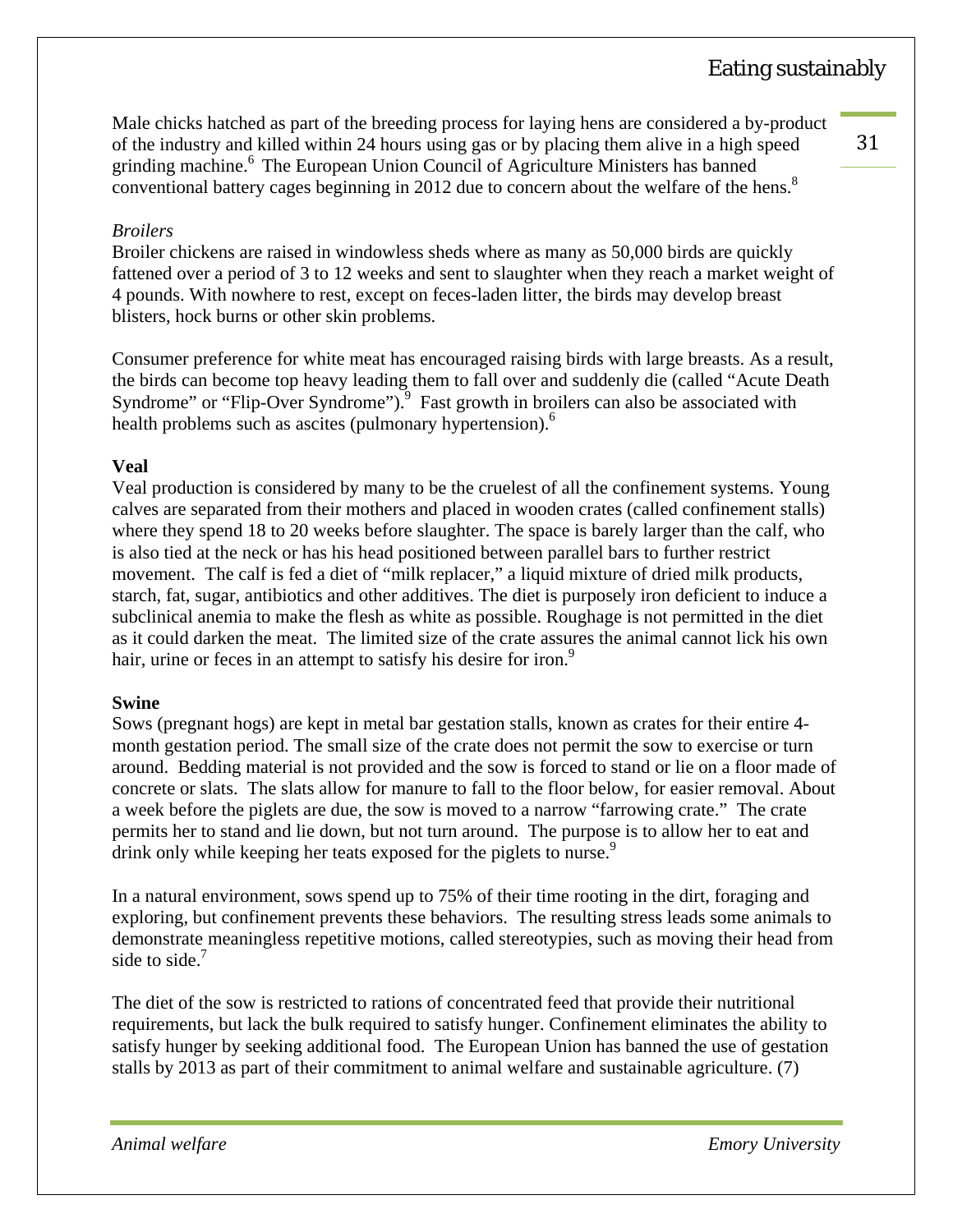Male chicks hatched as part of the breeding process for laying hens are considered a by-product of the industry and killed within 24 hours using gas or by placing them alive in a high speed grinding machine.[6] The European Union Council of Agriculture Ministers has banned conventional battery cages beginning in 2012 due to concern about the welfare of the hens.[8]

*Broilers*

Broiler chickens are raised in windowless sheds where as many as 50,000 birds are quickly fattened over a period of 3 to 12 weeks and sent to slaughter when they reach a market weight of 4 pounds. With nowhere to rest, except on feces-laden litter, the birds may develop breast blisters, hock burns or other skin problems.

Consumer preference for white meat has encouraged raising birds with large breasts. As a result, the birds can become top heavy leading them to fall over and suddenly die (called "Acute Death Syndrome" or "Flip-Over Syndrome").[9] Fast growth in broilers can also be associated with health problems such as ascites (pulmonary hypertension).[6]

**Veal**

Veal production is considered by many to be the cruelest of all the confinement systems. Young calves are separated from their mothers and placed in wooden crates (called confinement stalls) where they spend 18 to 20 weeks before slaughter. The space is barely larger than the calf, who is also tied at the neck or has his head positioned between parallel bars to further restrict movement. The calf is fed a diet of "milk replacer," a liquid mixture of dried milk products, starch, fat, sugar, antibiotics and other additives. The diet is purposely iron deficient to induce a subclinical anemia to make the flesh as white as possible. Roughage is not permitted in the diet as it could darken the meat. The limited size of the crate assures the animal cannot lick his own hair, urine or feces in an attempt to satisfy his desire for iron.[9]

**Swine**

Sows (pregnant hogs) are kept in metal bar gestation stalls, known as crates for their entire 4-month gestation period. The small size of the crate does not permit the sow to exercise or turn around. Bedding material is not provided and the sow is forced to stand or lie on a floor made of concrete or slats. The slats allow for manure to fall to the floor below, for easier removal. About a week before the piglets are due, the sow is moved to a narrow "farrowing crate." The crate permits her to stand and lie down, but not turn around. The purpose is to allow her to eat and drink only while keeping her teats exposed for the piglets to nurse.[9]

In a natural environment, sows spend up to 75% of their time rooting in the dirt, foraging and exploring, but confinement prevents these behaviors. The resulting stress leads some animals to demonstrate meaningless repetitive motions, called stereotypies, such as moving their head from side to side.[7]

The diet of the sow is restricted to rations of concentrated feed that provide their nutritional requirements, but lack the bulk required to satisfy hunger. Confinement eliminates the ability to satisfy hunger by seeking additional food. The European Union has banned the use of gestation stalls by 2013 as part of their commitment to animal welfare and sustainable agriculture. (7)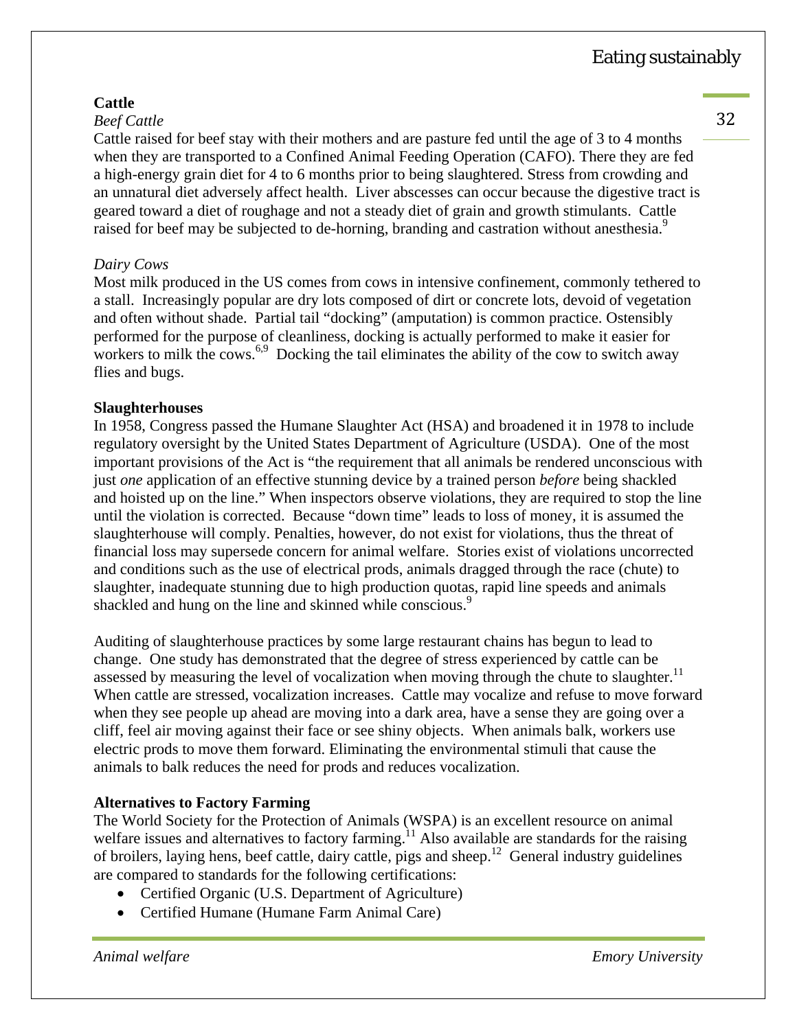**Cattle**

*Beef Cattle*

Cattle raised for beef stay with their mothers and are pasture fed until the age of 3 to 4 months when they are transported to a Confined Animal Feeding Operation (CAFO). There they are fed a high-energy grain diet for 4 to 6 months prior to being slaughtered. Stress from crowding and an unnatural diet adversely affect health. Liver abscesses can occur because the digestive tract is geared toward a diet of roughage and not a steady diet of grain and growth stimulants. Cattle raised for beef may be subjected to de-horning, branding and castration without anesthesia.[9]

*Dairy Cows*

Most milk produced in the US comes from cows in intensive confinement, commonly tethered to a stall. Increasingly popular are dry lots composed of dirt or concrete lots, devoid of vegetation and often without shade. Partial tail "docking" (amputation) is common practice. Ostensibly performed for the purpose of cleanliness, docking is actually performed to make it easier for workers to milk the cows.[6,9] Docking the tail eliminates the ability of the cow to switch away flies and bugs.

**Slaughterhouses**

In 1958, Congress passed the Humane Slaughter Act (HSA) and broadened it in 1978 to include regulatory oversight by the United States Department of Agriculture (USDA). One of the most important provisions of the Act is "the requirement that all animals be rendered unconscious with just *one* application of an effective stunning device by a trained person *before* being shackled and hoisted up on the line." When inspectors observe violations, they are required to stop the line until the violation is corrected. Because "down time" leads to loss of money, it is assumed the slaughterhouse will comply. Penalties, however, do not exist for violations, thus the threat of financial loss may supersede concern for animal welfare. Stories exist of violations uncorrected and conditions such as the use of electrical prods, animals dragged through the race (chute) to slaughter, inadequate stunning due to high production quotas, rapid line speeds and animals shackled and hung on the line and skinned while conscious.[9]

Auditing of slaughterhouse practices by some large restaurant chains has begun to lead to change. One study has demonstrated that the degree of stress experienced by cattle can be assessed by measuring the level of vocalization when moving through the chute to slaughter.[11] When cattle are stressed, vocalization increases. Cattle may vocalize and refuse to move forward when they see people up ahead are moving into a dark area, have a sense they are going over a cliff, feel air moving against their face or see shiny objects. When animals balk, workers use electric prods to move them forward. Eliminating the environmental stimuli that cause the animals to balk reduces the need for prods and reduces vocalization.

**Alternatives to Factory Farming**

The World Society for the Protection of Animals (WSPA) is an excellent resource on animal welfare issues and alternatives to factory farming.[11] Also available are standards for the raising of broilers, laying hens, beef cattle, dairy cattle, pigs and sheep.[12] General industry guidelines are compared to standards for the following certifications:

- Certified Organic (U.S. Department of Agriculture)
- Certified Humane (Humane Farm Animal Care)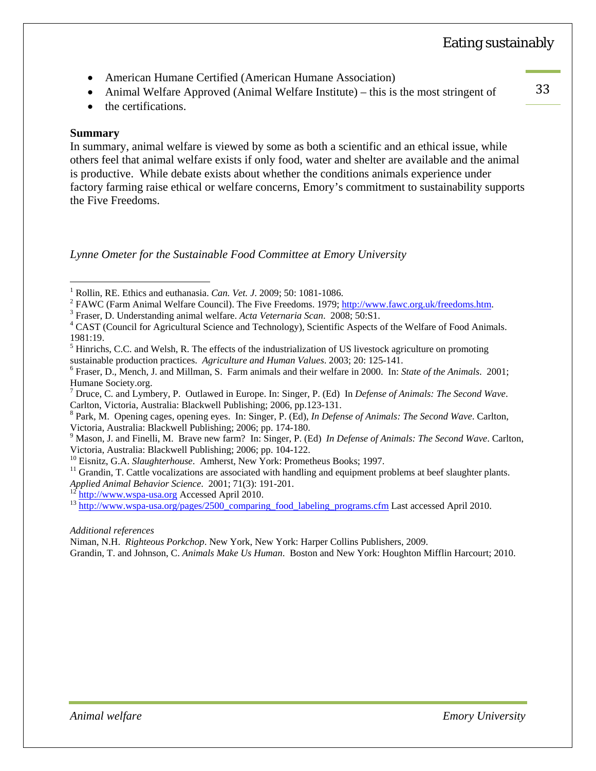- American Humane Certified (American Humane Association)
- Animal Welfare Approved (Animal Welfare Institute) – this is the most stringent of
- the certifications.

**Summary**

In summary, animal welfare is viewed by some as both a scientific and an ethical issue, while others feel that animal welfare exists if only food, water and shelter are available and the animal is productive. While debate exists about whether the conditions animals experience under factory farming raise ethical or welfare concerns, Emory's commitment to sustainability supports the Five Freedoms.

*Lynne Ometer for the Sustainable Food Committee at Emory University*

---

[1] Rollin, RE. Ethics and euthanasia. *Can. Vet. J*. 2009; 50: 1081-1086.

[2] FAWC (Farm Animal Welfare Council). The Five Freedoms. 1979; http://www.fawc.org.uk/freedoms.htm.

[3] Fraser, D. Understanding animal welfare. *Acta Veternaria Scan*. 2008; 50:S1.

[4] CAST (Council for Agricultural Science and Technology), Scientific Aspects of the Welfare of Food Animals. 1981:19.

[5] Hinrichs, C.C. and Welsh, R. The effects of the industrialization of US livestock agriculture on promoting sustainable production practices. *Agriculture and Human Values*. 2003; 20: 125-141.

[6] Fraser, D., Mench, J. and Millman, S. Farm animals and their welfare in 2000. In: *State of the Animals*. 2001; Humane Society.org.

[7] Druce, C. and Lymbery, P. Outlawed in Europe. In: Singer, P. (Ed) In *Defense of Animals: The Second Wave*. Carlton, Victoria, Australia: Blackwell Publishing; 2006, pp.123-131.

[8] Park, M. Opening cages, opening eyes. In: Singer, P. (Ed), *In Defense of Animals: The Second Wave*. Carlton, Victoria, Australia: Blackwell Publishing; 2006; pp. 174-180.

[9] Mason, J. and Finelli, M. Brave new farm? In: Singer, P. (Ed) *In Defense of Animals: The Second Wave*. Carlton, Victoria, Australia: Blackwell Publishing; 2006; pp. 104-122.

[10] Eisnitz, G.A. *Slaughterhouse*. Amherst, New York: Prometheus Books; 1997.

[11] Grandin, T. Cattle vocalizations are associated with handling and equipment problems at beef slaughter plants. *Applied Animal Behavior Science*. 2001; 71(3): 191-201.

[12] http://www.wspa-usa.org Accessed April 2010.

[13] http://www.wspa-usa.org/pages/2500_comparing_food_labeling_programs.cfm Last accessed April 2010.

*Additional references*

Niman, N.H. *Righteous Porkchop*. New York, New York: Harper Collins Publishers, 2009.

Grandin, T. and Johnson, C. *Animals Make Us Human*. Boston and New York: Houghton Mifflin Harcourt; 2010.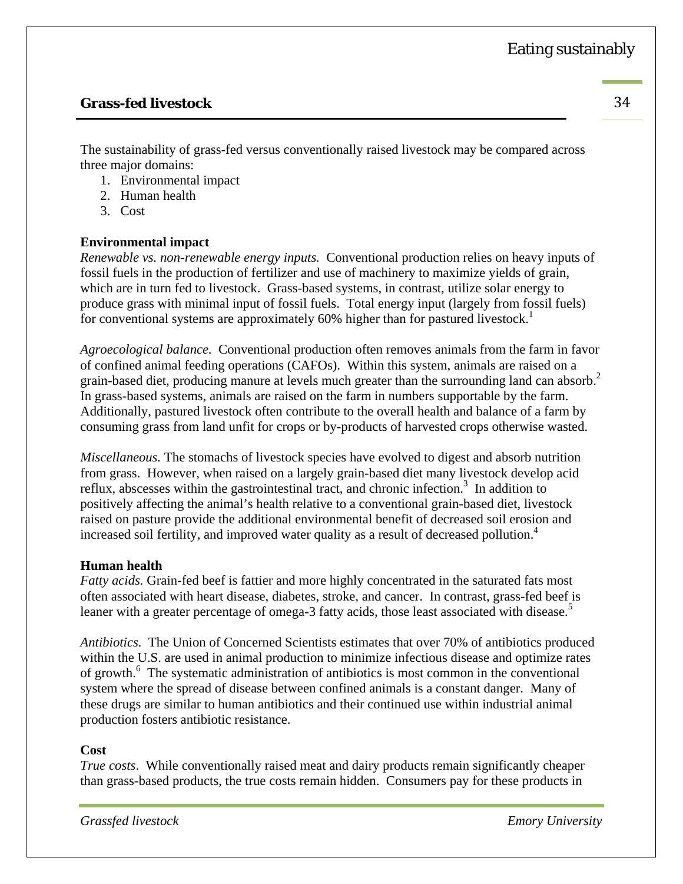## Grass-fed livestock

The sustainability of grass-fed versus conventionally raised livestock may be compared across three major domains:

1. Environmental impact
2. Human health
3. Cost

**Environmental impact**

*Renewable vs. non-renewable energy inputs.* Conventional production relies on heavy inputs of fossil fuels in the production of fertilizer and use of machinery to maximize yields of grain, which are in turn fed to livestock. Grass-based systems, in contrast, utilize solar energy to produce grass with minimal input of fossil fuels. Total energy input (largely from fossil fuels) for conventional systems are approximately 60% higher than for pastured livestock.[1]

*Agroecological balance.* Conventional production often removes animals from the farm in favor of confined animal feeding operations (CAFOs). Within this system, animals are raised on a grain-based diet, producing manure at levels much greater than the surrounding land can absorb.[2] In grass-based systems, animals are raised on the farm in numbers supportable by the farm. Additionally, pastured livestock often contribute to the overall health and balance of a farm by consuming grass from land unfit for crops or by-products of harvested crops otherwise wasted.

*Miscellaneous.* The stomachs of livestock species have evolved to digest and absorb nutrition from grass. However, when raised on a largely grain-based diet many livestock develop acid reflux, abscesses within the gastrointestinal tract, and chronic infection.[3] In addition to positively affecting the animal's health relative to a conventional grain-based diet, livestock raised on pasture provide the additional environmental benefit of decreased soil erosion and increased soil fertility, and improved water quality as a result of decreased pollution.[4]

**Human health**

*Fatty acids.* Grain-fed beef is fattier and more highly concentrated in the saturated fats most often associated with heart disease, diabetes, stroke, and cancer. In contrast, grass-fed beef is leaner with a greater percentage of omega-3 fatty acids, those least associated with disease.[5]

*Antibiotics.* The Union of Concerned Scientists estimates that over 70% of antibiotics produced within the U.S. are used in animal production to minimize infectious disease and optimize rates of growth.[6] The systematic administration of antibiotics is most common in the conventional system where the spread of disease between confined animals is a constant danger. Many of these drugs are similar to human antibiotics and their continued use within industrial animal production fosters antibiotic resistance.

**Cost**

*True costs*. While conventionally raised meat and dairy products remain significantly cheaper than grass-based products, the true costs remain hidden. Consumers pay for these products in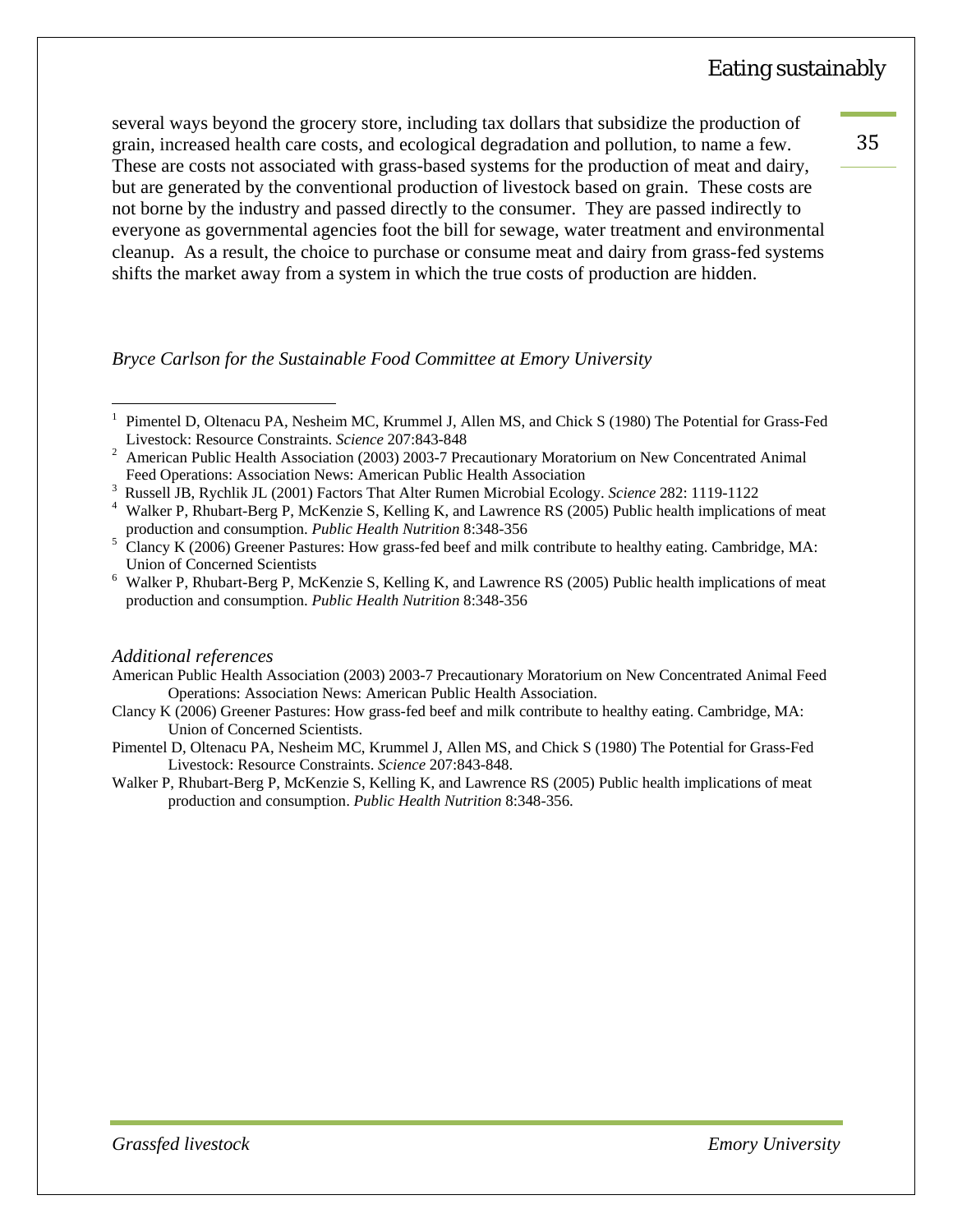several ways beyond the grocery store, including tax dollars that subsidize the production of grain, increased health care costs, and ecological degradation and pollution, to name a few. These are costs not associated with grass-based systems for the production of meat and dairy, but are generated by the conventional production of livestock based on grain. These costs are not borne by the industry and passed directly to the consumer. They are passed indirectly to everyone as governmental agencies foot the bill for sewage, water treatment and environmental cleanup. As a result, the choice to purchase or consume meat and dairy from grass-fed systems shifts the market away from a system in which the true costs of production are hidden.

*Bryce Carlson for the Sustainable Food Committee at Emory University*

---

[1] Pimentel D, Oltenacu PA, Nesheim MC, Krummel J, Allen MS, and Chick S (1980) The Potential for Grass-Fed Livestock: Resource Constraints. *Science* 207:843-848

[2] American Public Health Association (2003) 2003-7 Precautionary Moratorium on New Concentrated Animal Feed Operations: Association News: American Public Health Association

[3] Russell JB, Rychlik JL (2001) Factors That Alter Rumen Microbial Ecology. *Science* 282: 1119-1122

[4] Walker P, Rhubart-Berg P, McKenzie S, Kelling K, and Lawrence RS (2005) Public health implications of meat production and consumption. *Public Health Nutrition* 8:348-356

[5] Clancy K (2006) Greener Pastures: How grass-fed beef and milk contribute to healthy eating. Cambridge, MA: Union of Concerned Scientists

[6] Walker P, Rhubart-Berg P, McKenzie S, Kelling K, and Lawrence RS (2005) Public health implications of meat production and consumption. *Public Health Nutrition* 8:348-356

*Additional references*

American Public Health Association (2003) 2003-7 Precautionary Moratorium on New Concentrated Animal Feed Operations: Association News: American Public Health Association.

Clancy K (2006) Greener Pastures: How grass-fed beef and milk contribute to healthy eating. Cambridge, MA: Union of Concerned Scientists.

Pimentel D, Oltenacu PA, Nesheim MC, Krummel J, Allen MS, and Chick S (1980) The Potential for Grass-Fed Livestock: Resource Constraints. *Science* 207:843-848.

Walker P, Rhubart-Berg P, McKenzie S, Kelling K, and Lawrence RS (2005) Public health implications of meat production and consumption. *Public Health Nutrition* 8:348-356.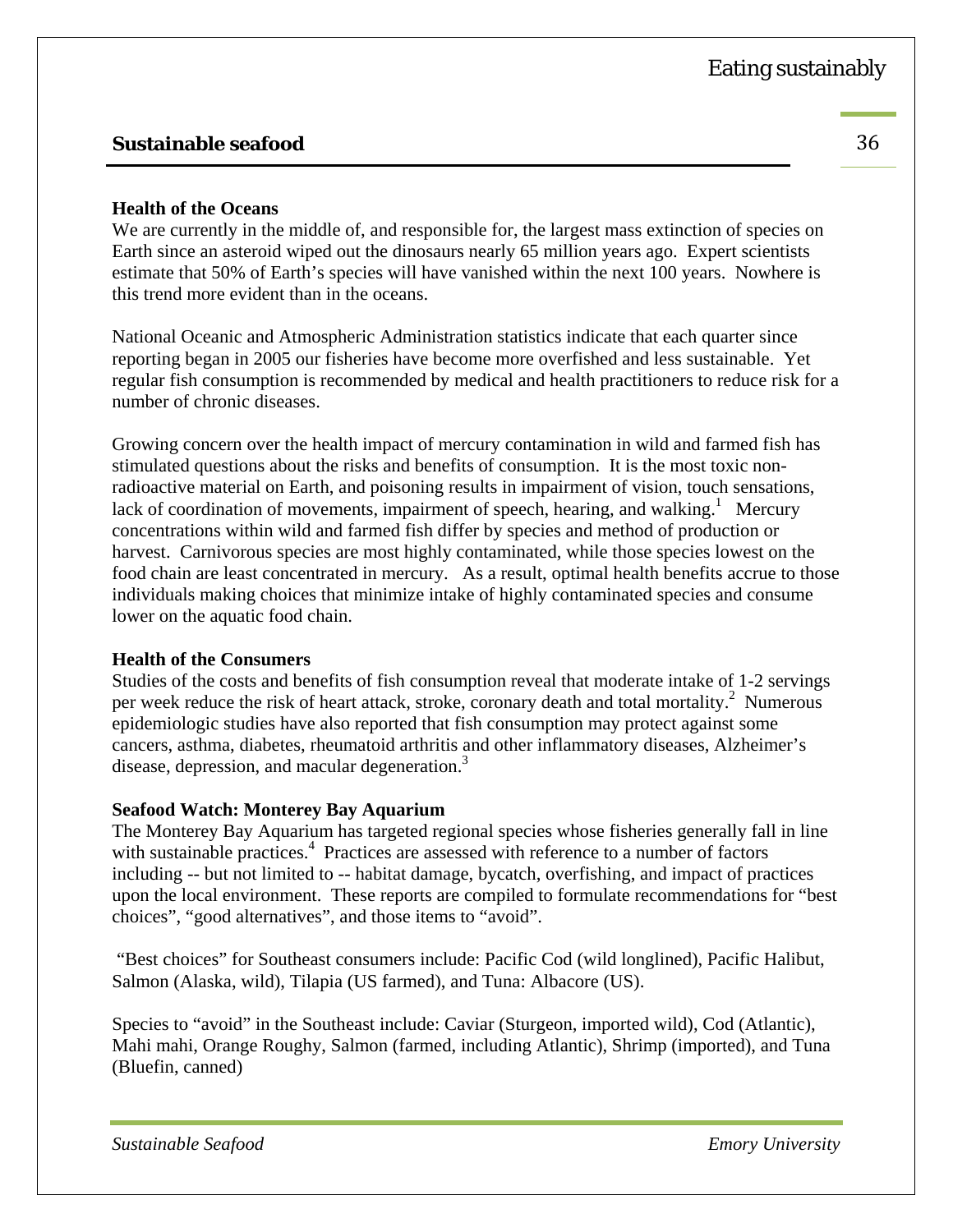## Sustainable seafood

**Health of the Oceans**

We are currently in the middle of, and responsible for, the largest mass extinction of species on Earth since an asteroid wiped out the dinosaurs nearly 65 million years ago. Expert scientists estimate that 50% of Earth's species will have vanished within the next 100 years. Nowhere is this trend more evident than in the oceans.

National Oceanic and Atmospheric Administration statistics indicate that each quarter since reporting began in 2005 our fisheries have become more overfished and less sustainable. Yet regular fish consumption is recommended by medical and health practitioners to reduce risk for a number of chronic diseases.

Growing concern over the health impact of mercury contamination in wild and farmed fish has stimulated questions about the risks and benefits of consumption. It is the most toxic non-radioactive material on Earth, and poisoning results in impairment of vision, touch sensations, lack of coordination of movements, impairment of speech, hearing, and walking.[1] Mercury concentrations within wild and farmed fish differ by species and method of production or harvest. Carnivorous species are most highly contaminated, while those species lowest on the food chain are least concentrated in mercury. As a result, optimal health benefits accrue to those individuals making choices that minimize intake of highly contaminated species and consume lower on the aquatic food chain.

**Health of the Consumers**

Studies of the costs and benefits of fish consumption reveal that moderate intake of 1-2 servings per week reduce the risk of heart attack, stroke, coronary death and total mortality.[2] Numerous epidemiologic studies have also reported that fish consumption may protect against some cancers, asthma, diabetes, rheumatoid arthritis and other inflammatory diseases, Alzheimer's disease, depression, and macular degeneration.[3]

**Seafood Watch: Monterey Bay Aquarium**

The Monterey Bay Aquarium has targeted regional species whose fisheries generally fall in line with sustainable practices.[4] Practices are assessed with reference to a number of factors including -- but not limited to -- habitat damage, bycatch, overfishing, and impact of practices upon the local environment. These reports are compiled to formulate recommendations for "best choices", "good alternatives", and those items to "avoid".

"Best choices" for Southeast consumers include: Pacific Cod (wild longlined), Pacific Halibut, Salmon (Alaska, wild), Tilapia (US farmed), and Tuna: Albacore (US).

Species to "avoid" in the Southeast include: Caviar (Sturgeon, imported wild), Cod (Atlantic), Mahi mahi, Orange Roughy, Salmon (farmed, including Atlantic), Shrimp (imported), and Tuna (Bluefin, canned)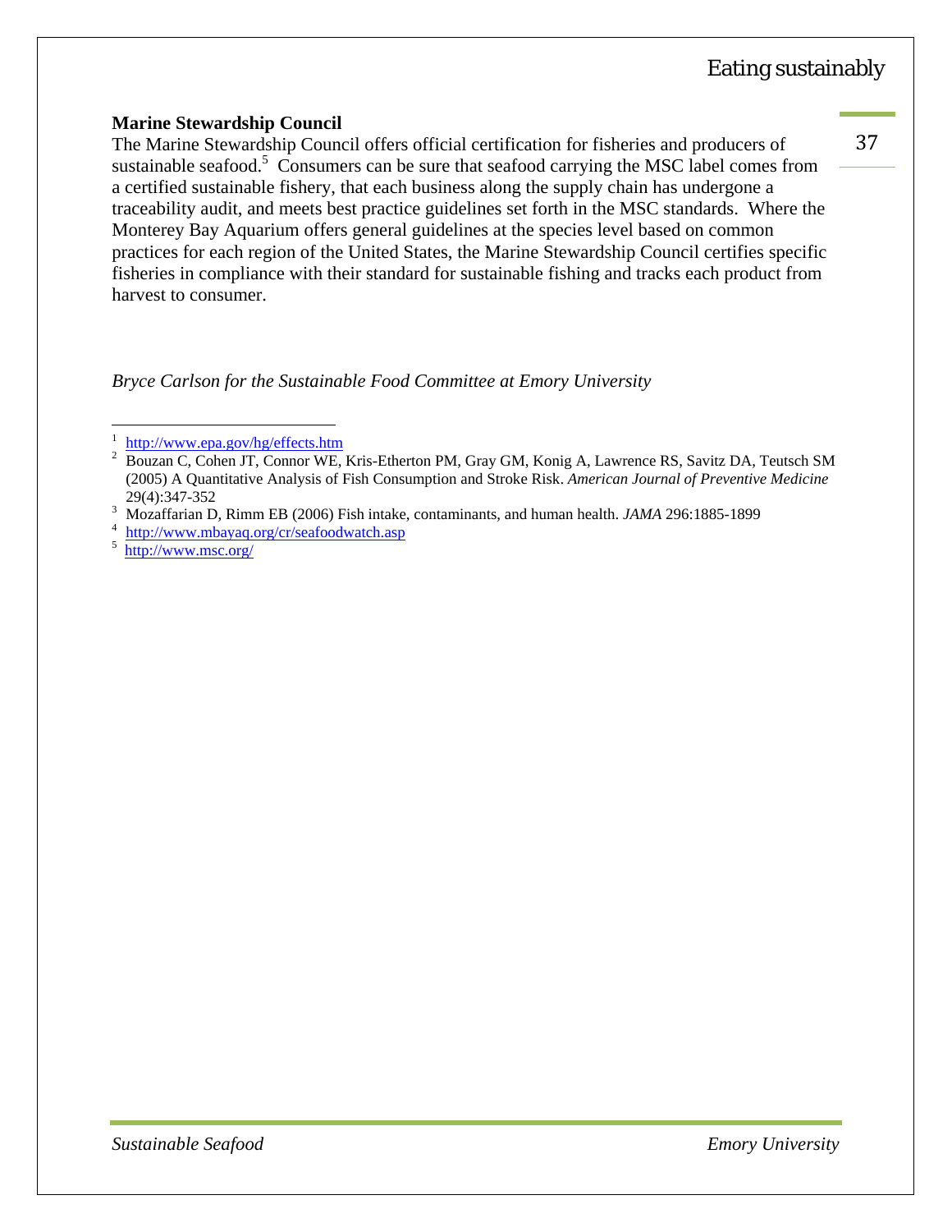**Marine Stewardship Council**

The Marine Stewardship Council offers official certification for fisheries and producers of sustainable seafood.[5] Consumers can be sure that seafood carrying the MSC label comes from a certified sustainable fishery, that each business along the supply chain has undergone a traceability audit, and meets best practice guidelines set forth in the MSC standards. Where the Monterey Bay Aquarium offers general guidelines at the species level based on common practices for each region of the United States, the Marine Stewardship Council certifies specific fisheries in compliance with their standard for sustainable fishing and tracks each product from harvest to consumer.

*Bryce Carlson for the Sustainable Food Committee at Emory University*

---

1. http://www.epa.gov/hg/effects.htm
2. Bouzan C, Cohen JT, Connor WE, Kris-Etherton PM, Gray GM, Konig A, Lawrence RS, Savitz DA, Teutsch SM (2005) A Quantitative Analysis of Fish Consumption and Stroke Risk. *American Journal of Preventive Medicine* 29(4):347-352
3. Mozaffarian D, Rimm EB (2006) Fish intake, contaminants, and human health. *JAMA* 296:1885-1899
4. http://www.mbayaq.org/cr/seafoodwatch.asp
5. http://www.msc.org/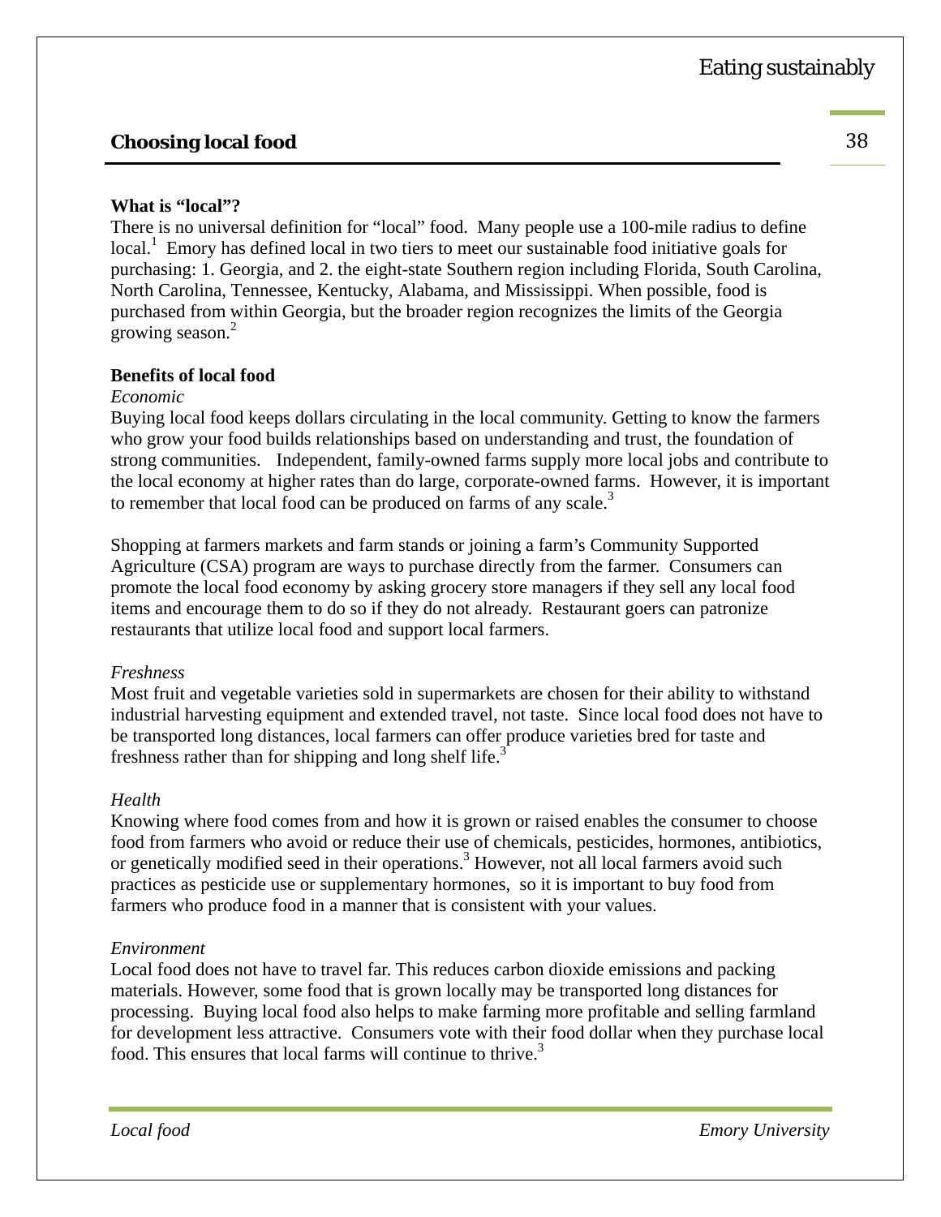## Choosing local food

**What is "local"?**

There is no universal definition for "local" food. Many people use a 100-mile radius to define local.[1] Emory has defined local in two tiers to meet our sustainable food initiative goals for purchasing: 1. Georgia, and 2. the eight-state Southern region including Florida, South Carolina, North Carolina, Tennessee, Kentucky, Alabama, and Mississippi. When possible, food is purchased from within Georgia, but the broader region recognizes the limits of the Georgia growing season.[2]

**Benefits of local food**

*Economic*

Buying local food keeps dollars circulating in the local community. Getting to know the farmers who grow your food builds relationships based on understanding and trust, the foundation of strong communities. Independent, family-owned farms supply more local jobs and contribute to the local economy at higher rates than do large, corporate-owned farms. However, it is important to remember that local food can be produced on farms of any scale.[3]

Shopping at farmers markets and farm stands or joining a farm's Community Supported Agriculture (CSA) program are ways to purchase directly from the farmer. Consumers can promote the local food economy by asking grocery store managers if they sell any local food items and encourage them to do so if they do not already. Restaurant goers can patronize restaurants that utilize local food and support local farmers.

*Freshness*

Most fruit and vegetable varieties sold in supermarkets are chosen for their ability to withstand industrial harvesting equipment and extended travel, not taste. Since local food does not have to be transported long distances, local farmers can offer produce varieties bred for taste and freshness rather than for shipping and long shelf life.[3]

*Health*

Knowing where food comes from and how it is grown or raised enables the consumer to choose food from farmers who avoid or reduce their use of chemicals, pesticides, hormones, antibiotics, or genetically modified seed in their operations.[3] However, not all local farmers avoid such practices as pesticide use or supplementary hormones, so it is important to buy food from farmers who produce food in a manner that is consistent with your values.

*Environment*

Local food does not have to travel far. This reduces carbon dioxide emissions and packing materials. However, some food that is grown locally may be transported long distances for processing. Buying local food also helps to make farming more profitable and selling farmland for development less attractive. Consumers vote with their food dollar when they purchase local food. This ensures that local farms will continue to thrive.[3]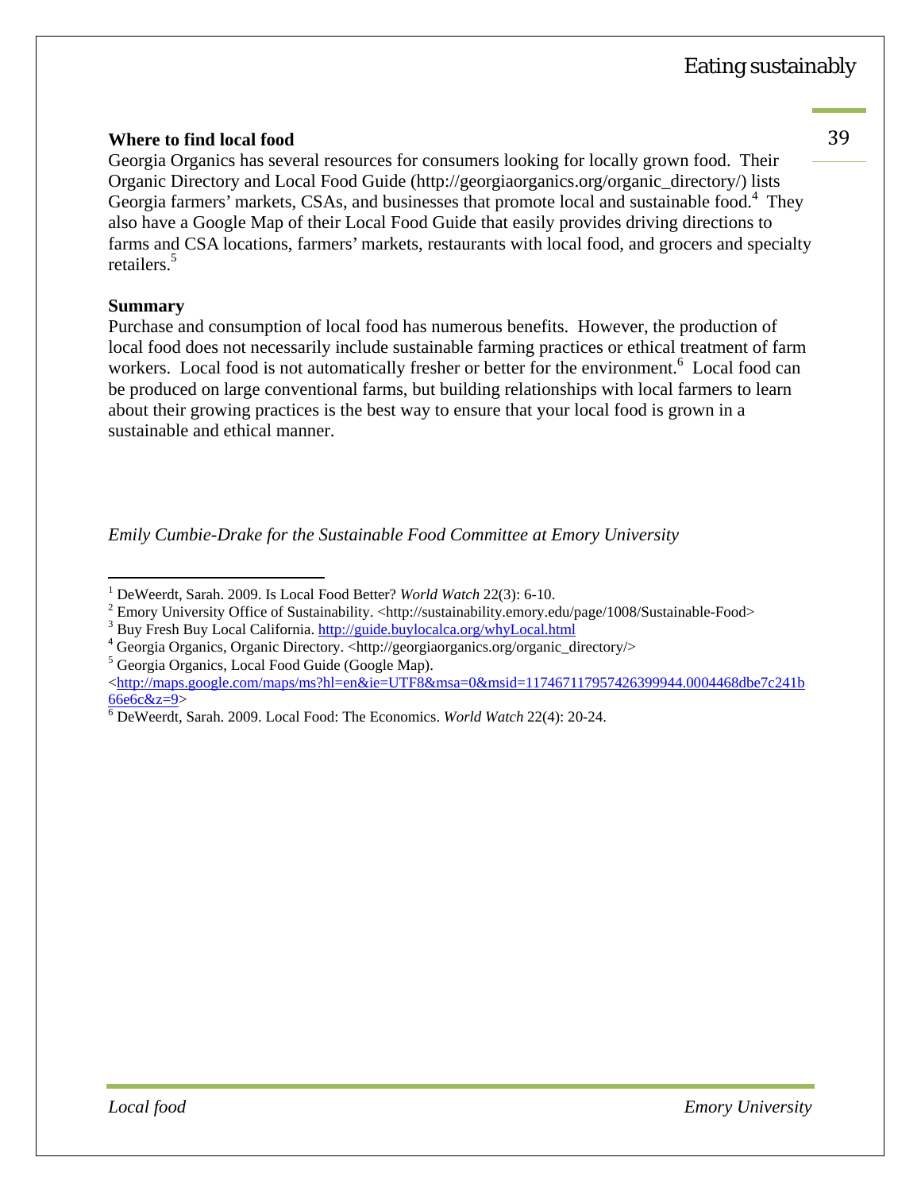**Where to find local food**

Georgia Organics has several resources for consumers looking for locally grown food. Their Organic Directory and Local Food Guide (http://georgiaorganics.org/organic_directory/) lists Georgia farmers' markets, CSAs, and businesses that promote local and sustainable food.[4] They also have a Google Map of their Local Food Guide that easily provides driving directions to farms and CSA locations, farmers' markets, restaurants with local food, and grocers and specialty retailers.[5]

**Summary**

Purchase and consumption of local food has numerous benefits. However, the production of local food does not necessarily include sustainable farming practices or ethical treatment of farm workers. Local food is not automatically fresher or better for the environment.[6] Local food can be produced on large conventional farms, but building relationships with local farmers to learn about their growing practices is the best way to ensure that your local food is grown in a sustainable and ethical manner.

*Emily Cumbie-Drake for the Sustainable Food Committee at Emory University*

---

[1] DeWeerdt, Sarah. 2009. Is Local Food Better? *World Watch* 22(3): 6-10.

[2] Emory University Office of Sustainability. <http://sustainability.emory.edu/page/1008/Sustainable-Food>

[3] Buy Fresh Buy Local California. http://guide.buylocalca.org/whyLocal.html

[4] Georgia Organics, Organic Directory. <http://georgiaorganics.org/organic_directory/>

[5] Georgia Organics, Local Food Guide (Google Map). <http://maps.google.com/maps/ms?hl=en&ie=UTF8&msa=0&msid=117467117957426399944.0004468dbe7c241b66e6c&z=9>

[6] DeWeerdt, Sarah. 2009. Local Food: The Economics. *World Watch* 22(4): 20-24.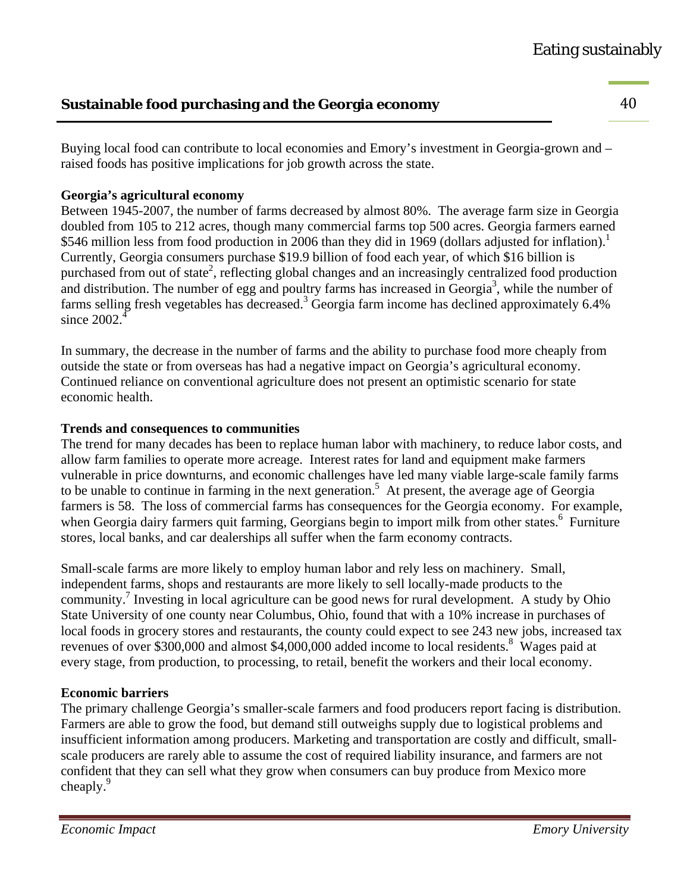## Sustainable food purchasing and the Georgia economy

Buying local food can contribute to local economies and Emory's investment in Georgia-grown and –raised foods has positive implications for job growth across the state.

**Georgia's agricultural economy**

Between 1945-2007, the number of farms decreased by almost 80%. The average farm size in Georgia doubled from 105 to 212 acres, though many commercial farms top 500 acres. Georgia farmers earned $546 million less from food production in 2006 than they did in 1969 (dollars adjusted for inflation).[1] Currently, Georgia consumers purchase $19.9 billion of food each year, of which $16 billion is purchased from out of state[2], reflecting global changes and an increasingly centralized food production and distribution. The number of egg and poultry farms has increased in Georgia[3], while the number of farms selling fresh vegetables has decreased.[3] Georgia farm income has declined approximately 6.4% since 2002.[4]

In summary, the decrease in the number of farms and the ability to purchase food more cheaply from outside the state or from overseas has had a negative impact on Georgia's agricultural economy. Continued reliance on conventional agriculture does not present an optimistic scenario for state economic health.

**Trends and consequences to communities**

The trend for many decades has been to replace human labor with machinery, to reduce labor costs, and allow farm families to operate more acreage. Interest rates for land and equipment make farmers vulnerable in price downturns, and economic challenges have led many viable large-scale family farms to be unable to continue in farming in the next generation.[5] At present, the average age of Georgia farmers is 58. The loss of commercial farms has consequences for the Georgia economy. For example, when Georgia dairy farmers quit farming, Georgians begin to import milk from other states.[6] Furniture stores, local banks, and car dealerships all suffer when the farm economy contracts.

Small-scale farms are more likely to employ human labor and rely less on machinery. Small, independent farms, shops and restaurants are more likely to sell locally-made products to the community.[7] Investing in local agriculture can be good news for rural development. A study by Ohio State University of one county near Columbus, Ohio, found that with a 10% increase in purchases of local foods in grocery stores and restaurants, the county could expect to see 243 new jobs, increased tax revenues of over $300,000 and almost $4,000,000 added income to local residents.[8] Wages paid at every stage, from production, to processing, to retail, benefit the workers and their local economy.

**Economic barriers**

The primary challenge Georgia's smaller-scale farmers and food producers report facing is distribution. Farmers are able to grow the food, but demand still outweighs supply due to logistical problems and insufficient information among producers. Marketing and transportation are costly and difficult, small-scale producers are rarely able to assume the cost of required liability insurance, and farmers are not confident that they can sell what they grow when consumers can buy produce from Mexico more cheaply.[9]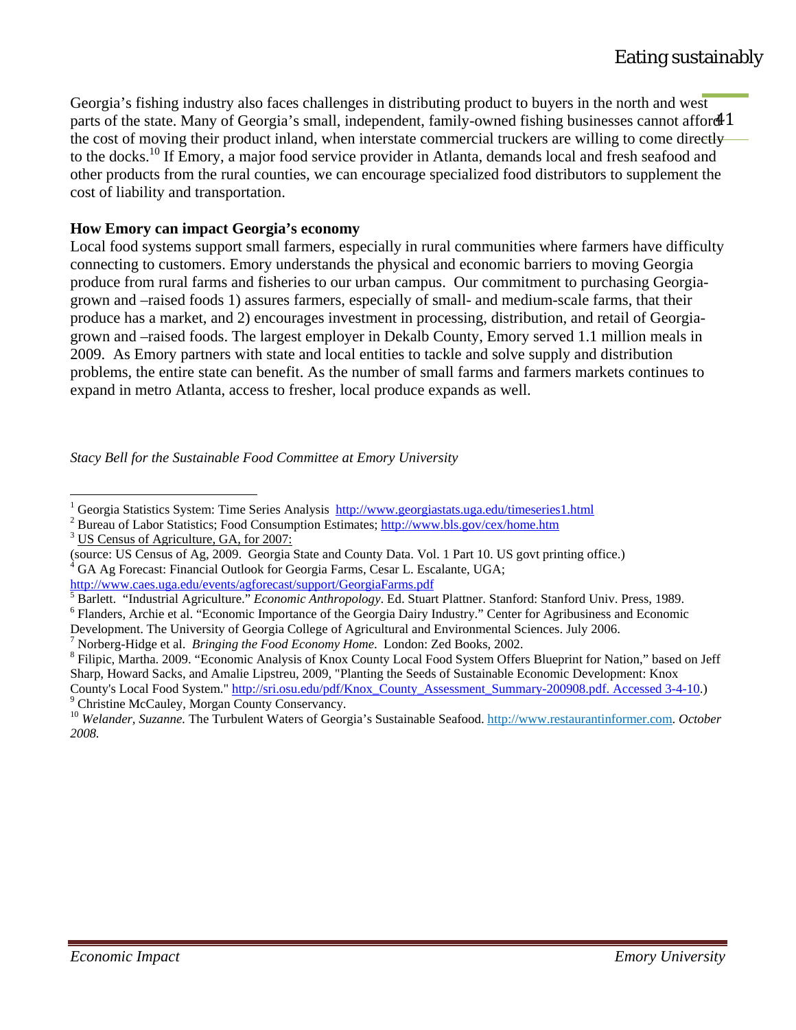Georgia's fishing industry also faces challenges in distributing product to buyers in the north and west parts of the state. Many of Georgia's small, independent, family-owned fishing businesses cannot afford the cost of moving their product inland, when interstate commercial truckers are willing to come directly to the docks.[10] If Emory, a major food service provider in Atlanta, demands local and fresh seafood and other products from the rural counties, we can encourage specialized food distributors to supplement the cost of liability and transportation.

**How Emory can impact Georgia's economy**

Local food systems support small farmers, especially in rural communities where farmers have difficulty connecting to customers. Emory understands the physical and economic barriers to moving Georgia produce from rural farms and fisheries to our urban campus. Our commitment to purchasing Georgia-grown and –raised foods 1) assures farmers, especially of small- and medium-scale farms, that their produce has a market, and 2) encourages investment in processing, distribution, and retail of Georgia-grown and –raised foods. The largest employer in Dekalb County, Emory served 1.1 million meals in 2009. As Emory partners with state and local entities to tackle and solve supply and distribution problems, the entire state can benefit. As the number of small farms and farmers markets continues to expand in metro Atlanta, access to fresher, local produce expands as well.

*Stacy Bell for the Sustainable Food Committee at Emory University*

---

[1] Georgia Statistics System: Time Series Analysis http://www.georgiastats.uga.edu/timeseries1.html

[2] Bureau of Labor Statistics; Food Consumption Estimates; http://www.bls.gov/cex/home.htm

[3] US Census of Agriculture, GA, for 2007:
(source: US Census of Ag, 2009. Georgia State and County Data. Vol. 1 Part 10. US govt printing office.)

[4] GA Ag Forecast: Financial Outlook for Georgia Farms, Cesar L. Escalante, UGA; http://www.caes.uga.edu/events/agforecast/support/GeorgiaFarms.pdf

[5] Barlett. "Industrial Agriculture." *Economic Anthropology*. Ed. Stuart Plattner. Stanford: Stanford Univ. Press, 1989.

[6] Flanders, Archie et al. "Economic Importance of the Georgia Dairy Industry." Center for Agribusiness and Economic Development. The University of Georgia College of Agricultural and Environmental Sciences. July 2006.

[7] Norberg-Hidge et al. *Bringing the Food Economy Home*. London: Zed Books, 2002.

[8] Filipic, Martha. 2009. "Economic Analysis of Knox County Local Food System Offers Blueprint for Nation," based on Jeff Sharp, Howard Sacks, and Amalie Lipstreu, 2009, "Planting the Seeds of Sustainable Economic Development: Knox County's Local Food System." http://sri.osu.edu/pdf/Knox_County_Assessment_Summary-200908.pdf. Accessed 3-4-10.)

[9] Christine McCauley, Morgan County Conservancy.

[10] *Welander, Suzanne.* The Turbulent Waters of Georgia's Sustainable Seafood. http://www.restaurantinformer.com. *October 2008.*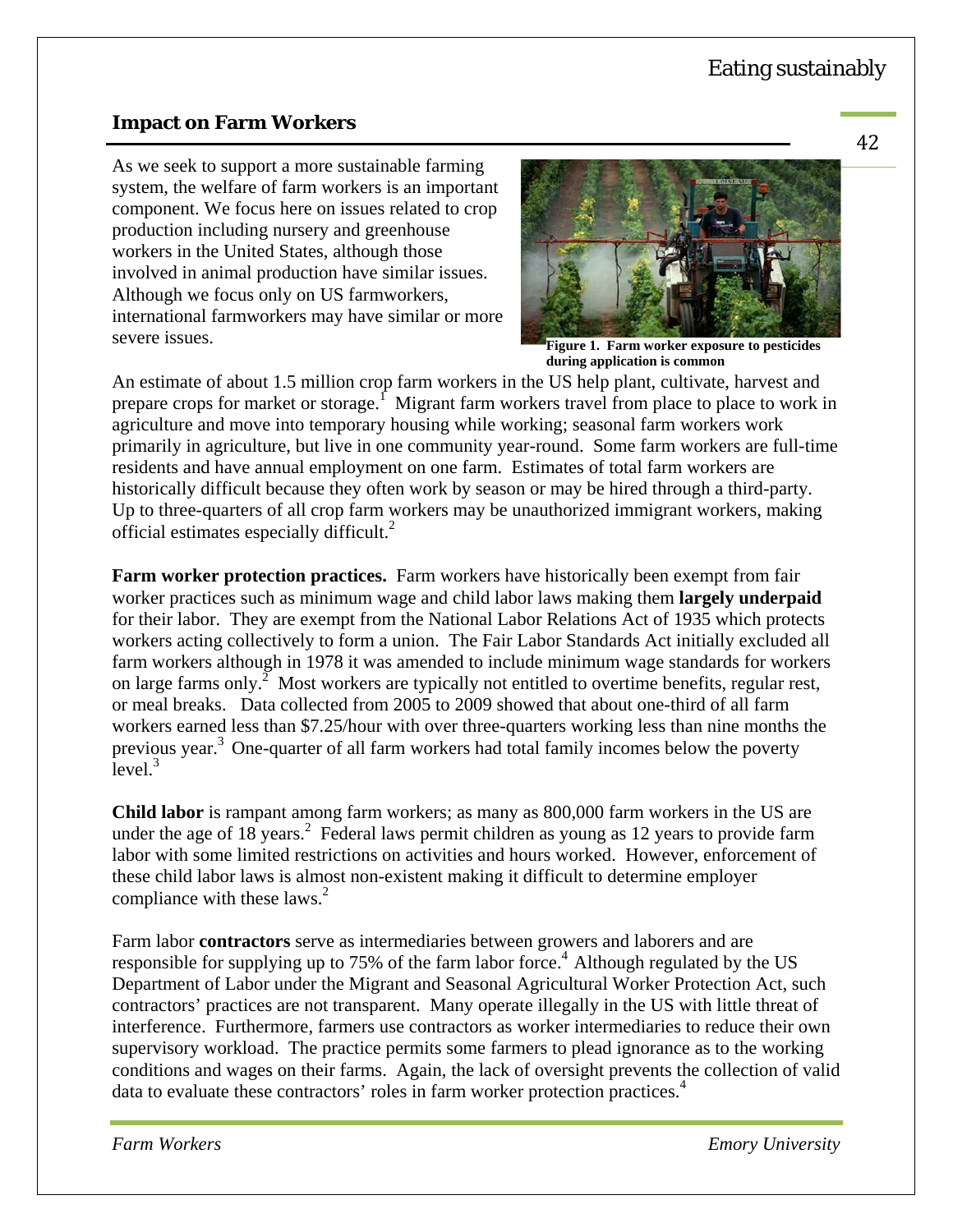## Impact on Farm Workers

As we seek to support a more sustainable farming system, the welfare of farm workers is an important component. We focus here on issues related to crop production including nursery and greenhouse workers in the United States, although those involved in animal production have similar issues. Although we focus only on US farmworkers, international farmworkers may have similar or more severe issues.

**Figure 1. Farm worker exposure to pesticides during application is common**

An estimate of about 1.5 million crop farm workers in the US help plant, cultivate, harvest and prepare crops for market or storage.[1] Migrant farm workers travel from place to place to work in agriculture and move into temporary housing while working; seasonal farm workers work primarily in agriculture, but live in one community year-round. Some farm workers are full-time residents and have annual employment on one farm. Estimates of total farm workers are historically difficult because they often work by season or may be hired through a third-party. Up to three-quarters of all crop farm workers may be unauthorized immigrant workers, making official estimates especially difficult.[2]

**Farm worker protection practices.** Farm workers have historically been exempt from fair worker practices such as minimum wage and child labor laws making them **largely underpaid** for their labor. They are exempt from the National Labor Relations Act of 1935 which protects workers acting collectively to form a union. The Fair Labor Standards Act initially excluded all farm workers although in 1978 it was amended to include minimum wage standards for workers on large farms only.[2] Most workers are typically not entitled to overtime benefits, regular rest, or meal breaks. Data collected from 2005 to 2009 showed that about one-third of all farm workers earned less than $7.25/hour with over three-quarters working less than nine months the previous year.[3] One-quarter of all farm workers had total family incomes below the poverty level.[3]

**Child labor** is rampant among farm workers; as many as 800,000 farm workers in the US are under the age of 18 years.[2] Federal laws permit children as young as 12 years to provide farm labor with some limited restrictions on activities and hours worked. However, enforcement of these child labor laws is almost non-existent making it difficult to determine employer compliance with these laws.[2]

Farm labor **contractors** serve as intermediaries between growers and laborers and are responsible for supplying up to 75% of the farm labor force.[4] Although regulated by the US Department of Labor under the Migrant and Seasonal Agricultural Worker Protection Act, such contractors' practices are not transparent. Many operate illegally in the US with little threat of interference. Furthermore, farmers use contractors as worker intermediaries to reduce their own supervisory workload. The practice permits some farmers to plead ignorance as to the working conditions and wages on their farms. Again, the lack of oversight prevents the collection of valid data to evaluate these contractors' roles in farm worker protection practices.[4]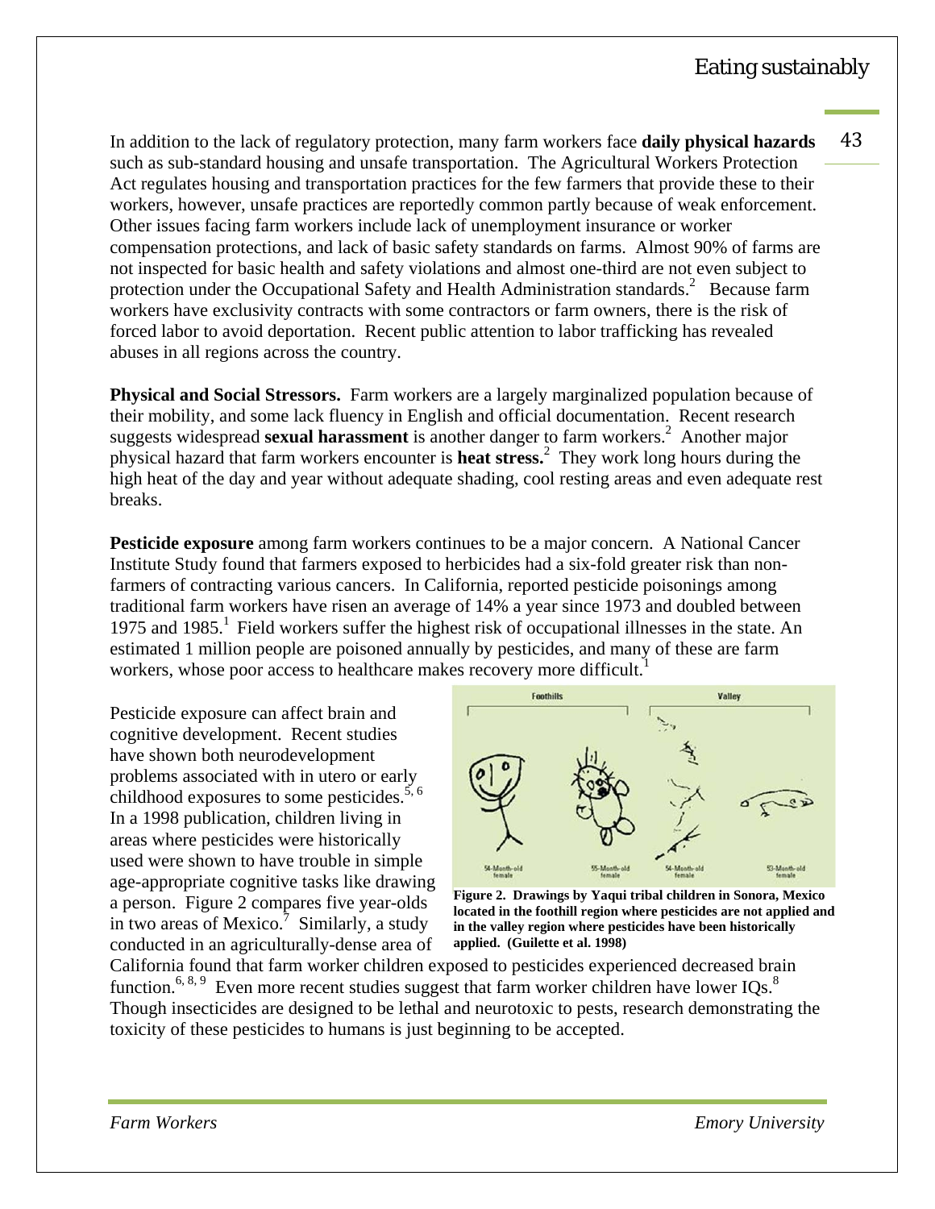In addition to the lack of regulatory protection, many farm workers face **daily physical hazards** such as sub-standard housing and unsafe transportation. The Agricultural Workers Protection Act regulates housing and transportation practices for the few farmers that provide these to their workers, however, unsafe practices are reportedly common partly because of weak enforcement. Other issues facing farm workers include lack of unemployment insurance or worker compensation protections, and lack of basic safety standards on farms. Almost 90% of farms are not inspected for basic health and safety violations and almost one-third are not even subject to protection under the Occupational Safety and Health Administration standards.[2] Because farm workers have exclusivity contracts with some contractors or farm owners, there is the risk of forced labor to avoid deportation. Recent public attention to labor trafficking has revealed abuses in all regions across the country.

**Physical and Social Stressors.** Farm workers are a largely marginalized population because of their mobility, and some lack fluency in English and official documentation. Recent research suggests widespread **sexual harassment** is another danger to farm workers.[2] Another major physical hazard that farm workers encounter is **heat stress.**[2] They work long hours during the high heat of the day and year without adequate shading, cool resting areas and even adequate rest breaks.

**Pesticide exposure** among farm workers continues to be a major concern. A National Cancer Institute Study found that farmers exposed to herbicides had a six-fold greater risk than non-farmers of contracting various cancers. In California, reported pesticide poisonings among traditional farm workers have risen an average of 14% a year since 1973 and doubled between 1975 and 1985.[1] Field workers suffer the highest risk of occupational illnesses in the state. An estimated 1 million people are poisoned annually by pesticides, and many of these are farm workers, whose poor access to healthcare makes recovery more difficult.[1]

Pesticide exposure can affect brain and cognitive development. Recent studies have shown both neurodevelopment problems associated with in utero or early childhood exposures to some pesticides.[5, 6] In a 1998 publication, children living in areas where pesticides were historically used were shown to have trouble in simple age-appropriate cognitive tasks like drawing a person. Figure 2 compares five year-olds in two areas of Mexico.[7] Similarly, a study conducted in an agriculturally-dense area of California found that farm worker children exposed to pesticides experienced decreased brain function.[6, 8, 9] Even more recent studies suggest that farm worker children have lower IQs.[8] Though insecticides are designed to be lethal and neurotoxic to pests, research demonstrating the toxicity of these pesticides to humans is just beginning to be accepted.

**Figure 2. Drawings by Yaqui tribal children in Sonora, Mexico located in the foothill region where pesticides are not applied and in the valley region where pesticides have been historically applied. (Guilette et al. 1998)**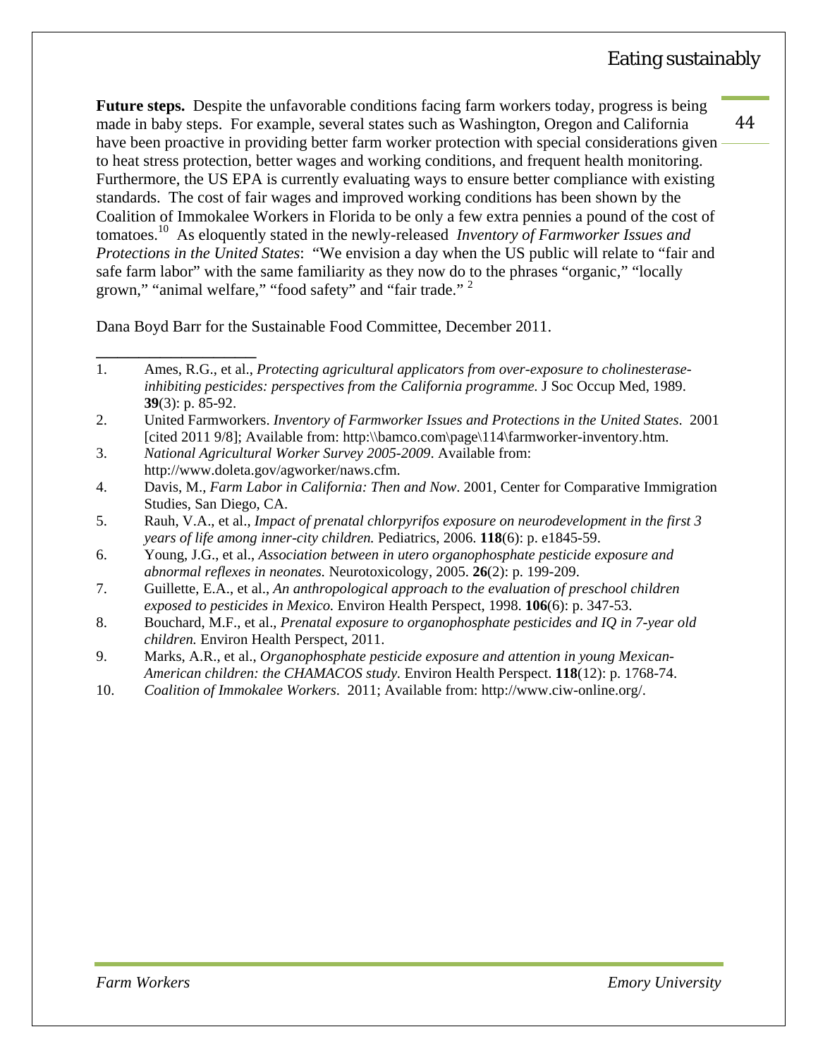**Future steps.** Despite the unfavorable conditions facing farm workers today, progress is being made in baby steps. For example, several states such as Washington, Oregon and California have been proactive in providing better farm worker protection with special considerations given to heat stress protection, better wages and working conditions, and frequent health monitoring. Furthermore, the US EPA is currently evaluating ways to ensure better compliance with existing standards. The cost of fair wages and improved working conditions has been shown by the Coalition of Immokalee Workers in Florida to be only a few extra pennies a pound of the cost of tomatoes.[10] As eloquently stated in the newly-released *Inventory of Farmworker Issues and Protections in the United States*: "We envision a day when the US public will relate to "fair and safe farm labor" with the same familiarity as they now do to the phrases "organic," "locally grown," "animal welfare," "food safety" and "fair trade." [2]

Dana Boyd Barr for the Sustainable Food Committee, December 2011.

---

1. Ames, R.G., et al., *Protecting agricultural applicators from over-exposure to cholinesterase-inhibiting pesticides: perspectives from the California programme.* J Soc Occup Med, 1989. **39**(3): p. 85-92.
2. United Farmworkers. *Inventory of Farmworker Issues and Protections in the United States.* 2001 [cited 2011 9/8]; Available from: http:\\bamco.com\page\114\farmworker-inventory.htm.
3. *National Agricultural Worker Survey 2005-2009*. Available from: http://www.doleta.gov/agworker/naws.cfm.
4. Davis, M., *Farm Labor in California: Then and Now*. 2001, Center for Comparative Immigration Studies, San Diego, CA.
5. Rauh, V.A., et al., *Impact of prenatal chlorpyrifos exposure on neurodevelopment in the first 3 years of life among inner-city children.* Pediatrics, 2006. **118**(6): p. e1845-59.
6. Young, J.G., et al., *Association between in utero organophosphate pesticide exposure and abnormal reflexes in neonates.* Neurotoxicology, 2005. **26**(2): p. 199-209.
7. Guillette, E.A., et al., *An anthropological approach to the evaluation of preschool children exposed to pesticides in Mexico.* Environ Health Perspect, 1998. **106**(6): p. 347-53.
8. Bouchard, M.F., et al., *Prenatal exposure to organophosphate pesticides and IQ in 7-year old children.* Environ Health Perspect, 2011.
9. Marks, A.R., et al., *Organophosphate pesticide exposure and attention in young Mexican-American children: the CHAMACOS study.* Environ Health Perspect. **118**(12): p. 1768-74.
10. *Coalition of Immokalee Workers*. 2011; Available from: http://www.ciw-online.org/.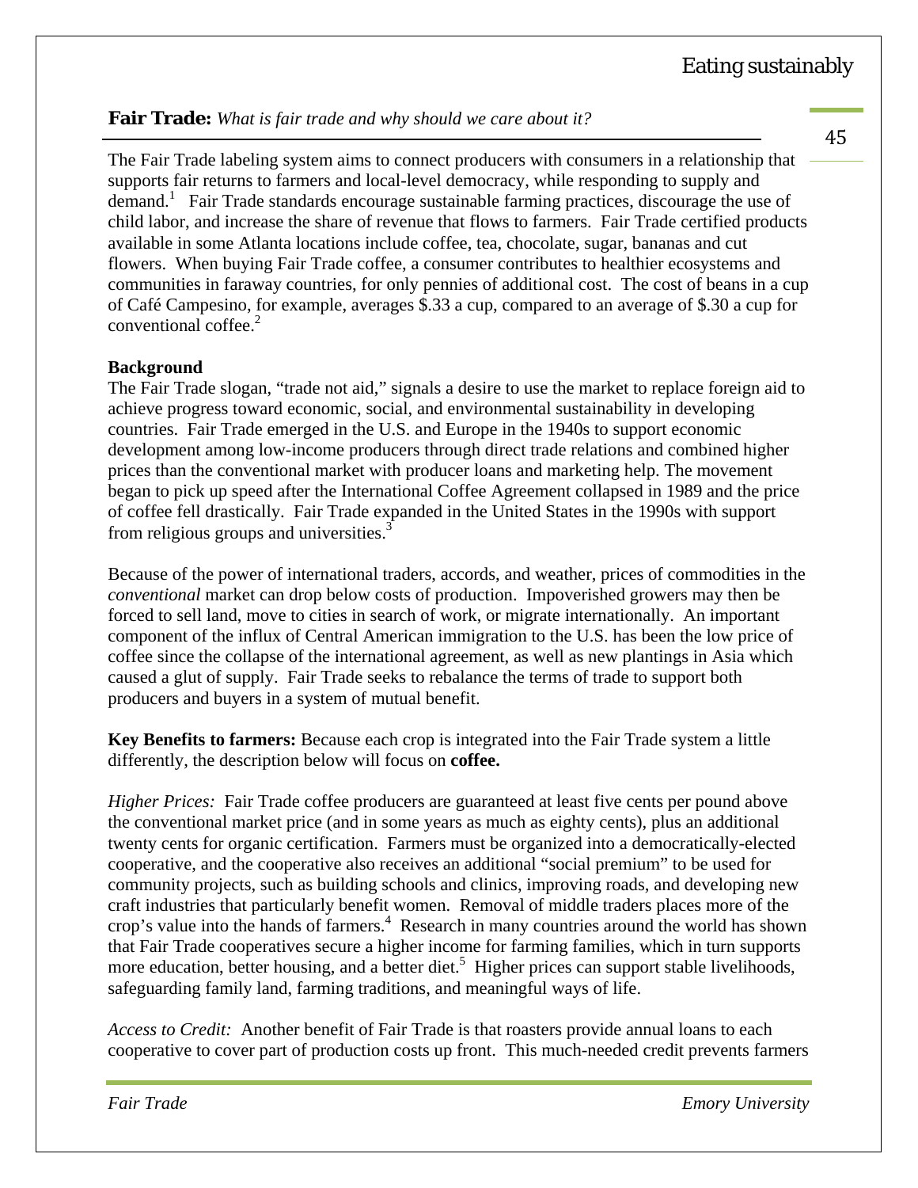**Fair Trade:** *What is fair trade and why should we care about it?*

The Fair Trade labeling system aims to connect producers with consumers in a relationship that supports fair returns to farmers and local-level democracy, while responding to supply and demand.[1] Fair Trade standards encourage sustainable farming practices, discourage the use of child labor, and increase the share of revenue that flows to farmers. Fair Trade certified products available in some Atlanta locations include coffee, tea, chocolate, sugar, bananas and cut flowers. When buying Fair Trade coffee, a consumer contributes to healthier ecosystems and communities in faraway countries, for only pennies of additional cost. The cost of beans in a cup of Café Campesino, for example, averages $.33 a cup, compared to an average of $.30 a cup for conventional coffee.[2]

**Background**

The Fair Trade slogan, "trade not aid," signals a desire to use the market to replace foreign aid to achieve progress toward economic, social, and environmental sustainability in developing countries. Fair Trade emerged in the U.S. and Europe in the 1940s to support economic development among low-income producers through direct trade relations and combined higher prices than the conventional market with producer loans and marketing help. The movement began to pick up speed after the International Coffee Agreement collapsed in 1989 and the price of coffee fell drastically. Fair Trade expanded in the United States in the 1990s with support from religious groups and universities.[3]

Because of the power of international traders, accords, and weather, prices of commodities in the *conventional* market can drop below costs of production. Impoverished growers may then be forced to sell land, move to cities in search of work, or migrate internationally. An important component of the influx of Central American immigration to the U.S. has been the low price of coffee since the collapse of the international agreement, as well as new plantings in Asia which caused a glut of supply. Fair Trade seeks to rebalance the terms of trade to support both producers and buyers in a system of mutual benefit.

**Key Benefits to farmers:** Because each crop is integrated into the Fair Trade system a little differently, the description below will focus on **coffee.**

*Higher Prices:* Fair Trade coffee producers are guaranteed at least five cents per pound above the conventional market price (and in some years as much as eighty cents), plus an additional twenty cents for organic certification. Farmers must be organized into a democratically-elected cooperative, and the cooperative also receives an additional "social premium" to be used for community projects, such as building schools and clinics, improving roads, and developing new craft industries that particularly benefit women. Removal of middle traders places more of the crop's value into the hands of farmers.[4] Research in many countries around the world has shown that Fair Trade cooperatives secure a higher income for farming families, which in turn supports more education, better housing, and a better diet.[5] Higher prices can support stable livelihoods, safeguarding family land, farming traditions, and meaningful ways of life.

*Access to Credit:* Another benefit of Fair Trade is that roasters provide annual loans to each cooperative to cover part of production costs up front. This much-needed credit prevents farmers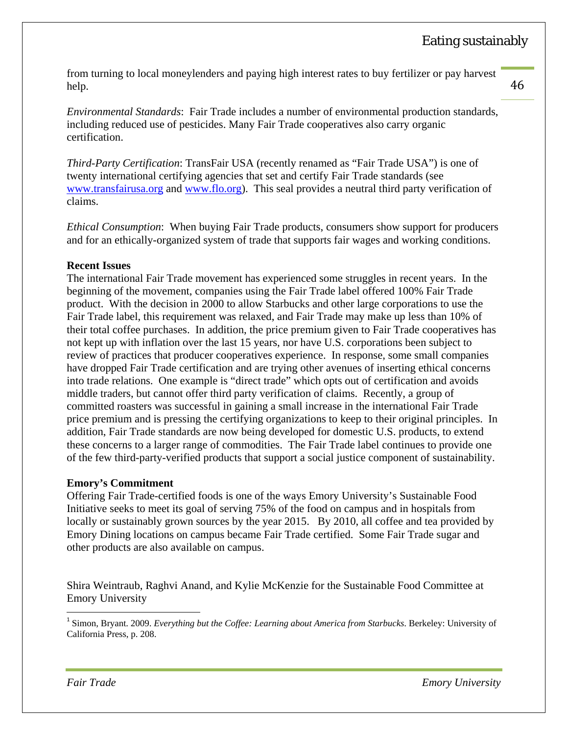from turning to local moneylenders and paying high interest rates to buy fertilizer or pay harvest help.

*Environmental Standards*: Fair Trade includes a number of environmental production standards, including reduced use of pesticides. Many Fair Trade cooperatives also carry organic certification.

*Third-Party Certification*: TransFair USA (recently renamed as "Fair Trade USA") is one of twenty international certifying agencies that set and certify Fair Trade standards (see www.transfairusa.org and www.flo.org). This seal provides a neutral third party verification of claims.

*Ethical Consumption*: When buying Fair Trade products, consumers show support for producers and for an ethically-organized system of trade that supports fair wages and working conditions.

**Recent Issues**

The international Fair Trade movement has experienced some struggles in recent years. In the beginning of the movement, companies using the Fair Trade label offered 100% Fair Trade product. With the decision in 2000 to allow Starbucks and other large corporations to use the Fair Trade label, this requirement was relaxed, and Fair Trade may make up less than 10% of their total coffee purchases. In addition, the price premium given to Fair Trade cooperatives has not kept up with inflation over the last 15 years, nor have U.S. corporations been subject to review of practices that producer cooperatives experience. In response, some small companies have dropped Fair Trade certification and are trying other avenues of inserting ethical concerns into trade relations. One example is "direct trade" which opts out of certification and avoids middle traders, but cannot offer third party verification of claims. Recently, a group of committed roasters was successful in gaining a small increase in the international Fair Trade price premium and is pressing the certifying organizations to keep to their original principles. In addition, Fair Trade standards are now being developed for domestic U.S. products, to extend these concerns to a larger range of commodities. The Fair Trade label continues to provide one of the few third-party-verified products that support a social justice component of sustainability.

**Emory's Commitment**

Offering Fair Trade-certified foods is one of the ways Emory University's Sustainable Food Initiative seeks to meet its goal of serving 75% of the food on campus and in hospitals from locally or sustainably grown sources by the year 2015. By 2010, all coffee and tea provided by Emory Dining locations on campus became Fair Trade certified. Some Fair Trade sugar and other products are also available on campus.

Shira Weintraub, Raghvi Anand, and Kylie McKenzie for the Sustainable Food Committee at Emory University

---

[1] Simon, Bryant. 2009. *Everything but the Coffee: Learning about America from Starbucks*. Berkeley: University of California Press, p. 208.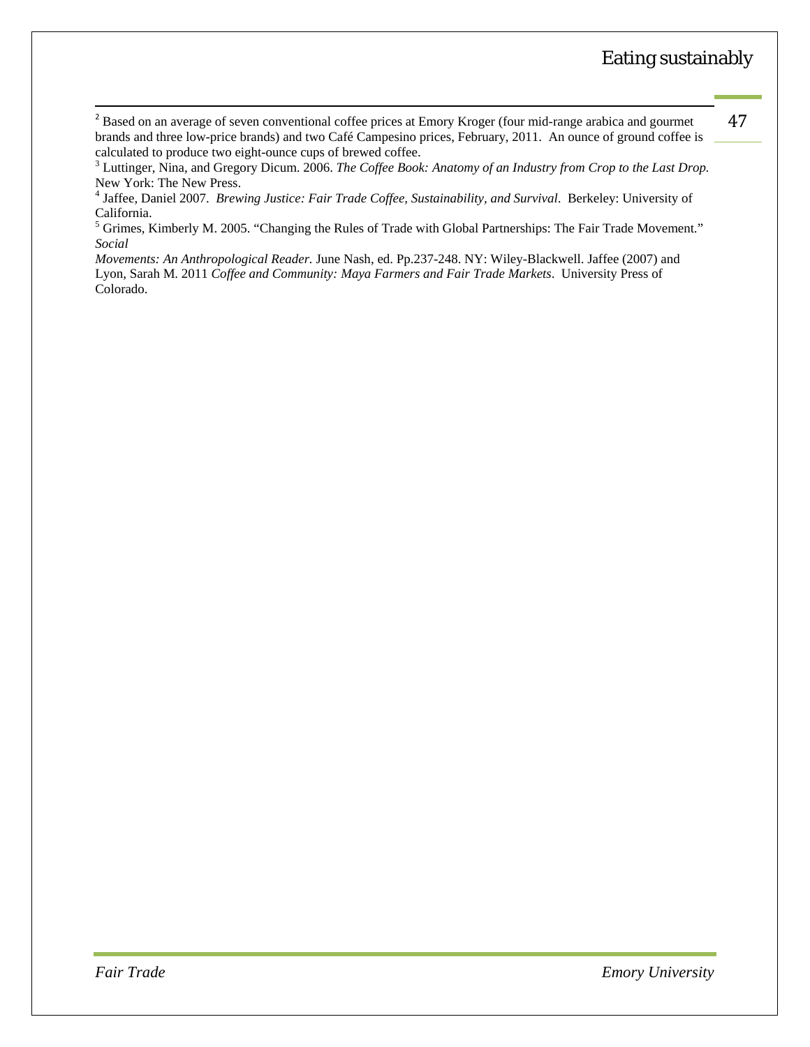[2] Based on an average of seven conventional coffee prices at Emory Kroger (four mid-range arabica and gourmet brands and three low-price brands) and two Café Campesino prices, February, 2011. An ounce of ground coffee is calculated to produce two eight-ounce cups of brewed coffee.

[3] Luttinger, Nina, and Gregory Dicum. 2006. *The Coffee Book: Anatomy of an Industry from Crop to the Last Drop.* New York: The New Press.

[4] Jaffee, Daniel 2007. *Brewing Justice: Fair Trade Coffee, Sustainability, and Survival*. Berkeley: University of California.

[5] Grimes, Kimberly M. 2005. "Changing the Rules of Trade with Global Partnerships: The Fair Trade Movement." *Social Movements: An Anthropological Reader.* June Nash, ed. Pp.237-248. NY: Wiley-Blackwell. Jaffee (2007) and Lyon, Sarah M. 2011 *Coffee and Community: Maya Farmers and Fair Trade Markets*. University Press of Colorado.